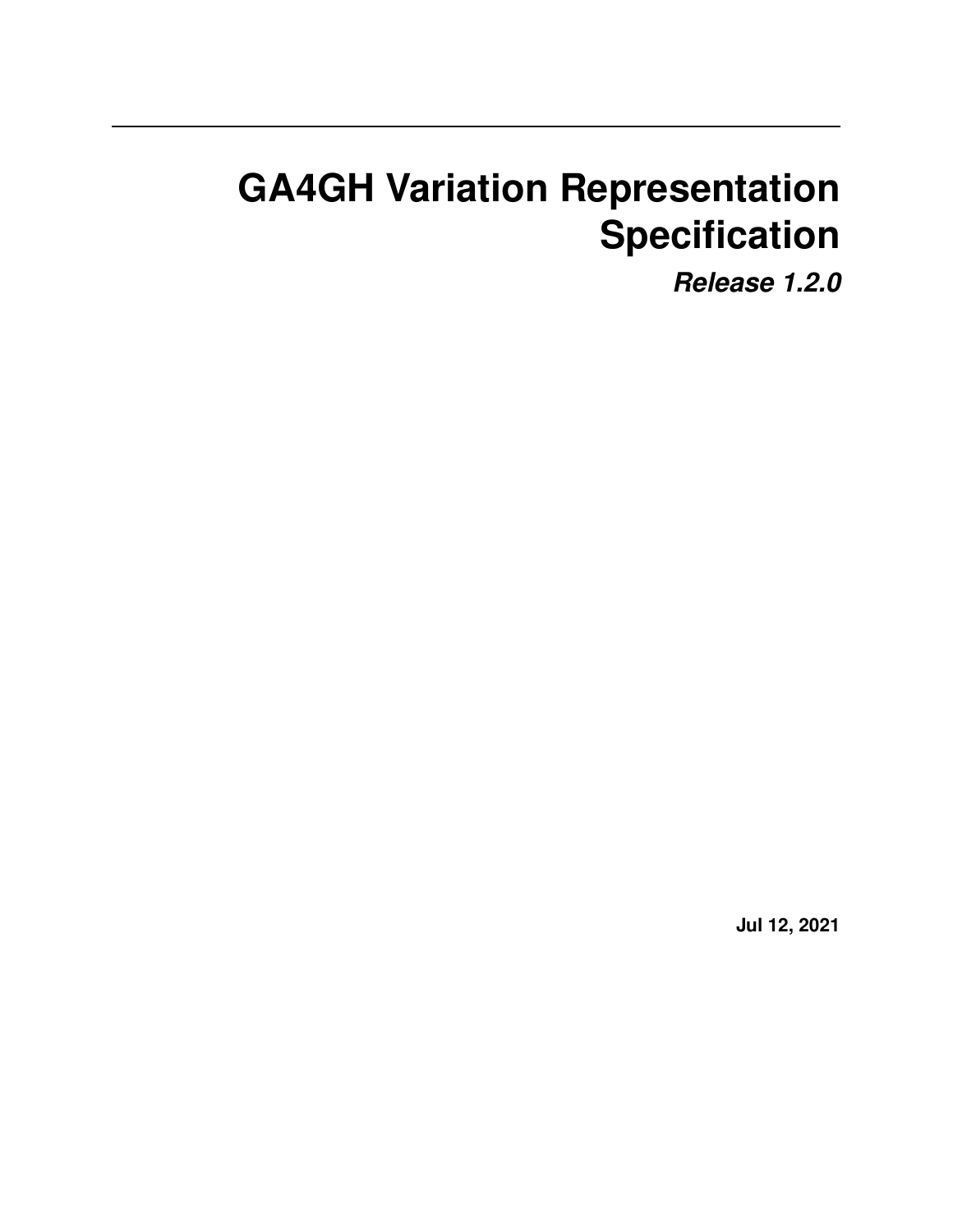# GA4GH Variation Representation Specification

***Release 1.2.0***

**Jul 12, 2021**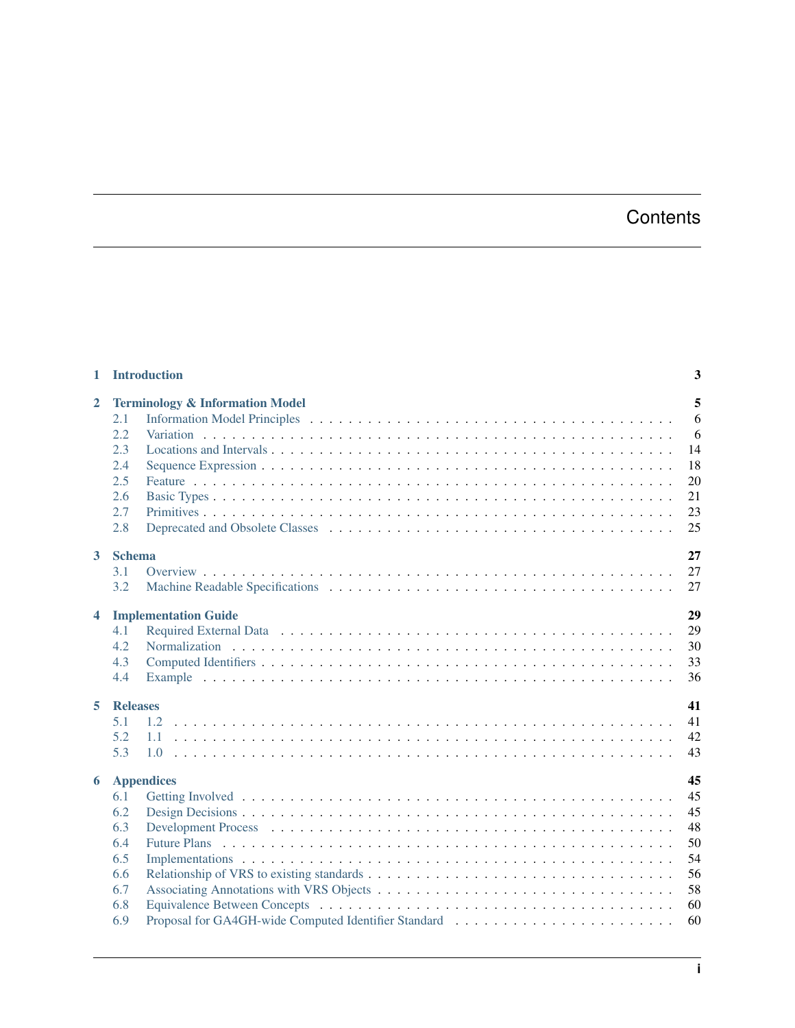# Contents

**1 Introduction** 3

**2 Terminology & Information Model** 5

- 2.1 Information Model Principles 6
- 2.2 Variation 6
- 2.3 Locations and Intervals 14
- 2.4 Sequence Expression 18
- 2.5 Feature 20
- 2.6 Basic Types 21
- 2.7 Primitives 23
- 2.8 Deprecated and Obsolete Classes 25

**3 Schema** 27

- 3.1 Overview 27
- 3.2 Machine Readable Specifications 27

**4 Implementation Guide** 29

- 4.1 Required External Data 29
- 4.2 Normalization 30
- 4.3 Computed Identifiers 33
- 4.4 Example 36

**5 Releases** 41

- 5.1 1.2 41
- 5.2 1.1 42
- 5.3 1.0 43

**6 Appendices** 45

- 6.1 Getting Involved 45
- 6.2 Design Decisions 45
- 6.3 Development Process 48
- 6.4 Future Plans 50
- 6.5 Implementations 54
- 6.6 Relationship of VRS to existing standards 56
- 6.7 Associating Annotations with VRS Objects 58
- 6.8 Equivalence Between Concepts 60
- 6.9 Proposal for GA4GH-wide Computed Identifier Standard 60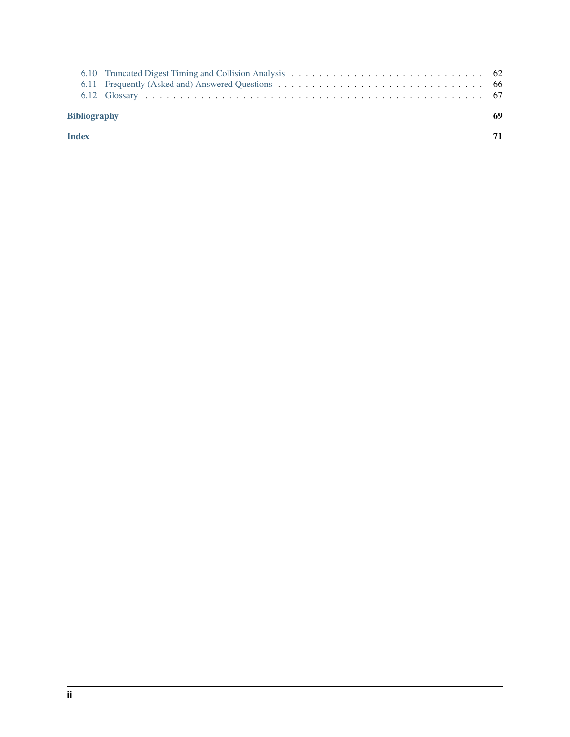- 6.10 Truncated Digest Timing and Collision Analysis . . . . . . . . . . 62
- 6.11 Frequently (Asked and) Answered Questions . . . . . . . . . . 66
- 6.12 Glossary . . . . . . . . . . 67

**Bibliography** **69**

**Index** **71**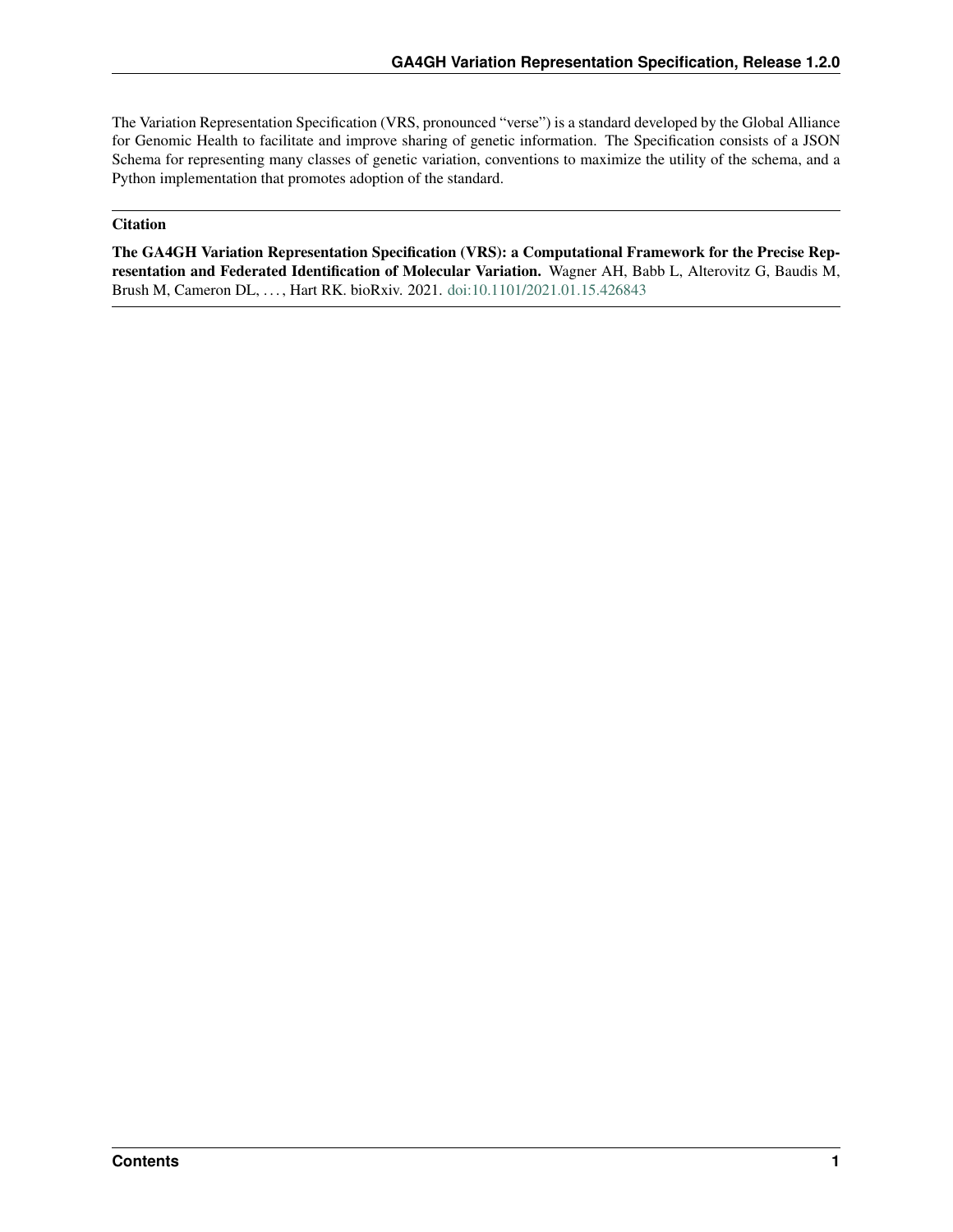The Variation Representation Specification (VRS, pronounced "verse") is a standard developed by the Global Alliance for Genomic Health to facilitate and improve sharing of genetic information. The Specification consists of a JSON Schema for representing many classes of genetic variation, conventions to maximize the utility of the schema, and a Python implementation that promotes adoption of the standard.

---

**Citation**

**The GA4GH Variation Representation Specification (VRS): a Computational Framework for the Precise Representation and Federated Identification of Molecular Variation.** Wagner AH, Babb L, Alterovitz G, Baudis M, Brush M, Cameron DL, . . . , Hart RK. bioRxiv. 2021. doi:10.1101/2021.01.15.426843

---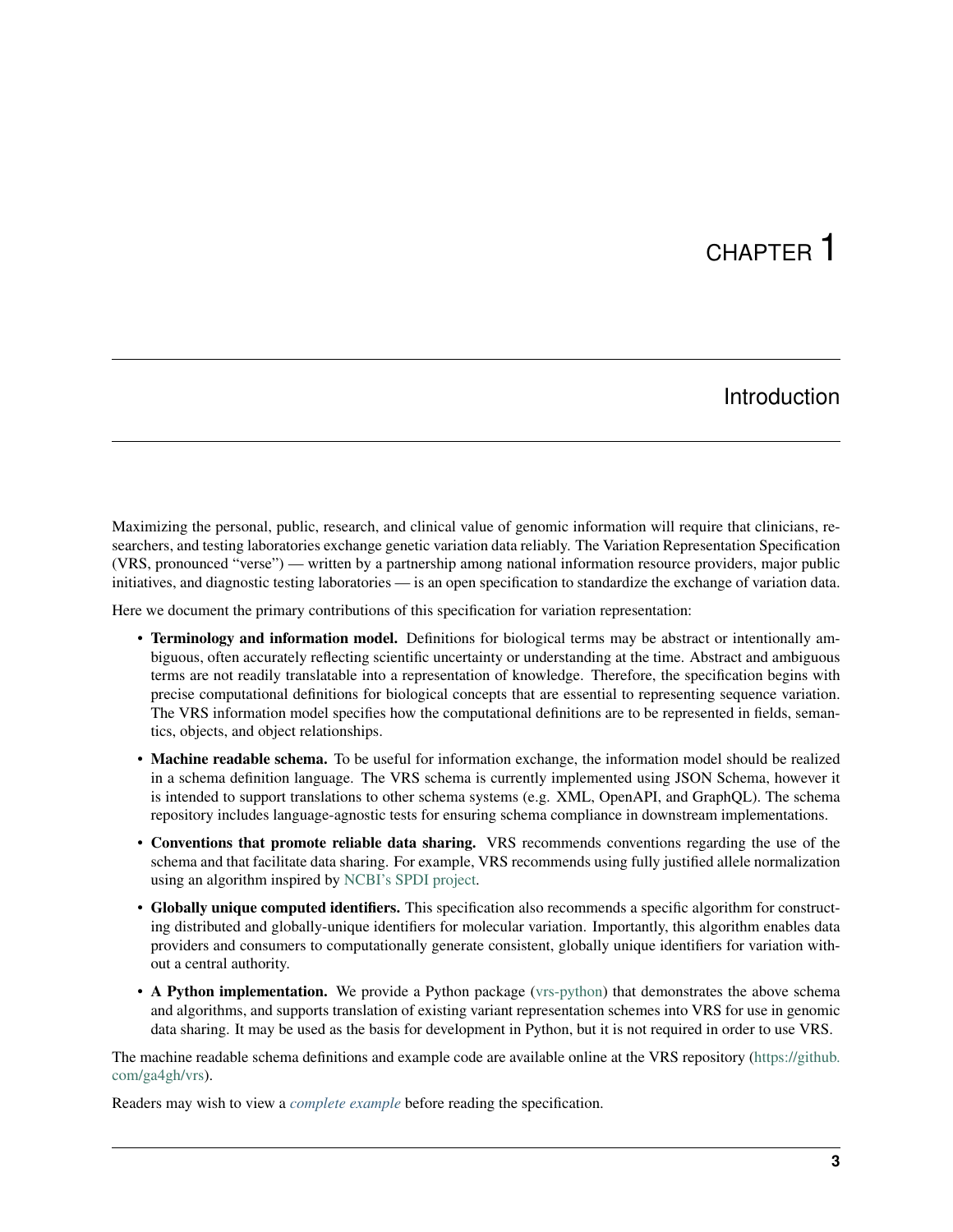# CHAPTER 1

## Introduction

Maximizing the personal, public, research, and clinical value of genomic information will require that clinicians, researchers, and testing laboratories exchange genetic variation data reliably. The Variation Representation Specification (VRS, pronounced "verse") — written by a partnership among national information resource providers, major public initiatives, and diagnostic testing laboratories — is an open specification to standardize the exchange of variation data.

Here we document the primary contributions of this specification for variation representation:

- **Terminology and information model.** Definitions for biological terms may be abstract or intentionally ambiguous, often accurately reflecting scientific uncertainty or understanding at the time. Abstract and ambiguous terms are not readily translatable into a representation of knowledge. Therefore, the specification begins with precise computational definitions for biological concepts that are essential to representing sequence variation. The VRS information model specifies how the computational definitions are to be represented in fields, semantics, objects, and object relationships.
- **Machine readable schema.** To be useful for information exchange, the information model should be realized in a schema definition language. The VRS schema is currently implemented using JSON Schema, however it is intended to support translations to other schema systems (e.g. XML, OpenAPI, and GraphQL). The schema repository includes language-agnostic tests for ensuring schema compliance in downstream implementations.
- **Conventions that promote reliable data sharing.** VRS recommends conventions regarding the use of the schema and that facilitate data sharing. For example, VRS recommends using fully justified allele normalization using an algorithm inspired by NCBI's SPDI project.
- **Globally unique computed identifiers.** This specification also recommends a specific algorithm for constructing distributed and globally-unique identifiers for molecular variation. Importantly, this algorithm enables data providers and consumers to computationally generate consistent, globally unique identifiers for variation without a central authority.
- **A Python implementation.** We provide a Python package (vrs-python) that demonstrates the above schema and algorithms, and supports translation of existing variant representation schemes into VRS for use in genomic data sharing. It may be used as the basis for development in Python, but it is not required in order to use VRS.

The machine readable schema definitions and example code are available online at the VRS repository (https://github.com/ga4gh/vrs).

Readers may wish to view a *complete example* before reading the specification.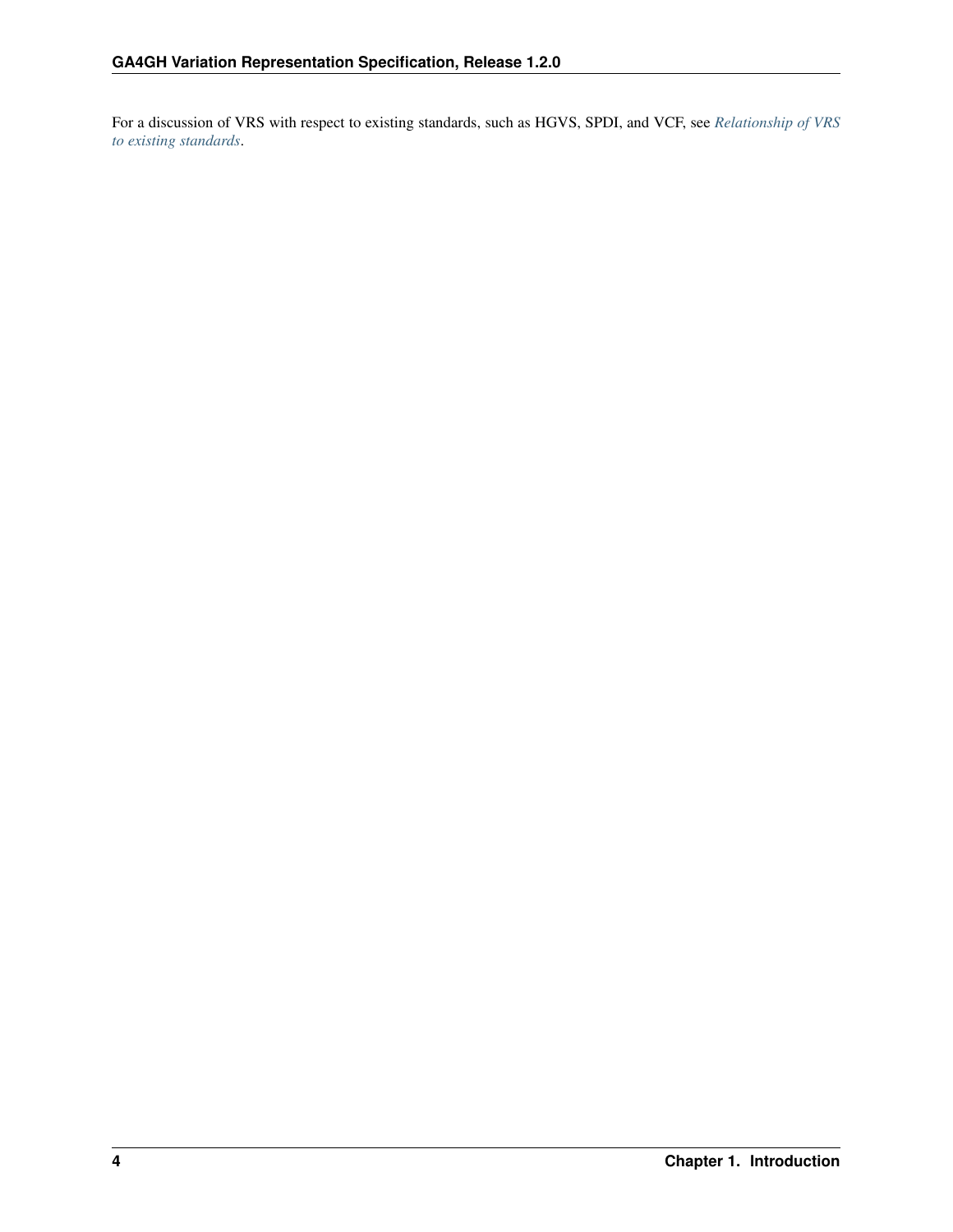For a discussion of VRS with respect to existing standards, such as HGVS, SPDI, and VCF, see *Relationship of VRS to existing standards*.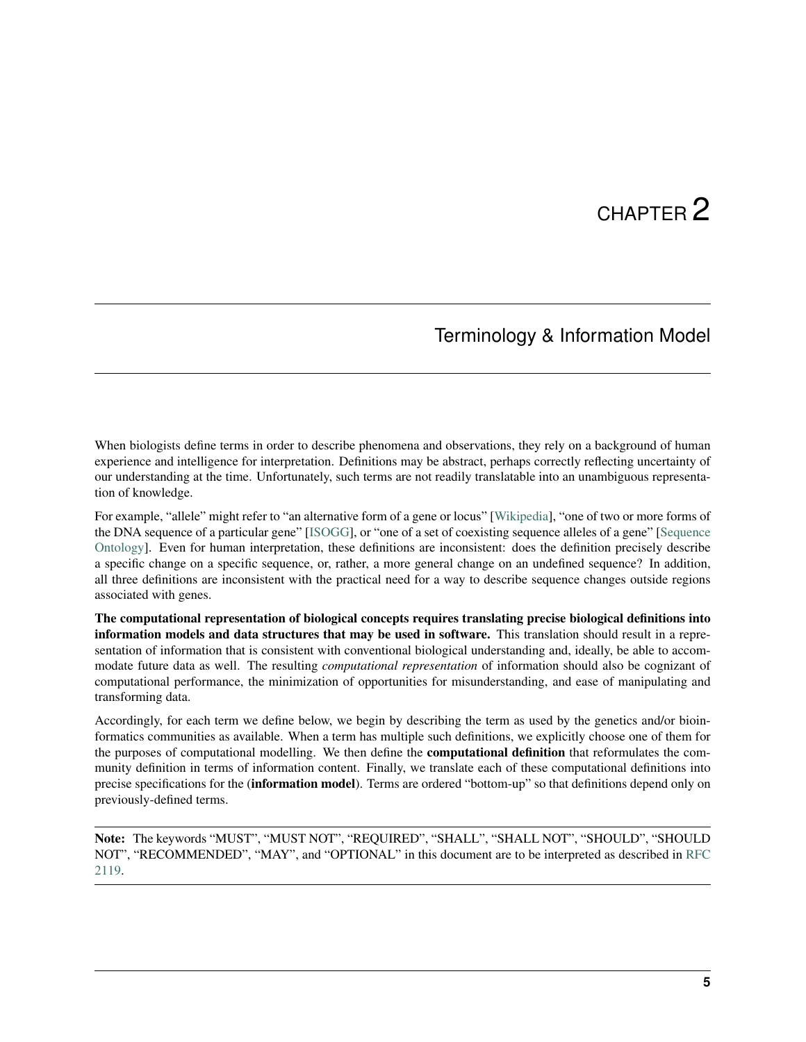# CHAPTER 2

## Terminology & Information Model

When biologists define terms in order to describe phenomena and observations, they rely on a background of human experience and intelligence for interpretation. Definitions may be abstract, perhaps correctly reflecting uncertainty of our understanding at the time. Unfortunately, such terms are not readily translatable into an unambiguous representation of knowledge.

For example, "allele" might refer to "an alternative form of a gene or locus" [Wikipedia], "one of two or more forms of the DNA sequence of a particular gene" [ISOGG], or "one of a set of coexisting sequence alleles of a gene" [Sequence Ontology]. Even for human interpretation, these definitions are inconsistent: does the definition precisely describe a specific change on a specific sequence, or, rather, a more general change on an undefined sequence? In addition, all three definitions are inconsistent with the practical need for a way to describe sequence changes outside regions associated with genes.

**The computational representation of biological concepts requires translating precise biological definitions into information models and data structures that may be used in software.** This translation should result in a representation of information that is consistent with conventional biological understanding and, ideally, be able to accommodate future data as well. The resulting *computational representation* of information should also be cognizant of computational performance, the minimization of opportunities for misunderstanding, and ease of manipulating and transforming data.

Accordingly, for each term we define below, we begin by describing the term as used by the genetics and/or bioinformatics communities as available. When a term has multiple such definitions, we explicitly choose one of them for the purposes of computational modelling. We then define the **computational definition** that reformulates the community definition in terms of information content. Finally, we translate each of these computational definitions into precise specifications for the (**information model**). Terms are ordered "bottom-up" so that definitions depend only on previously-defined terms.

**Note:** The keywords "MUST", "MUST NOT", "REQUIRED", "SHALL", "SHALL NOT", "SHOULD", "SHOULD NOT", "RECOMMENDED", "MAY", and "OPTIONAL" in this document are to be interpreted as described in RFC 2119.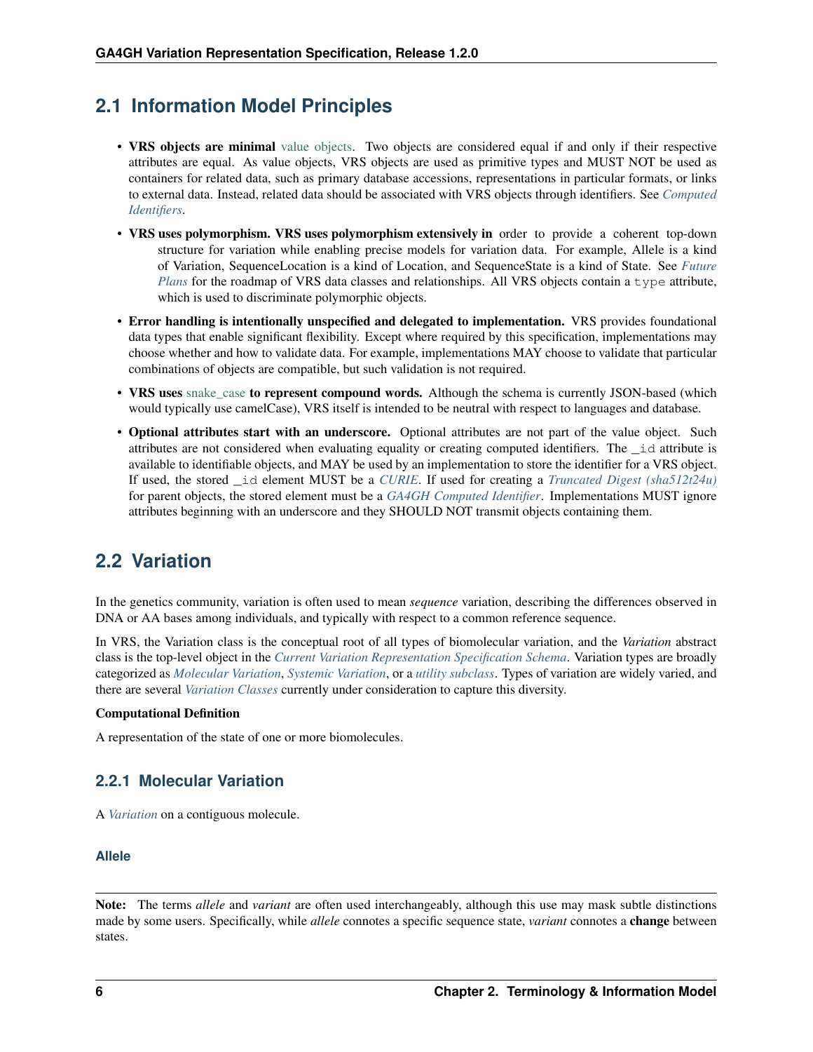## 2.1 Information Model Principles

- **VRS objects are minimal** value objects. Two objects are considered equal if and only if their respective attributes are equal. As value objects, VRS objects are used as primitive types and MUST NOT be used as containers for related data, such as primary database accessions, representations in particular formats, or links to external data. Instead, related data should be associated with VRS objects through identifiers. See *Computed Identifiers*.
- **VRS uses polymorphism. VRS uses polymorphism extensively in** order to provide a coherent top-down structure for variation while enabling precise models for variation data. For example, Allele is a kind of Variation, SequenceLocation is a kind of Location, and SequenceState is a kind of State. See *Future Plans* for the roadmap of VRS data classes and relationships. All VRS objects contain a `type` attribute, which is used to discriminate polymorphic objects.
- **Error handling is intentionally unspecified and delegated to implementation.** VRS provides foundational data types that enable significant flexibility. Except where required by this specification, implementations may choose whether and how to validate data. For example, implementations MAY choose to validate that particular combinations of objects are compatible, but such validation is not required.
- **VRS uses** snake_case **to represent compound words.** Although the schema is currently JSON-based (which would typically use camelCase), VRS itself is intended to be neutral with respect to languages and database.
- **Optional attributes start with an underscore.** Optional attributes are not part of the value object. Such attributes are not considered when evaluating equality or creating computed identifiers. The `_id` attribute is available to identifiable objects, and MAY be used by an implementation to store the identifier for a VRS object. If used, the stored `_id` element MUST be a *CURIE*. If used for creating a *Truncated Digest (sha512t24u)* for parent objects, the stored element must be a *GA4GH Computed Identifier*. Implementations MUST ignore attributes beginning with an underscore and they SHOULD NOT transmit objects containing them.

## 2.2 Variation

In the genetics community, variation is often used to mean *sequence* variation, describing the differences observed in DNA or AA bases among individuals, and typically with respect to a common reference sequence.

In VRS, the Variation class is the conceptual root of all types of biomolecular variation, and the *Variation* abstract class is the top-level object in the *Current Variation Representation Specification Schema*. Variation types are broadly categorized as *Molecular Variation*, *Systemic Variation*, or a *utility subclass*. Types of variation are widely varied, and there are several *Variation Classes* currently under consideration to capture this diversity.

**Computational Definition**

A representation of the state of one or more biomolecules.

### 2.2.1 Molecular Variation

A *Variation* on a contiguous molecule.

#### Allele

**Note:** The terms *allele* and *variant* are often used interchangeably, although this use may mask subtle distinctions made by some users. Specifically, while *allele* connotes a specific sequence state, *variant* connotes a **change** between states.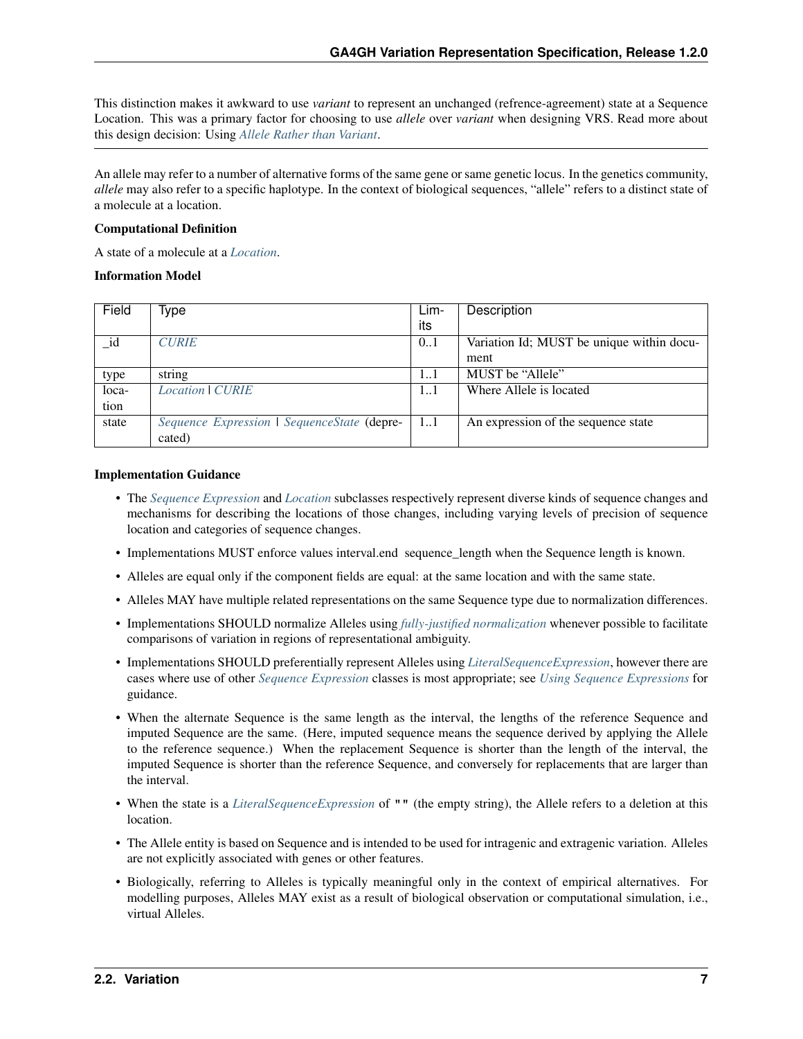This distinction makes it awkward to use *variant* to represent an unchanged (refrence-agreement) state at a Sequence Location. This was a primary factor for choosing to use *allele* over *variant* when designing VRS. Read more about this design decision: Using *Allele Rather than Variant*.

---

An allele may refer to a number of alternative forms of the same gene or same genetic locus. In the genetics community, *allele* may also refer to a specific haplotype. In the context of biological sequences, "allele" refers to a distinct state of a molecule at a location.

**Computational Definition**

A state of a molecule at a *Location*.

**Information Model**

| Field | Type | Limits | Description |
|---|---|---|---|
| _id | *CURIE* | 0..1 | Variation Id; MUST be unique within document |
| type | string | 1..1 | MUST be "Allele" |
| location | *Location* \| *CURIE* | 1..1 | Where Allele is located |
| state | *Sequence Expression* \| *SequenceState* (deprecated) | 1..1 | An expression of the sequence state |

**Implementation Guidance**

- The *Sequence Expression* and *Location* subclasses respectively represent diverse kinds of sequence changes and mechanisms for describing the locations of those changes, including varying levels of precision of sequence location and categories of sequence changes.
- Implementations MUST enforce values interval.end  sequence_length when the Sequence length is known.
- Alleles are equal only if the component fields are equal: at the same location and with the same state.
- Alleles MAY have multiple related representations on the same Sequence type due to normalization differences.
- Implementations SHOULD normalize Alleles using *fully-justified normalization* whenever possible to facilitate comparisons of variation in regions of representational ambiguity.
- Implementations SHOULD preferentially represent Alleles using *LiteralSequenceExpression*, however there are cases where use of other *Sequence Expression* classes is most appropriate; see *Using Sequence Expressions* for guidance.
- When the alternate Sequence is the same length as the interval, the lengths of the reference Sequence and imputed Sequence are the same. (Here, imputed sequence means the sequence derived by applying the Allele to the reference sequence.) When the replacement Sequence is shorter than the length of the interval, the imputed Sequence is shorter than the reference Sequence, and conversely for replacements that are larger than the interval.
- When the state is a *LiteralSequenceExpression* of `""` (the empty string), the Allele refers to a deletion at this location.
- The Allele entity is based on Sequence and is intended to be used for intragenic and extragenic variation. Alleles are not explicitly associated with genes or other features.
- Biologically, referring to Alleles is typically meaningful only in the context of empirical alternatives. For modelling purposes, Alleles MAY exist as a result of biological observation or computational simulation, i.e., virtual Alleles.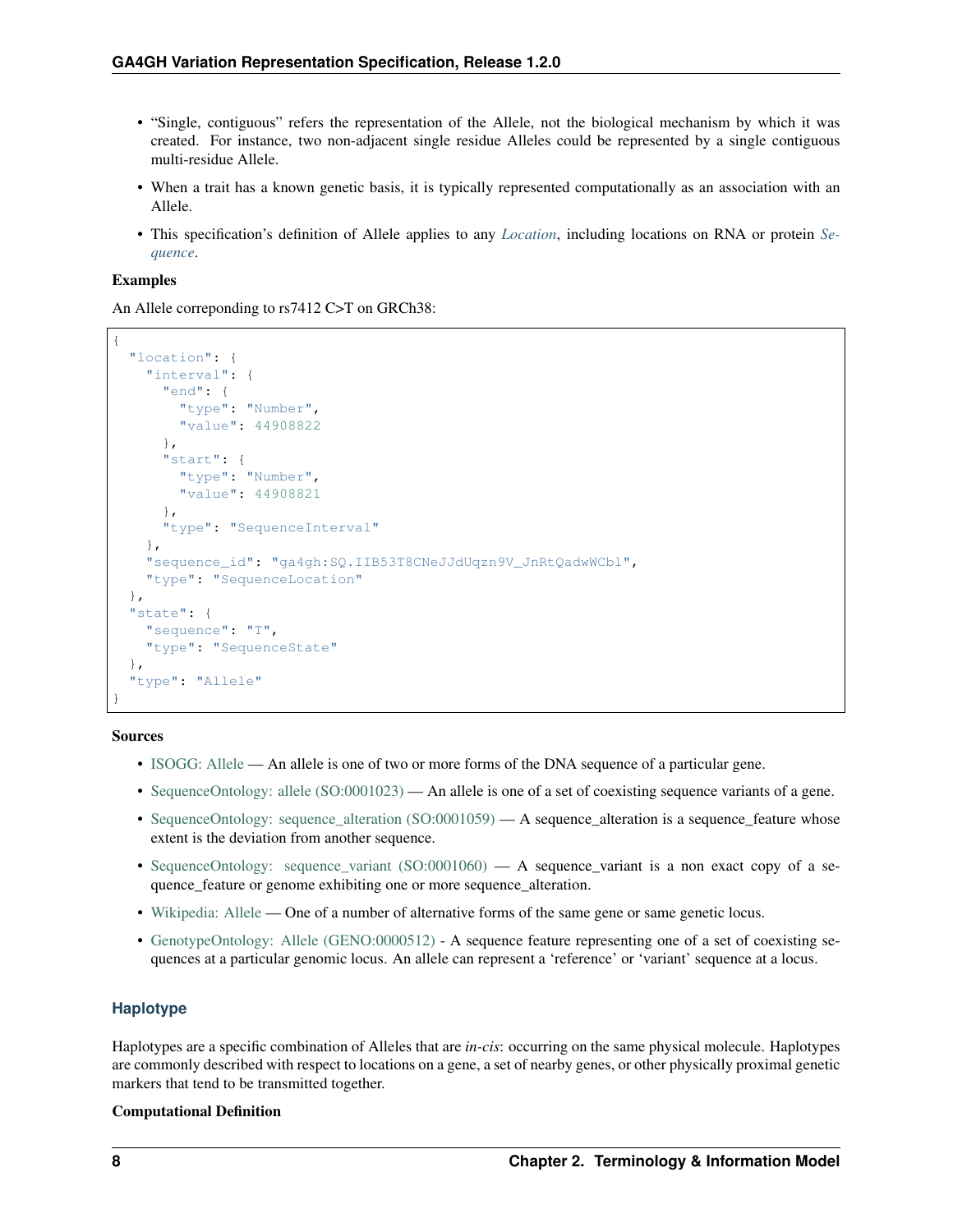- "Single, contiguous" refers the representation of the Allele, not the biological mechanism by which it was created. For instance, two non-adjacent single residue Alleles could be represented by a single contiguous multi-residue Allele.
- When a trait has a known genetic basis, it is typically represented computationally as an association with an Allele.
- This specification's definition of Allele applies to any *Location*, including locations on RNA or protein *Sequence*.

**Examples**

An Allele correponding to rs7412 C>T on GRCh38:

```
{
  "location": {
    "interval": {
      "end": {
        "type": "Number",
        "value": 44908822
      },
      "start": {
        "type": "Number",
        "value": 44908821
      },
      "type": "SequenceInterval"
    },
    "sequence_id": "ga4gh:SQ.IIB53T8CNeJJdUqzn9V_JnRtQadwWCbl",
    "type": "SequenceLocation"
  },
  "state": {
    "sequence": "T",
    "type": "SequenceState"
  },
  "type": "Allele"
}
```

**Sources**

- ISOGG: Allele — An allele is one of two or more forms of the DNA sequence of a particular gene.
- SequenceOntology: allele (SO:0001023) — An allele is one of a set of coexisting sequence variants of a gene.
- SequenceOntology: sequence_alteration (SO:0001059) — A sequence_alteration is a sequence_feature whose extent is the deviation from another sequence.
- SequenceOntology: sequence_variant (SO:0001060) — A sequence_variant is a non exact copy of a sequence_feature or genome exhibiting one or more sequence_alteration.
- Wikipedia: Allele — One of a number of alternative forms of the same gene or same genetic locus.
- GenotypeOntology: Allele (GENO:0000512) - A sequence feature representing one of a set of coexisting sequences at a particular genomic locus. An allele can represent a 'reference' or 'variant' sequence at a locus.

### Haplotype

Haplotypes are a specific combination of Alleles that are *in-cis*: occurring on the same physical molecule. Haplotypes are commonly described with respect to locations on a gene, a set of nearby genes, or other physically proximal genetic markers that tend to be transmitted together.

**Computational Definition**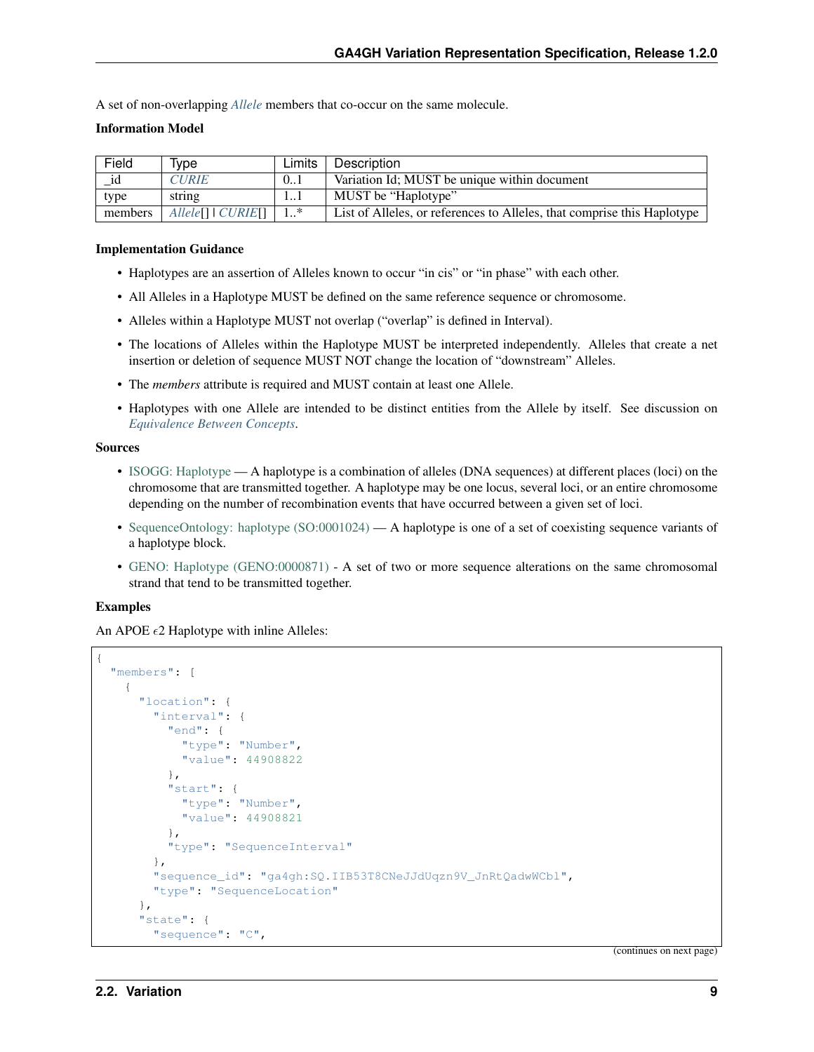A set of non-overlapping *Allele* members that co-occur on the same molecule.

**Information Model**

| Field | Type | Limits | Description |
|---|---|---|---|
| _id | *CURIE* | 0..1 | Variation Id; MUST be unique within document |
| type | string | 1..1 | MUST be "Haplotype" |
| members | *Allele*[] \| *CURIE*[] | 1..* | List of Alleles, or references to Alleles, that comprise this Haplotype |

**Implementation Guidance**

- Haplotypes are an assertion of Alleles known to occur "in cis" or "in phase" with each other.
- All Alleles in a Haplotype MUST be defined on the same reference sequence or chromosome.
- Alleles within a Haplotype MUST not overlap ("overlap" is defined in Interval).
- The locations of Alleles within the Haplotype MUST be interpreted independently. Alleles that create a net insertion or deletion of sequence MUST NOT change the location of "downstream" Alleles.
- The *members* attribute is required and MUST contain at least one Allele.
- Haplotypes with one Allele are intended to be distinct entities from the Allele by itself. See discussion on *Equivalence Between Concepts*.

**Sources**

- ISOGG: Haplotype — A haplotype is a combination of alleles (DNA sequences) at different places (loci) on the chromosome that are transmitted together. A haplotype may be one locus, several loci, or an entire chromosome depending on the number of recombination events that have occurred between a given set of loci.
- SequenceOntology: haplotype (SO:0001024) — A haplotype is one of a set of coexisting sequence variants of a haplotype block.
- GENO: Haplotype (GENO:0000871) - A set of two or more sequence alterations on the same chromosomal strand that tend to be transmitted together.

**Examples**

An APOE $\epsilon$2 Haplotype with inline Alleles:

```
{
  "members": [
    {
      "location": {
        "interval": {
          "end": {
            "type": "Number",
            "value": 44908822
          },
          "start": {
            "type": "Number",
            "value": 44908821
          },
          "type": "SequenceInterval"
        },
        "sequence_id": "ga4gh:SQ.IIB53T8CNeJJdUqzn9V_JnRtQadwWCbl",
        "type": "SequenceLocation"
      },
      "state": {
        "sequence": "C",
```

(continues on next page)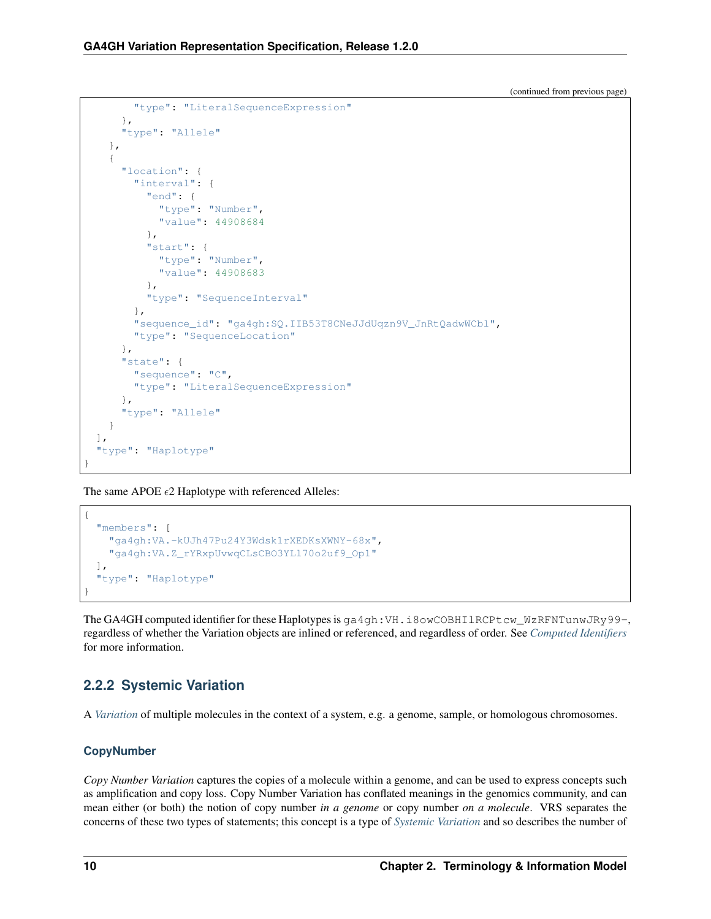(continued from previous page)

```
        "type": "LiteralSequenceExpression"
      },
      "type": "Allele"
    },
    {
      "location": {
        "interval": {
          "end": {
            "type": "Number",
            "value": 44908684
          },
          "start": {
            "type": "Number",
            "value": 44908683
          },
          "type": "SequenceInterval"
        },
        "sequence_id": "ga4gh:SQ.IIB53T8CNeJJdUqzn9V_JnRtQadwWCbl",
        "type": "SequenceLocation"
      },
      "state": {
        "sequence": "C",
        "type": "LiteralSequenceExpression"
      },
      "type": "Allele"
    }
  ],
  "type": "Haplotype"
}
```

The same APOE $\epsilon$2 Haplotype with referenced Alleles:

```
{
  "members": [
    "ga4gh:VA.-kUJh47Pu24Y3Wdsk1rXEDKsXWNY-68x",
    "ga4gh:VA.Z_rYRxpUvwqCLsCBO3YLl70o2uf9_Op1"
  ],
  "type": "Haplotype"
}
```

The GA4GH computed identifier for these Haplotypes is `ga4gh:VH.i8owCOBHIlRCPtcw_WzRFNTunwJRy99-`, regardless of whether the Variation objects are inlined or referenced, and regardless of order. See *Computed Identifiers* for more information.

## 2.2.2 Systemic Variation

A *Variation* of multiple molecules in the context of a system, e.g. a genome, sample, or homologous chromosomes.

### CopyNumber

*Copy Number Variation* captures the copies of a molecule within a genome, and can be used to express concepts such as amplification and copy loss. Copy Number Variation has conflated meanings in the genomics community, and can mean either (or both) the notion of copy number *in a genome* or copy number *on a molecule*. VRS separates the concerns of these two types of statements; this concept is a type of *Systemic Variation* and so describes the number of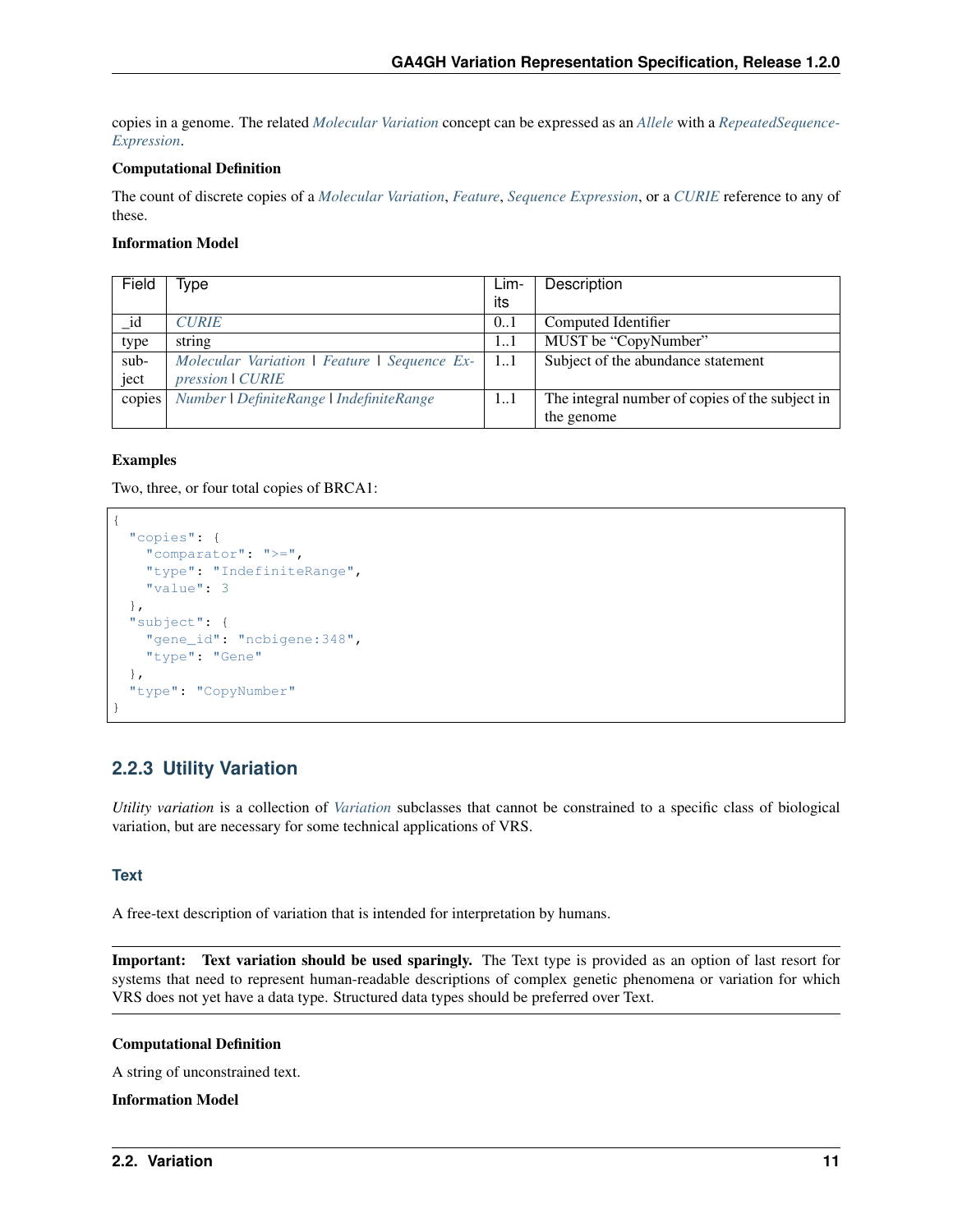copies in a genome. The related *Molecular Variation* concept can be expressed as an *Allele* with a *RepeatedSequenceExpression*.

**Computational Definition**

The count of discrete copies of a *Molecular Variation*, *Feature*, *Sequence Expression*, or a *CURIE* reference to any of these.

**Information Model**

| Field | Type | Limits | Description |
|---|---|---|---|
| _id | *CURIE* | 0..1 | Computed Identifier |
| type | string | 1..1 | MUST be "CopyNumber" |
| subject | *Molecular Variation* \| *Feature* \| *Sequence Expression* \| *CURIE* | 1..1 | Subject of the abundance statement |
| copies | *Number* \| *DefiniteRange* \| *IndefiniteRange* | 1..1 | The integral number of copies of the subject in the genome |

**Examples**

Two, three, or four total copies of BRCA1:

```
{
  "copies": {
    "comparator": ">=",
    "type": "IndefiniteRange",
    "value": 3
  },
  "subject": {
    "gene_id": "ncbigene:348",
    "type": "Gene"
  },
  "type": "CopyNumber"
}
```

### 2.2.3 Utility Variation

*Utility variation* is a collection of *Variation* subclasses that cannot be constrained to a specific class of biological variation, but are necessary for some technical applications of VRS.

#### Text

A free-text description of variation that is intended for interpretation by humans.

**Important: Text variation should be used sparingly.** The Text type is provided as an option of last resort for systems that need to represent human-readable descriptions of complex genetic phenomena or variation for which VRS does not yet have a data type. Structured data types should be preferred over Text.

**Computational Definition**

A string of unconstrained text.

**Information Model**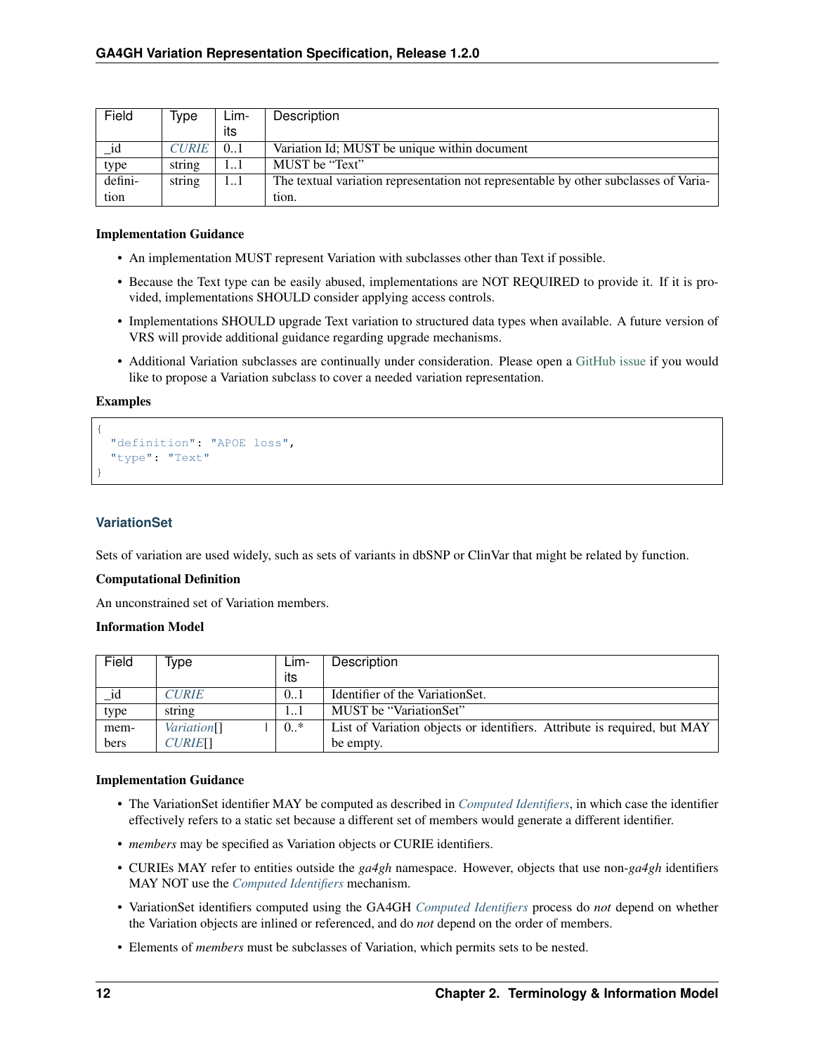| Field | Type | Limits | Description |
|---|---|---|---|
| _id | *CURIE* | 0..1 | Variation Id; MUST be unique within document |
| type | string | 1..1 | MUST be "Text" |
| definition | string | 1..1 | The textual variation representation not representable by other subclasses of Variation. |

**Implementation Guidance**

- An implementation MUST represent Variation with subclasses other than Text if possible.
- Because the Text type can be easily abused, implementations are NOT REQUIRED to provide it. If it is provided, implementations SHOULD consider applying access controls.
- Implementations SHOULD upgrade Text variation to structured data types when available. A future version of VRS will provide additional guidance regarding upgrade mechanisms.
- Additional Variation subclasses are continually under consideration. Please open a GitHub issue if you would like to propose a Variation subclass to cover a needed variation representation.

**Examples**

```
{
  "definition": "APOE loss",
  "type": "Text"
}
```

### VariationSet

Sets of variation are used widely, such as sets of variants in dbSNP or ClinVar that might be related by function.

**Computational Definition**

An unconstrained set of Variation members.

**Information Model**

| Field | Type | Limits | Description |
|---|---|---|---|
| _id | *CURIE* | 0..1 | Identifier of the VariationSet. |
| type | string | 1..1 | MUST be "VariationSet" |
| members | *Variation*[] \| *CURIE*[] | 0..* | List of Variation objects or identifiers. Attribute is required, but MAY be empty. |

**Implementation Guidance**

- The VariationSet identifier MAY be computed as described in *Computed Identifiers*, in which case the identifier effectively refers to a static set because a different set of members would generate a different identifier.
- *members* may be specified as Variation objects or CURIE identifiers.
- CURIEs MAY refer to entities outside the *ga4gh* namespace. However, objects that use non-*ga4gh* identifiers MAY NOT use the *Computed Identifiers* mechanism.
- VariationSet identifiers computed using the GA4GH *Computed Identifiers* process do *not* depend on whether the Variation objects are inlined or referenced, and do *not* depend on the order of members.
- Elements of *members* must be subclasses of Variation, which permits sets to be nested.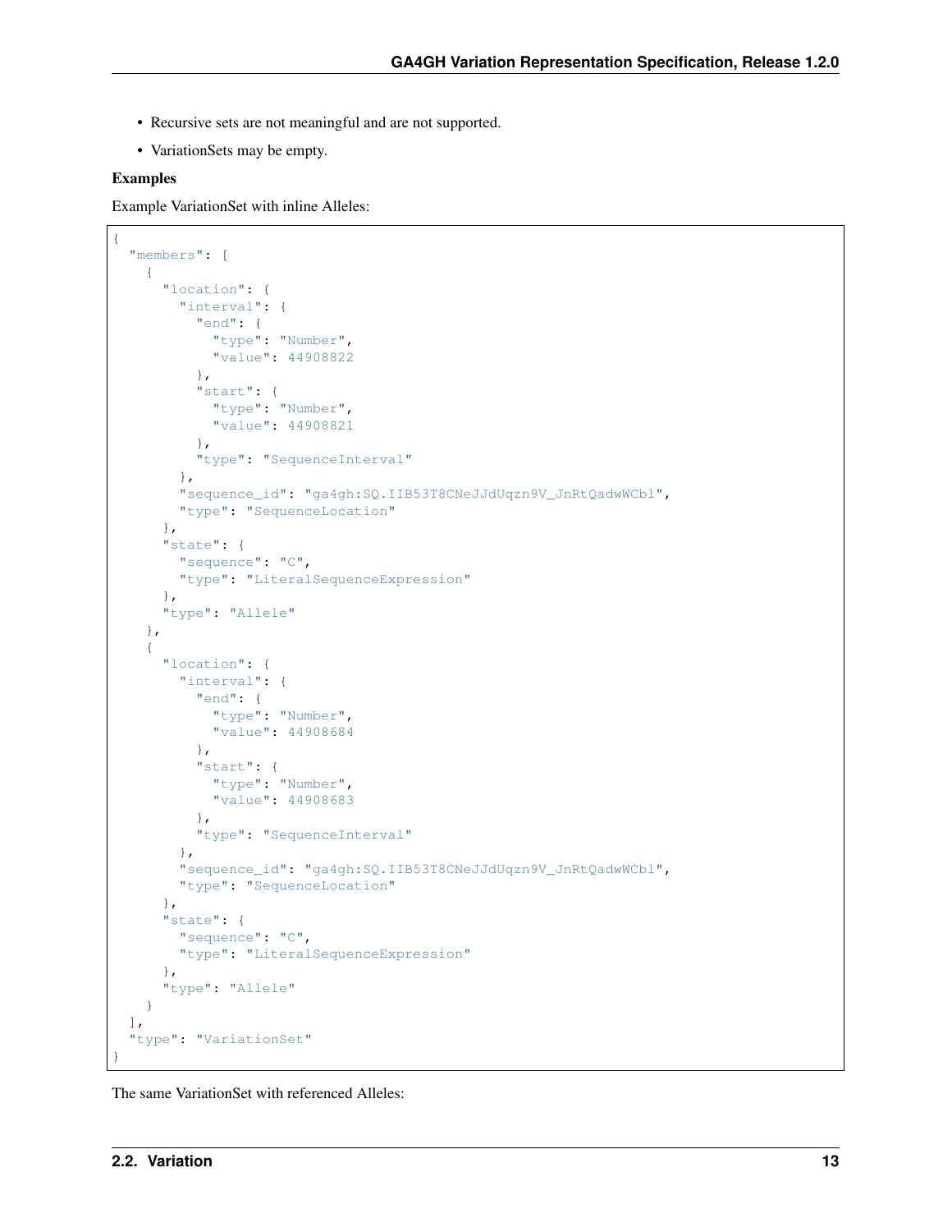- Recursive sets are not meaningful and are not supported.
- VariationSets may be empty.

**Examples**

Example VariationSet with inline Alleles:

```
{
  "members": [
    {
      "location": {
        "interval": {
          "end": {
            "type": "Number",
            "value": 44908822
          },
          "start": {
            "type": "Number",
            "value": 44908821
          },
          "type": "SequenceInterval"
        },
        "sequence_id": "ga4gh:SQ.IIB53T8CNeJJdUqzn9V_JnRtQadwWCbl",
        "type": "SequenceLocation"
      },
      "state": {
        "sequence": "C",
        "type": "LiteralSequenceExpression"
      },
      "type": "Allele"
    },
    {
      "location": {
        "interval": {
          "end": {
            "type": "Number",
            "value": 44908684
          },
          "start": {
            "type": "Number",
            "value": 44908683
          },
          "type": "SequenceInterval"
        },
        "sequence_id": "ga4gh:SQ.IIB53T8CNeJJdUqzn9V_JnRtQadwWCbl",
        "type": "SequenceLocation"
      },
      "state": {
        "sequence": "C",
        "type": "LiteralSequenceExpression"
      },
      "type": "Allele"
    }
  ],
  "type": "VariationSet"
}
```

The same VariationSet with referenced Alleles: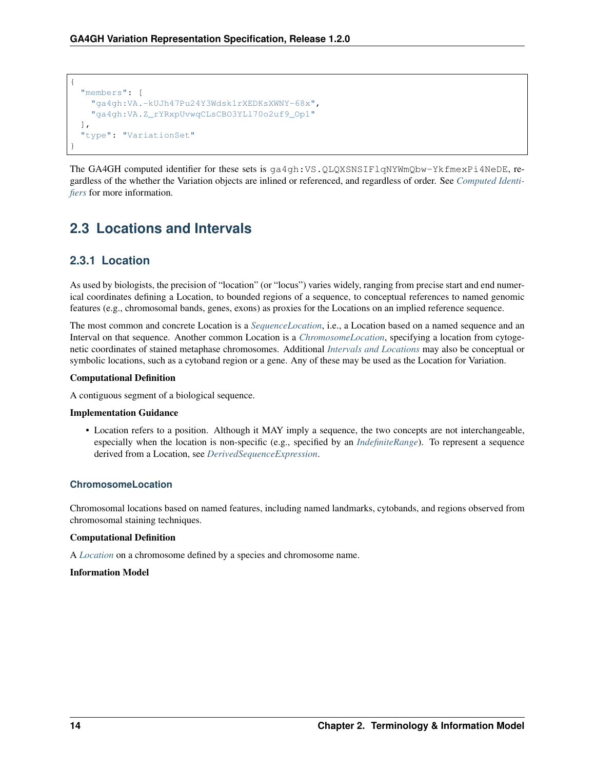```
{
  "members": [
    "ga4gh:VA.-kUJh47Pu24Y3Wdsk1rXEDKsXWNY-68x",
    "ga4gh:VA.Z_rYRxpUvwqCLsCBO3YLl70o2uf9_Op1"
  ],
  "type": "VariationSet"
}
```

The GA4GH computed identifier for these sets is `ga4gh:VS.QLQXSNSIFlqNYWmQbw-YkfmexPi4NeDE`, regardless of the whether the Variation objects are inlined or referenced, and regardless of order. See *Computed Identifiers* for more information.

## 2.3 Locations and Intervals

### 2.3.1 Location

As used by biologists, the precision of "location" (or "locus") varies widely, ranging from precise start and end numerical coordinates defining a Location, to bounded regions of a sequence, to conceptual references to named genomic features (e.g., chromosomal bands, genes, exons) as proxies for the Locations on an implied reference sequence.

The most common and concrete Location is a *SequenceLocation*, i.e., a Location based on a named sequence and an Interval on that sequence. Another common Location is a *ChromosomeLocation*, specifying a location from cytogenetic coordinates of stained metaphase chromosomes. Additional *Intervals and Locations* may also be conceptual or symbolic locations, such as a cytoband region or a gene. Any of these may be used as the Location for Variation.

**Computational Definition**

A contiguous segment of a biological sequence.

**Implementation Guidance**

- Location refers to a position. Although it MAY imply a sequence, the two concepts are not interchangeable, especially when the location is non-specific (e.g., specified by an *IndefiniteRange*). To represent a sequence derived from a Location, see *DerivedSequenceExpression*.

#### ChromosomeLocation

Chromosomal locations based on named features, including named landmarks, cytobands, and regions observed from chromosomal staining techniques.

**Computational Definition**

A *Location* on a chromosome defined by a species and chromosome name.

**Information Model**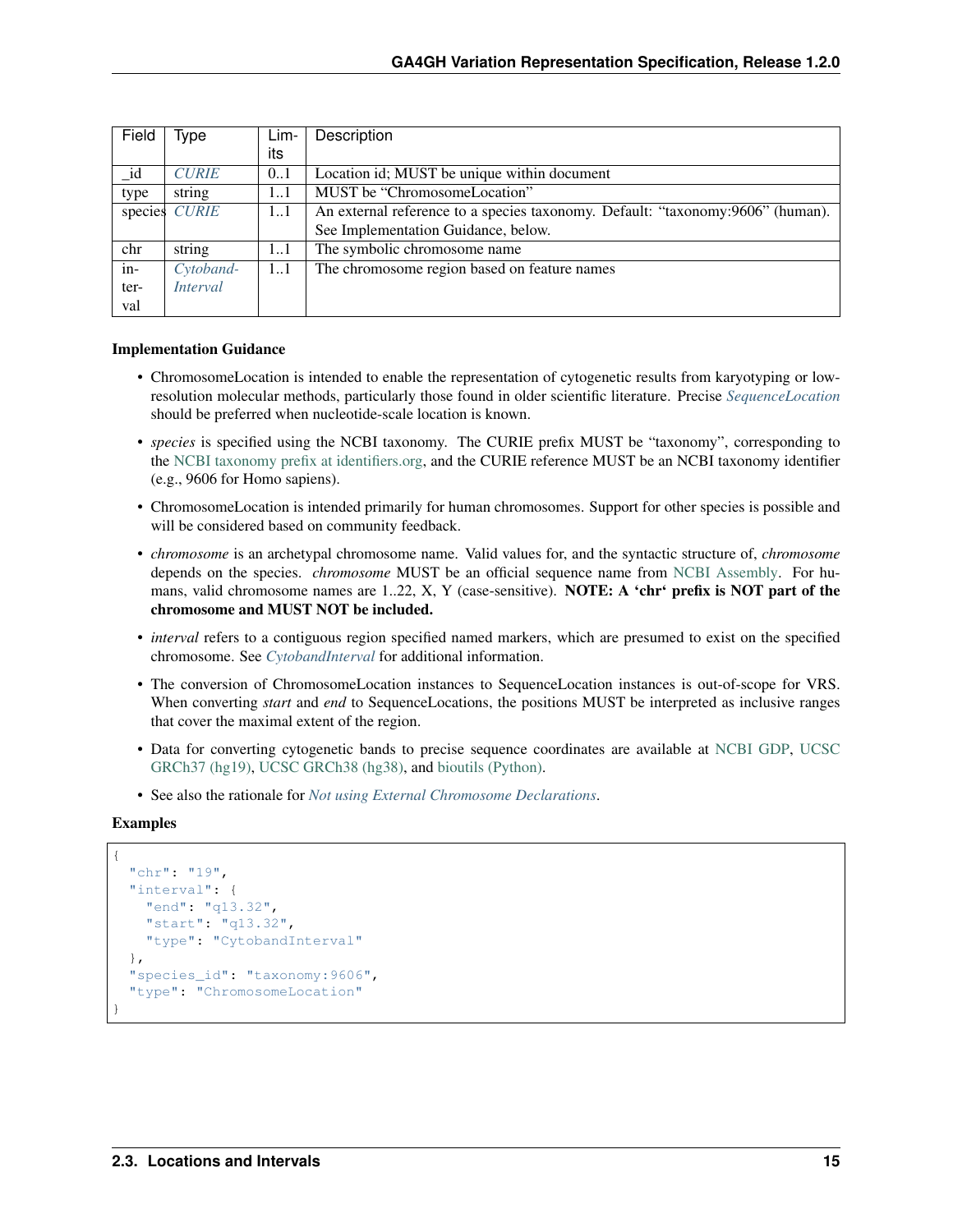| Field | Type | Limits | Description |
| --- | --- | --- | --- |
| _id | *CURIE* | 0..1 | Location id; MUST be unique within document |
| type | string | 1..1 | MUST be "ChromosomeLocation" |
| species | *CURIE* | 1..1 | An external reference to a species taxonomy. Default: "taxonomy:9606" (human). See Implementation Guidance, below. |
| chr | string | 1..1 | The symbolic chromosome name |
| interval | *CytobandInterval* | 1..1 | The chromosome region based on feature names |

**Implementation Guidance**

- ChromosomeLocation is intended to enable the representation of cytogenetic results from karyotyping or low-resolution molecular methods, particularly those found in older scientific literature. Precise *SequenceLocation* should be preferred when nucleotide-scale location is known.
- *species* is specified using the NCBI taxonomy. The CURIE prefix MUST be "taxonomy", corresponding to the NCBI taxonomy prefix at identifiers.org, and the CURIE reference MUST be an NCBI taxonomy identifier (e.g., 9606 for Homo sapiens).
- ChromosomeLocation is intended primarily for human chromosomes. Support for other species is possible and will be considered based on community feedback.
- *chromosome* is an archetypal chromosome name. Valid values for, and the syntactic structure of, *chromosome* depends on the species. *chromosome* MUST be an official sequence name from NCBI Assembly. For humans, valid chromosome names are 1..22, X, Y (case-sensitive). **NOTE: A 'chr' prefix is NOT part of the chromosome and MUST NOT be included.**
- *interval* refers to a contiguous region specified named markers, which are presumed to exist on the specified chromosome. See *CytobandInterval* for additional information.
- The conversion of ChromosomeLocation instances to SequenceLocation instances is out-of-scope for VRS. When converting *start* and *end* to SequenceLocations, the positions MUST be interpreted as inclusive ranges that cover the maximal extent of the region.
- Data for converting cytogenetic bands to precise sequence coordinates are available at NCBI GDP, UCSC GRCh37 (hg19), UCSC GRCh38 (hg38), and bioutils (Python).
- See also the rationale for *Not using External Chromosome Declarations*.

**Examples**

```
{
  "chr": "19",
  "interval": {
    "end": "q13.32",
    "start": "q13.32",
    "type": "CytobandInterval"
  },
  "species_id": "taxonomy:9606",
  "type": "ChromosomeLocation"
}
```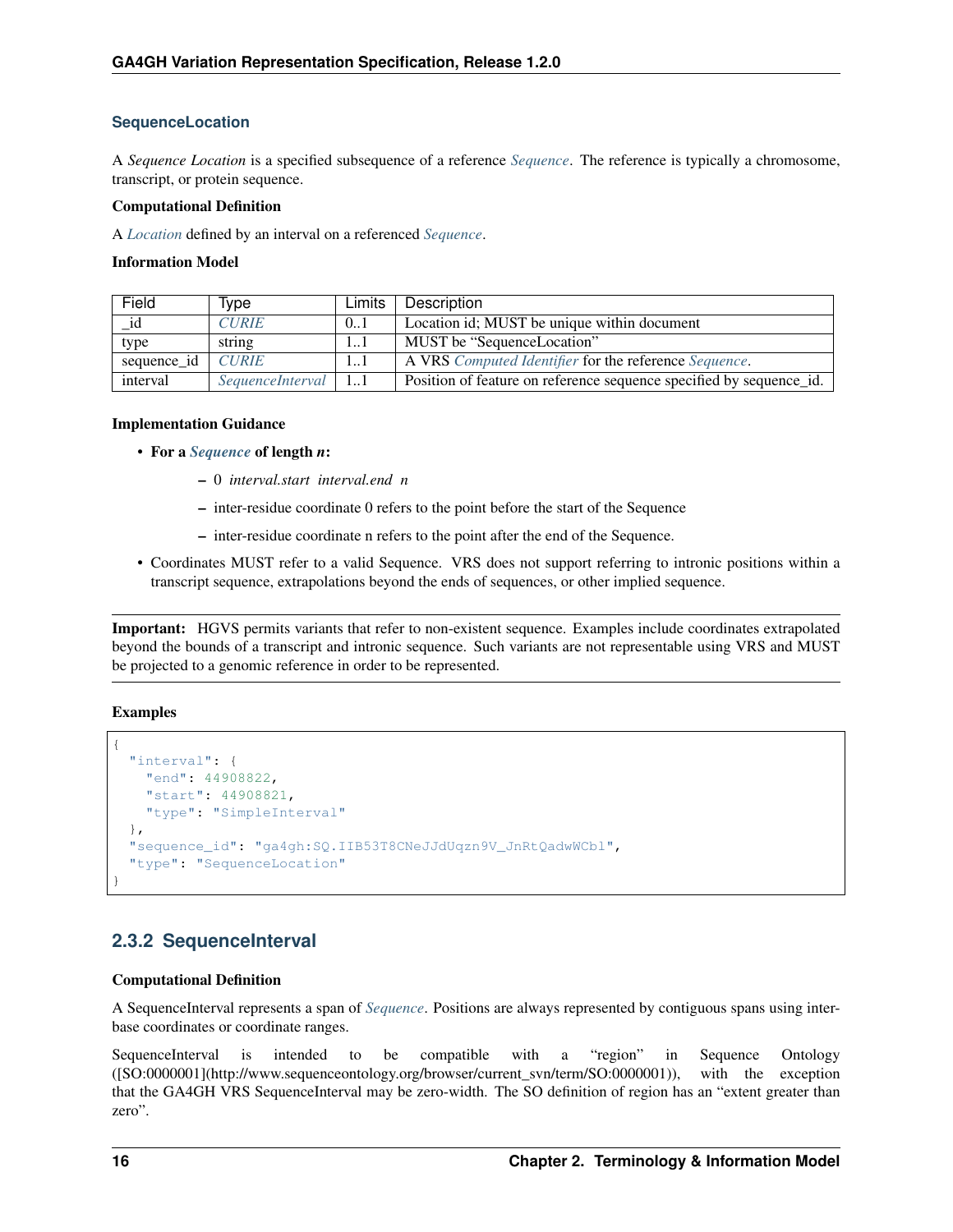### SequenceLocation

A *Sequence Location* is a specified subsequence of a reference *Sequence*. The reference is typically a chromosome, transcript, or protein sequence.

**Computational Definition**

A *Location* defined by an interval on a referenced *Sequence*.

**Information Model**

| Field | Type | Limits | Description |
|---|---|---|---|
| _id | *CURIE* | 0..1 | Location id; MUST be unique within document |
| type | string | 1..1 | MUST be "SequenceLocation" |
| sequence_id | *CURIE* | 1..1 | A VRS *Computed Identifier* for the reference *Sequence*. |
| interval | *SequenceInterval* | 1..1 | Position of feature on reference sequence specified by sequence_id. |

**Implementation Guidance**

- **For a *Sequence* of length *n*:**
  - 0 *interval.start* *interval.end* *n*
  - inter-residue coordinate 0 refers to the point before the start of the Sequence
  - inter-residue coordinate n refers to the point after the end of the Sequence.
- Coordinates MUST refer to a valid Sequence. VRS does not support referring to intronic positions within a transcript sequence, extrapolations beyond the ends of sequences, or other implied sequence.

**Important:** HGVS permits variants that refer to non-existent sequence. Examples include coordinates extrapolated beyond the bounds of a transcript and intronic sequence. Such variants are not representable using VRS and MUST be projected to a genomic reference in order to be represented.

**Examples**

```
{
  "interval": {
    "end": 44908822,
    "start": 44908821,
    "type": "SimpleInterval"
  },
  "sequence_id": "ga4gh:SQ.IIB53T8CNeJJdUqzn9V_JnRtQadwWCbl",
  "type": "SequenceLocation"
}
```

## 2.3.2 SequenceInterval

**Computational Definition**

A SequenceInterval represents a span of *Sequence*. Positions are always represented by contiguous spans using inter-base coordinates or coordinate ranges.

SequenceInterval is intended to be compatible with a "region" in Sequence Ontology ([SO:0000001](http://www.sequenceontology.org/browser/current_svn/term/SO:0000001)), with the exception that the GA4GH VRS SequenceInterval may be zero-width. The SO definition of region has an "extent greater than zero".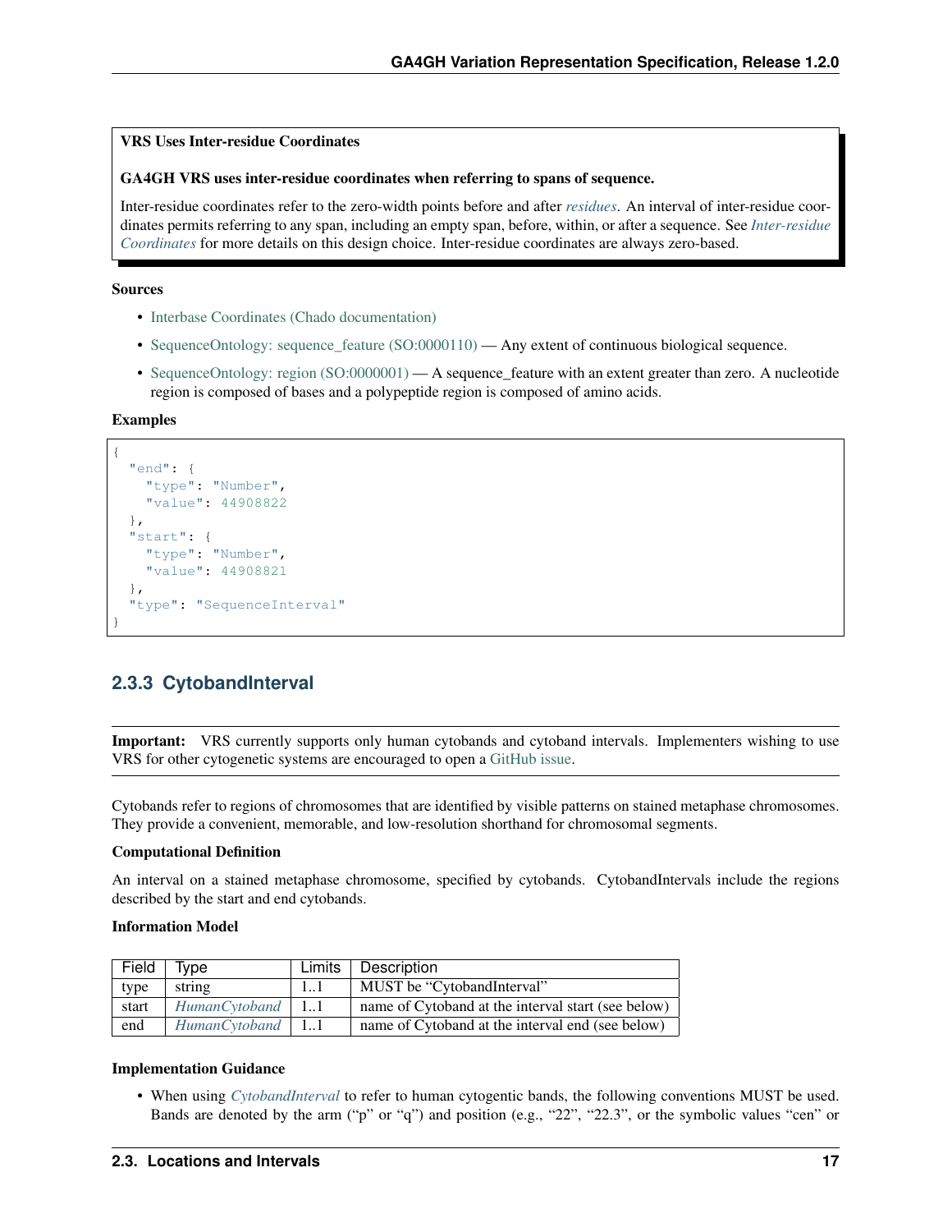> **VRS Uses Inter-residue Coordinates**
>
> **GA4GH VRS uses inter-residue coordinates when referring to spans of sequence.**
>
> Inter-residue coordinates refer to the zero-width points before and after *residues*. An interval of inter-residue coordinates permits referring to any span, including an empty span, before, within, or after a sequence. See *Inter-residue Coordinates* for more details on this design choice. Inter-residue coordinates are always zero-based.

**Sources**

- Interbase Coordinates (Chado documentation)
- SequenceOntology: sequence_feature (SO:0000110) — Any extent of continuous biological sequence.
- SequenceOntology: region (SO:0000001) — A sequence_feature with an extent greater than zero. A nucleotide region is composed of bases and a polypeptide region is composed of amino acids.

**Examples**

```
{
  "end": {
    "type": "Number",
    "value": 44908822
  },
  "start": {
    "type": "Number",
    "value": 44908821
  },
  "type": "SequenceInterval"
}
```

### 2.3.3 CytobandInterval

**Important:** VRS currently supports only human cytobands and cytoband intervals. Implementers wishing to use VRS for other cytogenetic systems are encouraged to open a GitHub issue.

Cytobands refer to regions of chromosomes that are identified by visible patterns on stained metaphase chromosomes. They provide a convenient, memorable, and low-resolution shorthand for chromosomal segments.

**Computational Definition**

An interval on a stained metaphase chromosome, specified by cytobands. CytobandIntervals include the regions described by the start and end cytobands.

**Information Model**

| Field | Type | Limits | Description |
|---|---|---|---|
| type | string | 1..1 | MUST be "CytobandInterval" |
| start | *HumanCytoband* | 1..1 | name of Cytoband at the interval start (see below) |
| end | *HumanCytoband* | 1..1 | name of Cytoband at the interval end (see below) |

**Implementation Guidance**

- When using *CytobandInterval* to refer to human cytogentic bands, the following conventions MUST be used. Bands are denoted by the arm ("p" or "q") and position (e.g., "22", "22.3", or the symbolic values "cen" or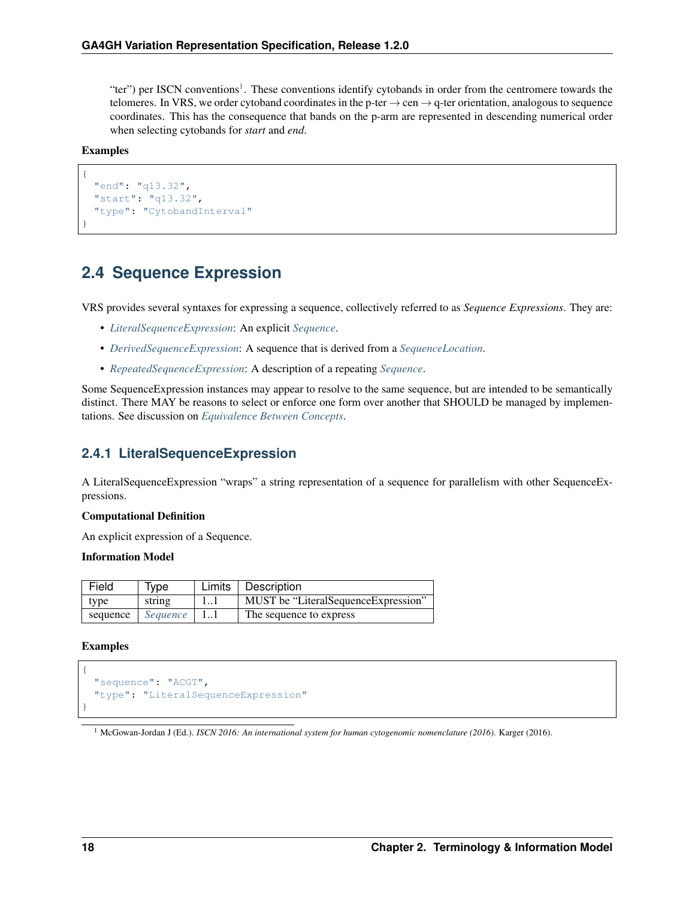"ter") per ISCN conventions[1]. These conventions identify cytobands in order from the centromere towards the telomeres. In VRS, we order cytoband coordinates in the p-ter → cen → q-ter orientation, analogous to sequence coordinates. This has the consequence that bands on the p-arm are represented in descending numerical order when selecting cytobands for *start* and *end*.

**Examples**

```
{
  "end": "q13.32",
  "start": "q13.32",
  "type": "CytobandInterval"
}
```

## 2.4 Sequence Expression

VRS provides several syntaxes for expressing a sequence, collectively referred to as *Sequence Expressions*. They are:

- *LiteralSequenceExpression*: An explicit *Sequence*.
- *DerivedSequenceExpression*: A sequence that is derived from a *SequenceLocation*.
- *RepeatedSequenceExpression*: A description of a repeating *Sequence*.

Some SequenceExpression instances may appear to resolve to the same sequence, but are intended to be semantically distinct. There MAY be reasons to select or enforce one form over another that SHOULD be managed by implementations. See discussion on *Equivalence Between Concepts*.

### 2.4.1 LiteralSequenceExpression

A LiteralSequenceExpression "wraps" a string representation of a sequence for parallelism with other SequenceExpressions.

**Computational Definition**

An explicit expression of a Sequence.

**Information Model**

| Field | Type | Limits | Description |
|---|---|---|---|
| type | string | 1..1 | MUST be "LiteralSequenceExpression" |
| sequence | *Sequence* | 1..1 | The sequence to express |

**Examples**

```
{
  "sequence": "ACGT",
  "type": "LiteralSequenceExpression"
}
```

[1] McGowan-Jordan J (Ed.). *ISCN 2016: An international system for human cytogenomic nomenclature (2016).* Karger (2016).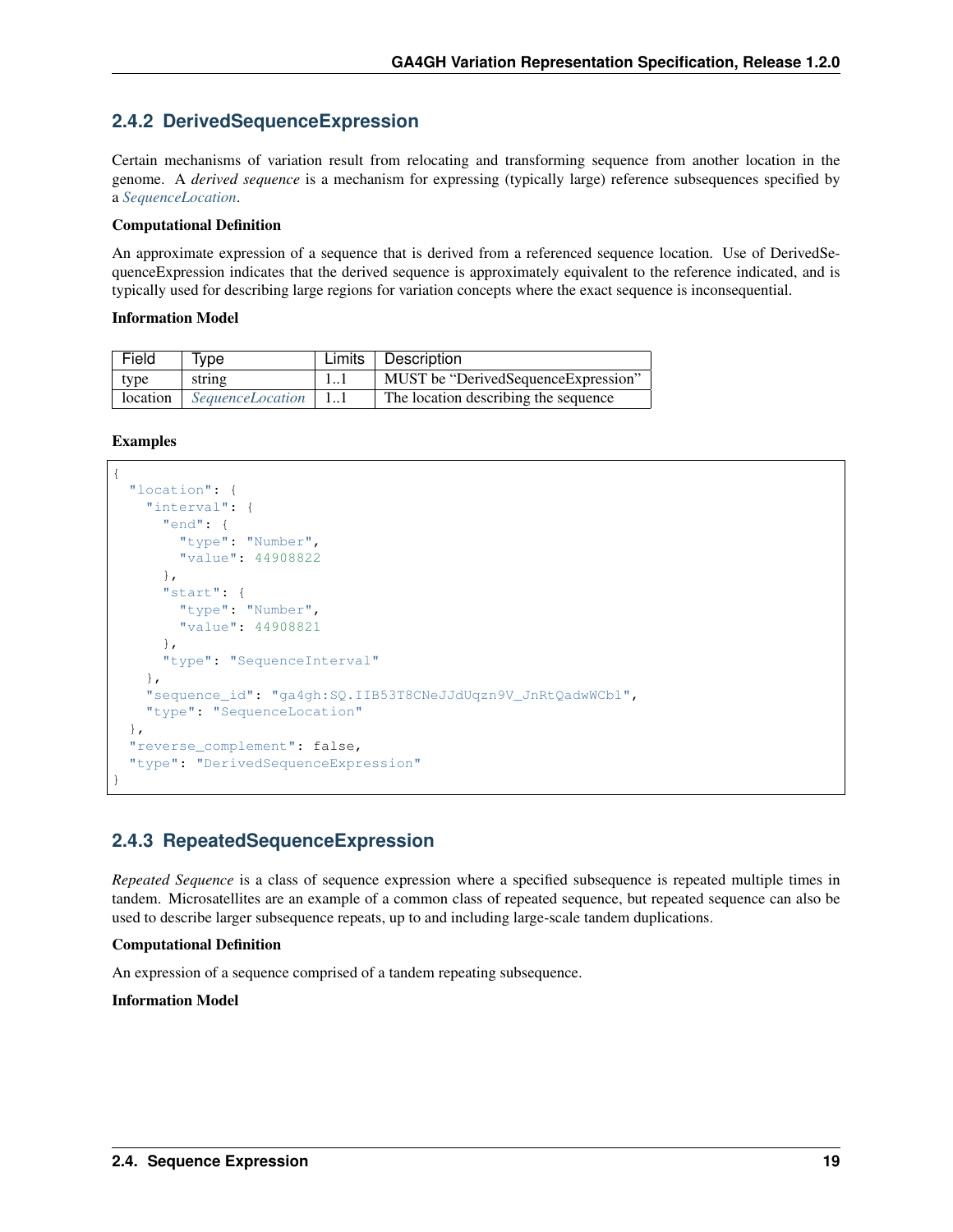### 2.4.2 DerivedSequenceExpression

Certain mechanisms of variation result from relocating and transforming sequence from another location in the genome. A *derived sequence* is a mechanism for expressing (typically large) reference subsequences specified by a *SequenceLocation*.

**Computational Definition**

An approximate expression of a sequence that is derived from a referenced sequence location. Use of DerivedSequenceExpression indicates that the derived sequence is approximately equivalent to the reference indicated, and is typically used for describing large regions for variation concepts where the exact sequence is inconsequential.

**Information Model**

| Field | Type | Limits | Description |
|---|---|---|---|
| type | string | 1..1 | MUST be "DerivedSequenceExpression" |
| location | *SequenceLocation* | 1..1 | The location describing the sequence |

**Examples**

```
{
  "location": {
    "interval": {
      "end": {
        "type": "Number",
        "value": 44908822
      },
      "start": {
        "type": "Number",
        "value": 44908821
      },
      "type": "SequenceInterval"
    },
    "sequence_id": "ga4gh:SQ.IIB53T8CNeJJdUqzn9V_JnRtQadwWCbl",
    "type": "SequenceLocation"
  },
  "reverse_complement": false,
  "type": "DerivedSequenceExpression"
}
```

### 2.4.3 RepeatedSequenceExpression

*Repeated Sequence* is a class of sequence expression where a specified subsequence is repeated multiple times in tandem. Microsatellites are an example of a common class of repeated sequence, but repeated sequence can also be used to describe larger subsequence repeats, up to and including large-scale tandem duplications.

**Computational Definition**

An expression of a sequence comprised of a tandem repeating subsequence.

**Information Model**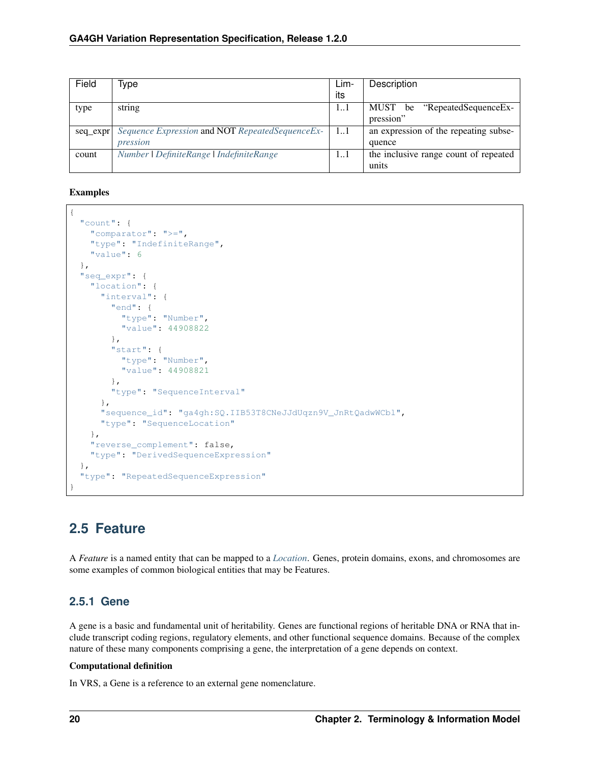| Field | Type | Limits | Description |
| --- | --- | --- | --- |
| type | string | 1..1 | MUST be "RepeatedSequenceExpression" |
| seq_expr | *Sequence Expression* and NOT *RepeatedSequenceExpression* | 1..1 | an expression of the repeating subsequence |
| count | *Number* \| *DefiniteRange* \| *IndefiniteRange* | 1..1 | the inclusive range count of repeated units |

**Examples**

```
{
  "count": {
    "comparator": ">=",
    "type": "IndefiniteRange",
    "value": 6
  },
  "seq_expr": {
    "location": {
      "interval": {
        "end": {
          "type": "Number",
          "value": 44908822
        },
        "start": {
          "type": "Number",
          "value": 44908821
        },
        "type": "SequenceInterval"
      },
      "sequence_id": "ga4gh:SQ.IIB53T8CNeJJdUqzn9V_JnRtQadwWCbl",
      "type": "SequenceLocation"
    },
    "reverse_complement": false,
    "type": "DerivedSequenceExpression"
  },
  "type": "RepeatedSequenceExpression"
}
```

## 2.5 Feature

A *Feature* is a named entity that can be mapped to a *Location*. Genes, protein domains, exons, and chromosomes are some examples of common biological entities that may be Features.

### 2.5.1 Gene

A gene is a basic and fundamental unit of heritability. Genes are functional regions of heritable DNA or RNA that include transcript coding regions, regulatory elements, and other functional sequence domains. Because of the complex nature of these many components comprising a gene, the interpretation of a gene depends on context.

**Computational definition**

In VRS, a Gene is a reference to an external gene nomenclature.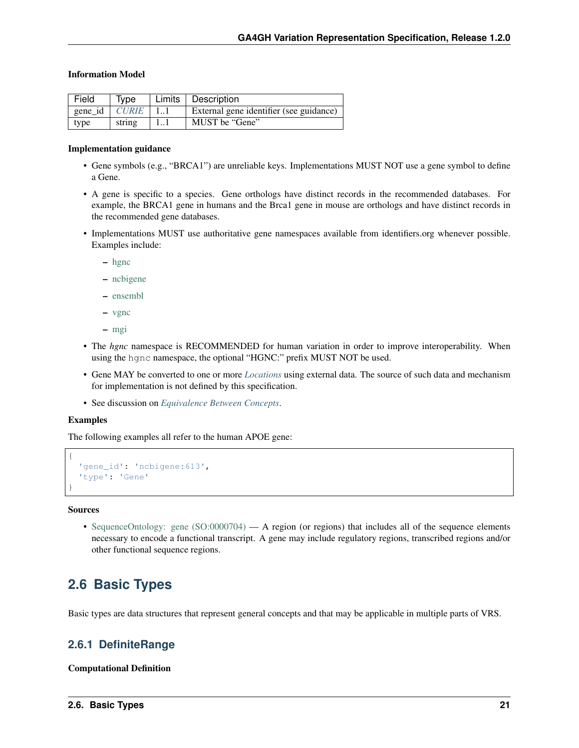**Information Model**

| Field | Type | Limits | Description |
|---|---|---|---|
| gene_id | *CURIE* | 1..1 | External gene identifier (see guidance) |
| type | string | 1..1 | MUST be "Gene" |

**Implementation guidance**

- Gene symbols (e.g., "BRCA1") are unreliable keys. Implementations MUST NOT use a gene symbol to define a Gene.
- A gene is specific to a species. Gene orthologs have distinct records in the recommended databases. For example, the BRCA1 gene in humans and the Brca1 gene in mouse are orthologs and have distinct records in the recommended gene databases.
- Implementations MUST use authoritative gene namespaces available from identifiers.org whenever possible. Examples include:
  - hgnc
  - ncbigene
  - ensembl
  - vgnc
  - mgi
- The *hgnc* namespace is RECOMMENDED for human variation in order to improve interoperability. When using the `hgnc` namespace, the optional "HGNC:" prefix MUST NOT be used.
- Gene MAY be converted to one or more *Locations* using external data. The source of such data and mechanism for implementation is not defined by this specification.
- See discussion on *Equivalence Between Concepts*.

**Examples**

The following examples all refer to the human APOE gene:

```
{
  'gene_id': 'ncbigene:613',
  'type': 'Gene'
}
```

**Sources**

- SequenceOntology: gene (SO:0000704) — A region (or regions) that includes all of the sequence elements necessary to encode a functional transcript. A gene may include regulatory regions, transcribed regions and/or other functional sequence regions.

## 2.6 Basic Types

Basic types are data structures that represent general concepts and that may be applicable in multiple parts of VRS.

### 2.6.1 DefiniteRange

**Computational Definition**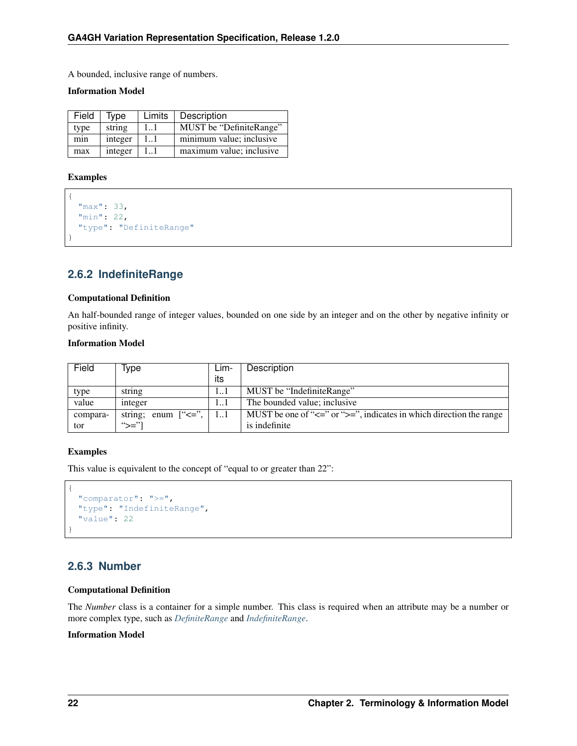A bounded, inclusive range of numbers.

**Information Model**

| Field | Type | Limits | Description |
|---|---|---|---|
| type | string | 1..1 | MUST be "DefiniteRange" |
| min | integer | 1..1 | minimum value; inclusive |
| max | integer | 1..1 | maximum value; inclusive |

**Examples**

```
{
  "max": 33,
  "min": 22,
  "type": "DefiniteRange"
}
```

### 2.6.2 IndefiniteRange

**Computational Definition**

An half-bounded range of integer values, bounded on one side by an integer and on the other by negative infinity or positive infinity.

**Information Model**

| Field | Type | Limits | Description |
|---|---|---|---|
| type | string | 1..1 | MUST be "IndefiniteRange" |
| value | integer | 1..1 | The bounded value; inclusive |
| comparator | string; enum ["<=", ">="] | 1..1 | MUST be one of "<=" or ">=", indicates in which direction the range is indefinite |

**Examples**

This value is equivalent to the concept of "equal to or greater than 22":

```
{
  "comparator": ">=",
  "type": "IndefiniteRange",
  "value": 22
}
```

### 2.6.3 Number

**Computational Definition**

The *Number* class is a container for a simple number. This class is required when an attribute may be a number or more complex type, such as *DefiniteRange* and *IndefiniteRange*.

**Information Model**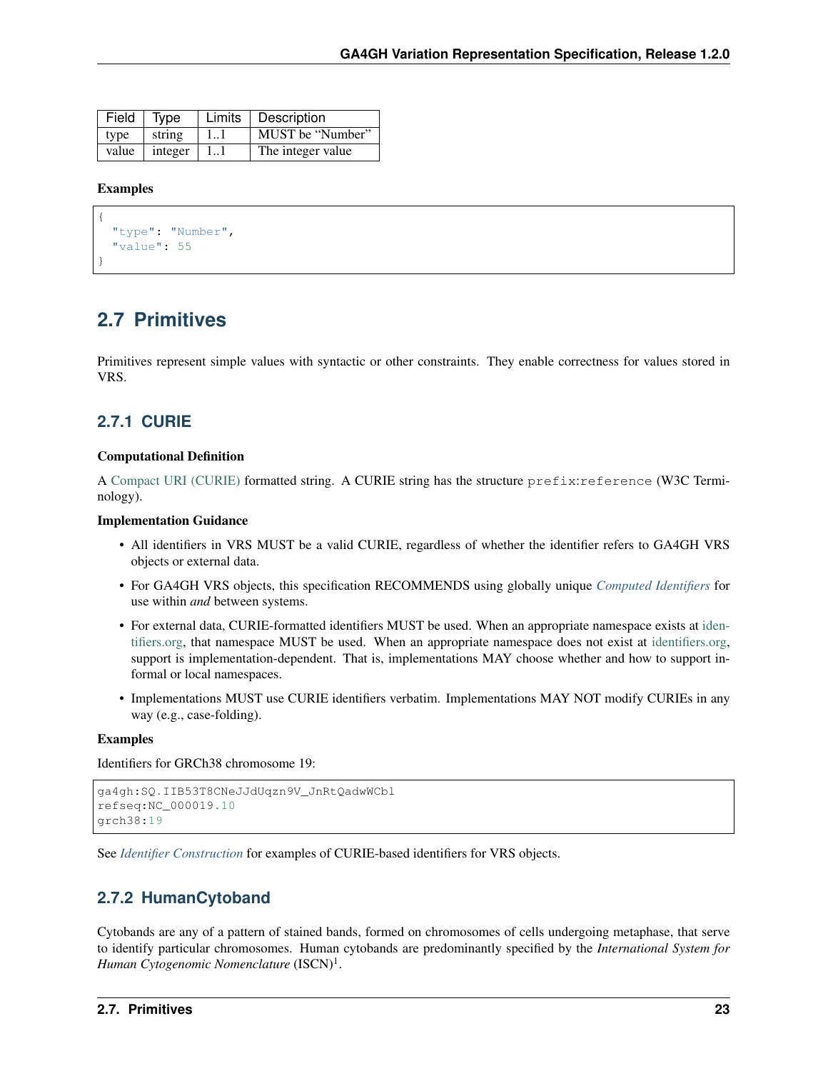| Field | Type | Limits | Description |
|---|---|---|---|
| type | string | 1..1 | MUST be "Number" |
| value | integer | 1..1 | The integer value |

**Examples**

```
{
  "type": "Number",
  "value": 55
}
```

## 2.7 Primitives

Primitives represent simple values with syntactic or other constraints. They enable correctness for values stored in VRS.

### 2.7.1 CURIE

**Computational Definition**

A Compact URI (CURIE) formatted string. A CURIE string has the structure `prefix:reference` (W3C Terminology).

**Implementation Guidance**

- All identifiers in VRS MUST be a valid CURIE, regardless of whether the identifier refers to GA4GH VRS objects or external data.
- For GA4GH VRS objects, this specification RECOMMENDS using globally unique *Computed Identifiers* for use within *and* between systems.
- For external data, CURIE-formatted identifiers MUST be used. When an appropriate namespace exists at identifiers.org, that namespace MUST be used. When an appropriate namespace does not exist at identifiers.org, support is implementation-dependent. That is, implementations MAY choose whether and how to support informal or local namespaces.
- Implementations MUST use CURIE identifiers verbatim. Implementations MAY NOT modify CURIEs in any way (e.g., case-folding).

**Examples**

Identifiers for GRCh38 chromosome 19:

```
ga4gh:SQ.IIB53T8CNeJJdUqzn9V_JnRtQadwWCbl
refseq:NC_000019.10
grch38:19
```

See *Identifier Construction* for examples of CURIE-based identifiers for VRS objects.

### 2.7.2 HumanCytoband

Cytobands are any of a pattern of stained bands, formed on chromosomes of cells undergoing metaphase, that serve to identify particular chromosomes. Human cytobands are predominantly specified by the *International System for Human Cytogenomic Nomenclature* (ISCN)[1].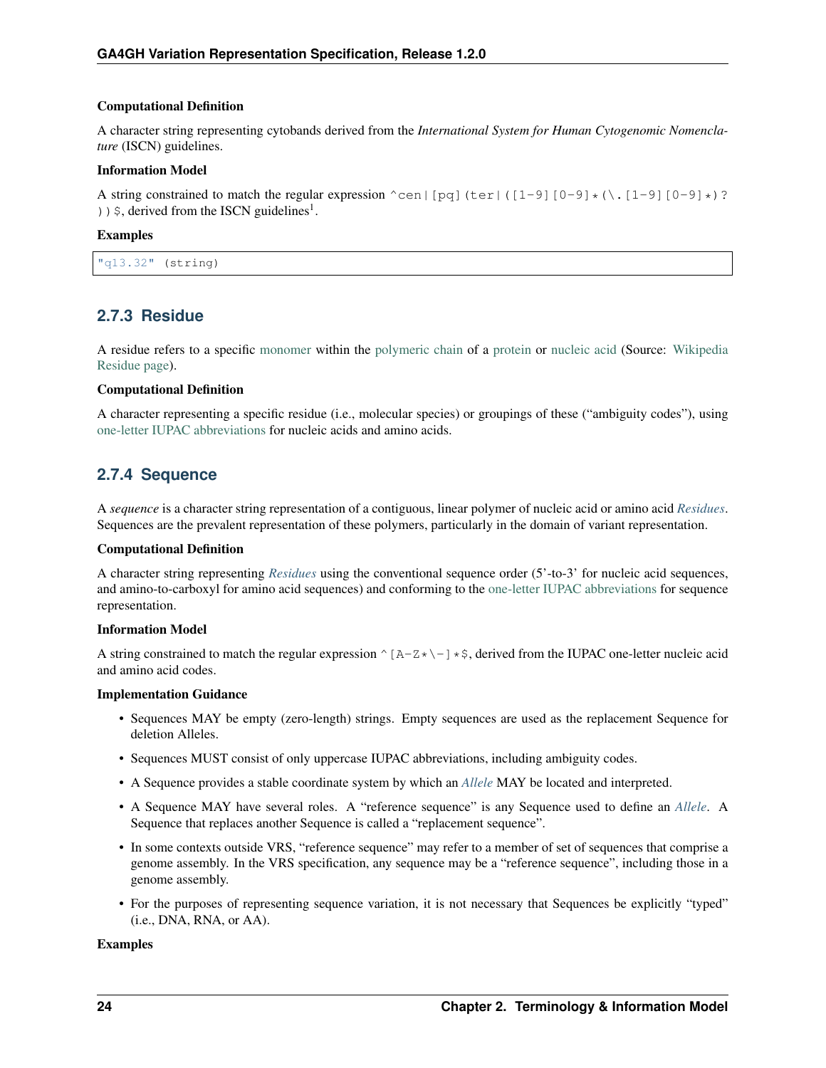**Computational Definition**

A character string representing cytobands derived from the *International System for Human Cytogenomic Nomenclature* (ISCN) guidelines.

**Information Model**

A string constrained to match the regular expression `^cen|[pq](ter|([1-9][0-9]*(\.[1-9][0-9]*)?))$`, derived from the ISCN guidelines[1].

**Examples**

```
"q13.32" (string)
```

### 2.7.3 Residue

A residue refers to a specific monomer within the polymeric chain of a protein or nucleic acid (Source: Wikipedia Residue page).

**Computational Definition**

A character representing a specific residue (i.e., molecular species) or groupings of these ("ambiguity codes"), using one-letter IUPAC abbreviations for nucleic acids and amino acids.

### 2.7.4 Sequence

A *sequence* is a character string representation of a contiguous, linear polymer of nucleic acid or amino acid *Residues*. Sequences are the prevalent representation of these polymers, particularly in the domain of variant representation.

**Computational Definition**

A character string representing *Residues* using the conventional sequence order (5'-to-3' for nucleic acid sequences, and amino-to-carboxyl for amino acid sequences) and conforming to the one-letter IUPAC abbreviations for sequence representation.

**Information Model**

A string constrained to match the regular expression `^[A-Z*\-]*$`, derived from the IUPAC one-letter nucleic acid and amino acid codes.

**Implementation Guidance**

- Sequences MAY be empty (zero-length) strings. Empty sequences are used as the replacement Sequence for deletion Alleles.
- Sequences MUST consist of only uppercase IUPAC abbreviations, including ambiguity codes.
- A Sequence provides a stable coordinate system by which an *Allele* MAY be located and interpreted.
- A Sequence MAY have several roles. A "reference sequence" is any Sequence used to define an *Allele*. A Sequence that replaces another Sequence is called a "replacement sequence".
- In some contexts outside VRS, "reference sequence" may refer to a member of set of sequences that comprise a genome assembly. In the VRS specification, any sequence may be a "reference sequence", including those in a genome assembly.
- For the purposes of representing sequence variation, it is not necessary that Sequences be explicitly "typed" (i.e., DNA, RNA, or AA).

**Examples**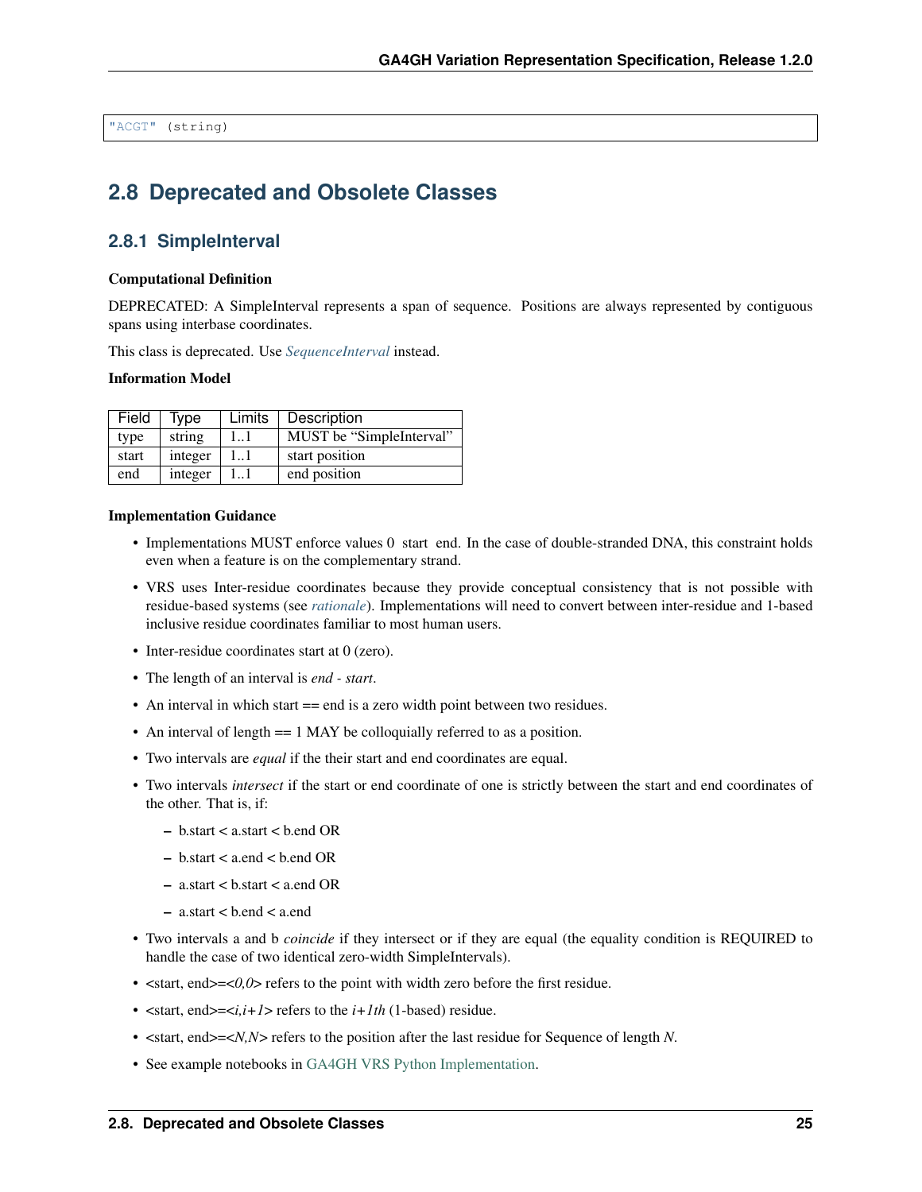```
"ACGT" (string)
```

## 2.8 Deprecated and Obsolete Classes

### 2.8.1 SimpleInterval

**Computational Definition**

DEPRECATED: A SimpleInterval represents a span of sequence. Positions are always represented by contiguous spans using interbase coordinates.

This class is deprecated. Use *SequenceInterval* instead.

**Information Model**

| Field | Type | Limits | Description |
|---|---|---|---|
| type | string | 1..1 | MUST be "SimpleInterval" |
| start | integer | 1..1 | start position |
| end | integer | 1..1 | end position |

**Implementation Guidance**

- Implementations MUST enforce values 0 start end. In the case of double-stranded DNA, this constraint holds even when a feature is on the complementary strand.
- VRS uses Inter-residue coordinates because they provide conceptual consistency that is not possible with residue-based systems (see *rationale*). Implementations will need to convert between inter-residue and 1-based inclusive residue coordinates familiar to most human users.
- Inter-residue coordinates start at 0 (zero).
- The length of an interval is *end - start*.
- An interval in which start == end is a zero width point between two residues.
- An interval of length == 1 MAY be colloquially referred to as a position.
- Two intervals are *equal* if the their start and end coordinates are equal.
- Two intervals *intersect* if the start or end coordinate of one is strictly between the start and end coordinates of the other. That is, if:
  - b.start < a.start < b.end OR
  - b.start < a.end < b.end OR
  - a.start < b.start < a.end OR
  - a.start < b.end < a.end
- Two intervals a and b *coincide* if they intersect or if they are equal (the equality condition is REQUIRED to handle the case of two identical zero-width SimpleIntervals).
- <start, end>=<*0,0*> refers to the point with width zero before the first residue.
- <start, end>=<*i,i+1*> refers to the *i+1th* (1-based) residue.
- <start, end>=<*N,N*> refers to the position after the last residue for Sequence of length *N*.
- See example notebooks in GA4GH VRS Python Implementation.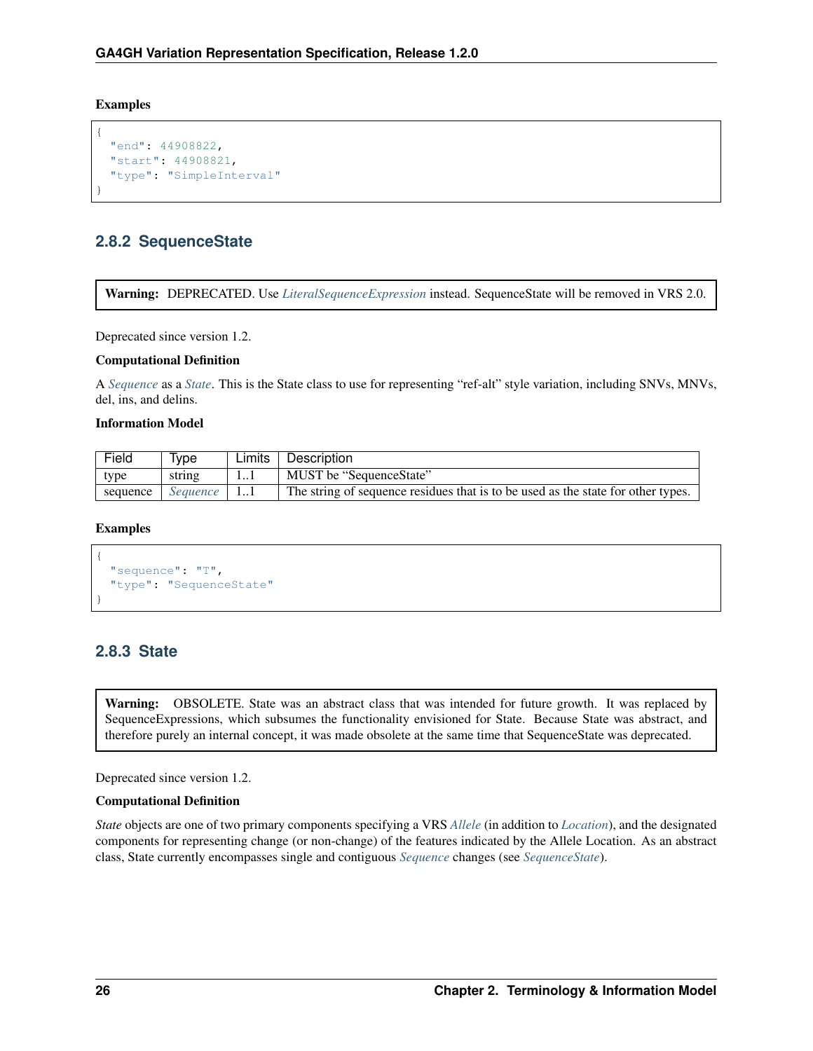**Examples**

```
{
  "end": 44908822,
  "start": 44908821,
  "type": "SimpleInterval"
}
```

### 2.8.2 SequenceState

> **Warning:** DEPRECATED. Use *LiteralSequenceExpression* instead. SequenceState will be removed in VRS 2.0.

Deprecated since version 1.2.

**Computational Definition**

A *Sequence* as a *State*. This is the State class to use for representing "ref-alt" style variation, including SNVs, MNVs, del, ins, and delins.

**Information Model**

| Field | Type | Limits | Description |
|---|---|---|---|
| type | string | 1..1 | MUST be "SequenceState" |
| sequence | *Sequence* | 1..1 | The string of sequence residues that is to be used as the state for other types. |

**Examples**

```
{
  "sequence": "T",
  "type": "SequenceState"
}
```

### 2.8.3 State

> **Warning:** OBSOLETE. State was an abstract class that was intended for future growth. It was replaced by SequenceExpressions, which subsumes the functionality envisioned for State. Because State was abstract, and therefore purely an internal concept, it was made obsolete at the same time that SequenceState was deprecated.

Deprecated since version 1.2.

**Computational Definition**

*State* objects are one of two primary components specifying a VRS *Allele* (in addition to *Location*), and the designated components for representing change (or non-change) of the features indicated by the Allele Location. As an abstract class, State currently encompasses single and contiguous *Sequence* changes (see *SequenceState*).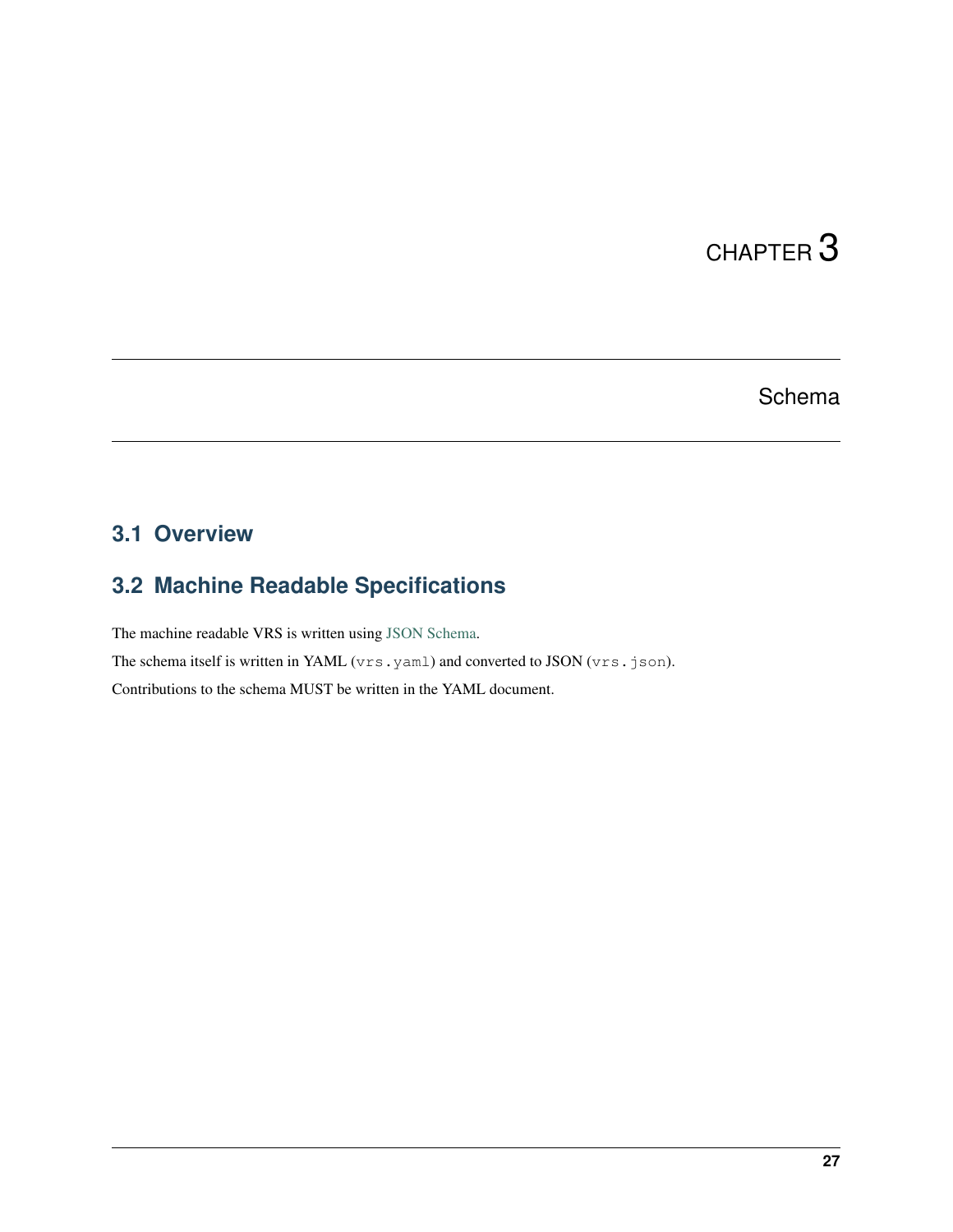# CHAPTER 3

# Schema

## 3.1 Overview

## 3.2 Machine Readable Specifications

The machine readable VRS is written using JSON Schema.

The schema itself is written in YAML (`vrs.yaml`) and converted to JSON (`vrs.json`).

Contributions to the schema MUST be written in the YAML document.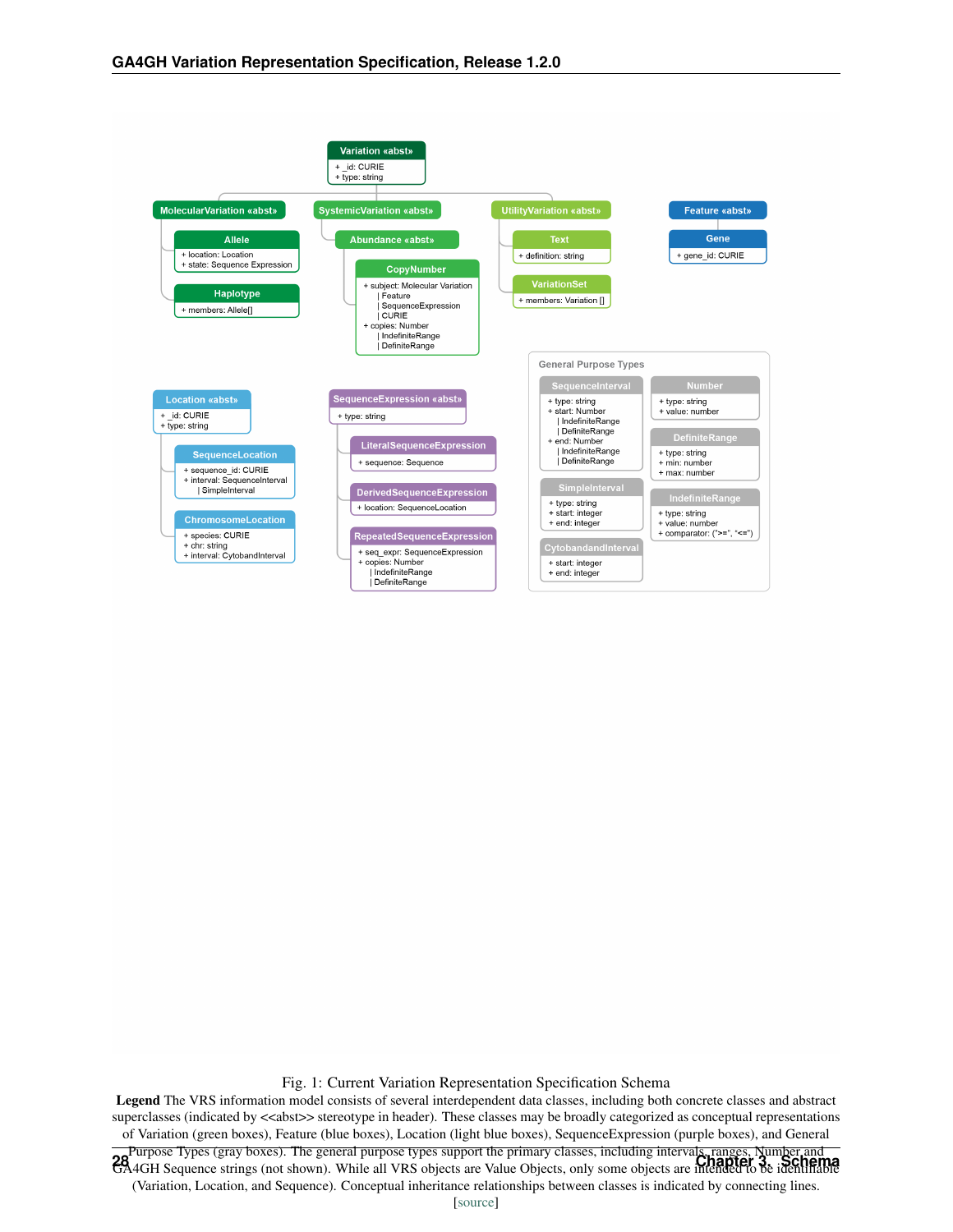Fig. 1: Current Variation Representation Specification Schema

**Legend** The VRS information model consists of several interdependent data classes, including both concrete classes and abstract superclasses (indicated by <<abst>> stereotype in header). These classes may be broadly categorized as conceptual representations of Variation (green boxes), Feature (blue boxes), Location (light blue boxes), SequenceExpression (purple boxes), and General Purpose Types (gray boxes). The general purpose types support the primary classes, including intervals, ranges, Number and GA4GH Sequence strings (not shown). While all VRS objects are Value Objects, only some objects are intended to be identifiable (Variation, Location, and Sequence). Conceptual inheritance relationships between classes is indicated by connecting lines.

[source]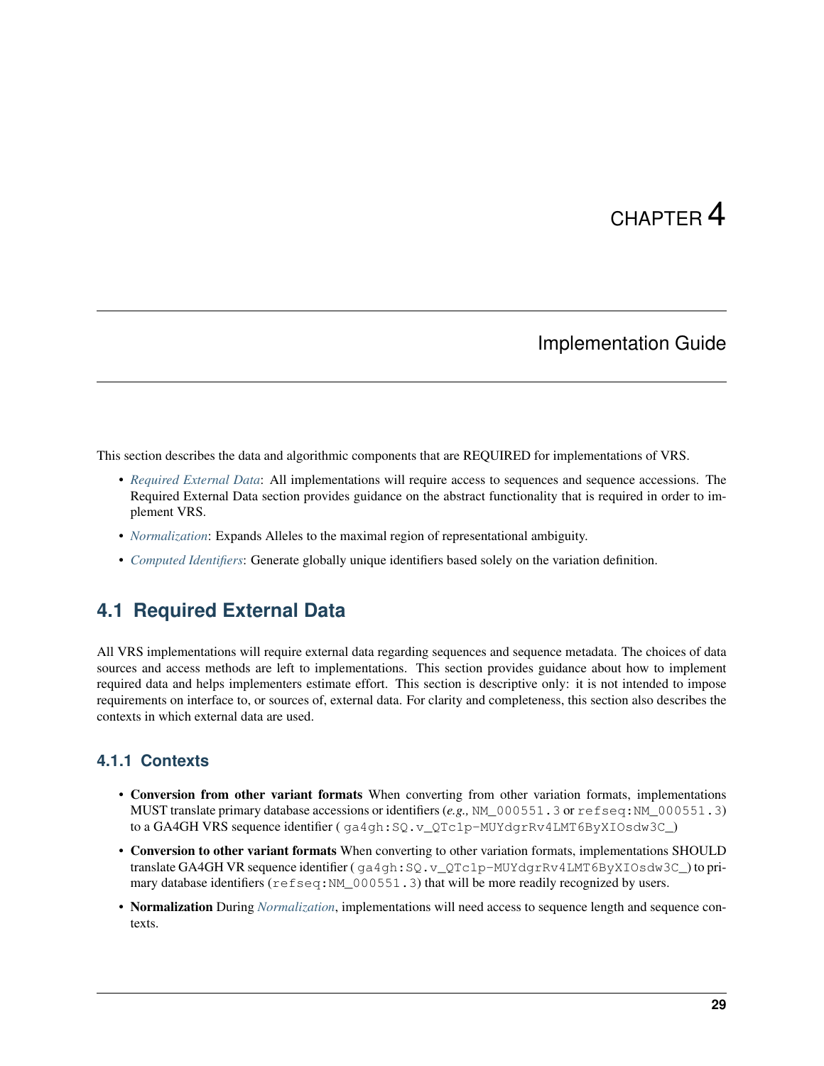# CHAPTER 4

## Implementation Guide

This section describes the data and algorithmic components that are REQUIRED for implementations of VRS.

- *Required External Data*: All implementations will require access to sequences and sequence accessions. The Required External Data section provides guidance on the abstract functionality that is required in order to implement VRS.
- *Normalization*: Expands Alleles to the maximal region of representational ambiguity.
- *Computed Identifiers*: Generate globally unique identifiers based solely on the variation definition.

## 4.1 Required External Data

All VRS implementations will require external data regarding sequences and sequence metadata. The choices of data sources and access methods are left to implementations. This section provides guidance about how to implement required data and helps implementers estimate effort. This section is descriptive only: it is not intended to impose requirements on interface to, or sources of, external data. For clarity and completeness, this section also describes the contexts in which external data are used.

### 4.1.1 Contexts

- **Conversion from other variant formats** When converting from other variation formats, implementations MUST translate primary database accessions or identifiers (***e.g.,*** `NM_000551.3` or `refseq:NM_000551.3`) to a GA4GH VRS sequence identifier ( `ga4gh:SQ.v_QTc1p-MUYdgrRv4LMT6ByXIOsdw3C_`)
- **Conversion to other variant formats** When converting to other variation formats, implementations SHOULD translate GA4GH VR sequence identifier ( `ga4gh:SQ.v_QTc1p-MUYdgrRv4LMT6ByXIOsdw3C_`) to primary database identifiers (`refseq:NM_000551.3`) that will be more readily recognized by users.
- **Normalization** During *Normalization*, implementations will need access to sequence length and sequence contexts.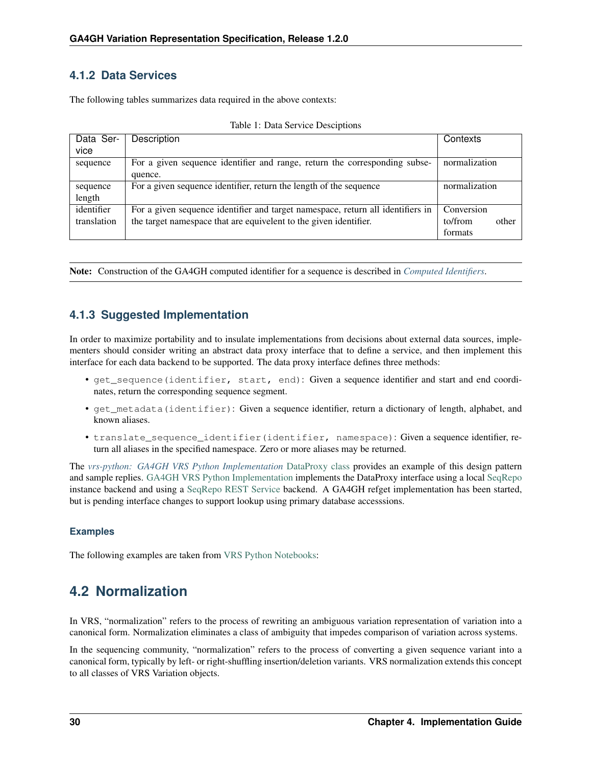### 4.1.2 Data Services

The following tables summarizes data required in the above contexts:

Table 1: Data Service Desciptions

| Data Service | Description | Contexts |
|---|---|---|
| sequence | For a given sequence identifier and range, return the corresponding subsequence. | normalization |
| sequence length | For a given sequence identifier, return the length of the sequence | normalization |
| identifier translation | For a given sequence identifier and target namespace, return all identifiers in the target namespace that are equivelent to the given identifier. | Conversion to/from other formats |

**Note:** Construction of the GA4GH computed identifier for a sequence is described in *Computed Identifiers*.

### 4.1.3 Suggested Implementation

In order to maximize portability and to insulate implementations from decisions about external data sources, implementers should consider writing an abstract data proxy interface that to define a service, and then implement this interface for each data backend to be supported. The data proxy interface defines three methods:

- `get_sequence(identifier, start, end)`: Given a sequence identifier and start and end coordinates, return the corresponding sequence segment.
- `get_metadata(identifier)`: Given a sequence identifier, return a dictionary of length, alphabet, and known aliases.
- `translate_sequence_identifier(identifier, namespace)`: Given a sequence identifier, return all aliases in the specified namespace. Zero or more aliases may be returned.

The *vrs-python: GA4GH VRS Python Implementation* DataProxy class provides an example of this design pattern and sample replies. GA4GH VRS Python Implementation implements the DataProxy interface using a local SeqRepo instance backend and using a SeqRepo REST Service backend. A GA4GH refget implementation has been started, but is pending interface changes to support lookup using primary database accesssions.

#### Examples

The following examples are taken from VRS Python Notebooks:

## 4.2 Normalization

In VRS, "normalization" refers to the process of rewriting an ambiguous variation representation of variation into a canonical form. Normalization eliminates a class of ambiguity that impedes comparison of variation across systems.

In the sequencing community, "normalization" refers to the process of converting a given sequence variant into a canonical form, typically by left- or right-shuffling insertion/deletion variants. VRS normalization extends this concept to all classes of VRS Variation objects.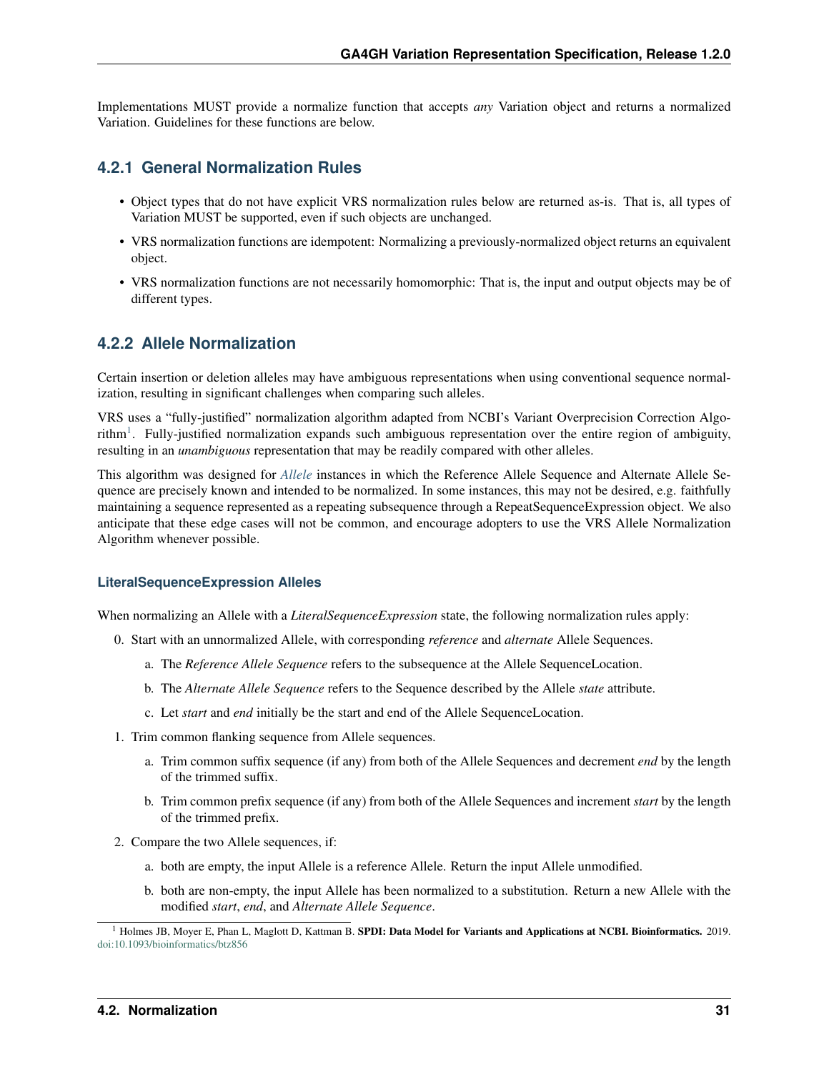Implementations MUST provide a normalize function that accepts *any* Variation object and returns a normalized Variation. Guidelines for these functions are below.

### 4.2.1 General Normalization Rules

- Object types that do not have explicit VRS normalization rules below are returned as-is. That is, all types of Variation MUST be supported, even if such objects are unchanged.
- VRS normalization functions are idempotent: Normalizing a previously-normalized object returns an equivalent object.
- VRS normalization functions are not necessarily homomorphic: That is, the input and output objects may be of different types.

### 4.2.2 Allele Normalization

Certain insertion or deletion alleles may have ambiguous representations when using conventional sequence normalization, resulting in significant challenges when comparing such alleles.

VRS uses a "fully-justified" normalization algorithm adapted from NCBI's Variant Overprecision Correction Algorithm[1]. Fully-justified normalization expands such ambiguous representation over the entire region of ambiguity, resulting in an *unambiguous* representation that may be readily compared with other alleles.

This algorithm was designed for *Allele* instances in which the Reference Allele Sequence and Alternate Allele Sequence are precisely known and intended to be normalized. In some instances, this may not be desired, e.g. faithfully maintaining a sequence represented as a repeating subsequence through a RepeatSequenceExpression object. We also anticipate that these edge cases will not be common, and encourage adopters to use the VRS Allele Normalization Algorithm whenever possible.

#### LiteralSequenceExpression Alleles

When normalizing an Allele with a *LiteralSequenceExpression* state, the following normalization rules apply:

0. Start with an unnormalized Allele, with corresponding *reference* and *alternate* Allele Sequences.
   a. The *Reference Allele Sequence* refers to the subsequence at the Allele SequenceLocation.
   b. The *Alternate Allele Sequence* refers to the Sequence described by the Allele *state* attribute.
   c. Let *start* and *end* initially be the start and end of the Allele SequenceLocation.
1. Trim common flanking sequence from Allele sequences.
   a. Trim common suffix sequence (if any) from both of the Allele Sequences and decrement *end* by the length of the trimmed suffix.
   b. Trim common prefix sequence (if any) from both of the Allele Sequences and increment *start* by the length of the trimmed prefix.
2. Compare the two Allele sequences, if:
   a. both are empty, the input Allele is a reference Allele. Return the input Allele unmodified.
   b. both are non-empty, the input Allele has been normalized to a substitution. Return a new Allele with the modified *start*, *end*, and *Alternate Allele Sequence*.

[1] Holmes JB, Moyer E, Phan L, Maglott D, Kattman B. **SPDI: Data Model for Variants and Applications at NCBI. Bioinformatics.** 2019. doi:10.1093/bioinformatics/btz856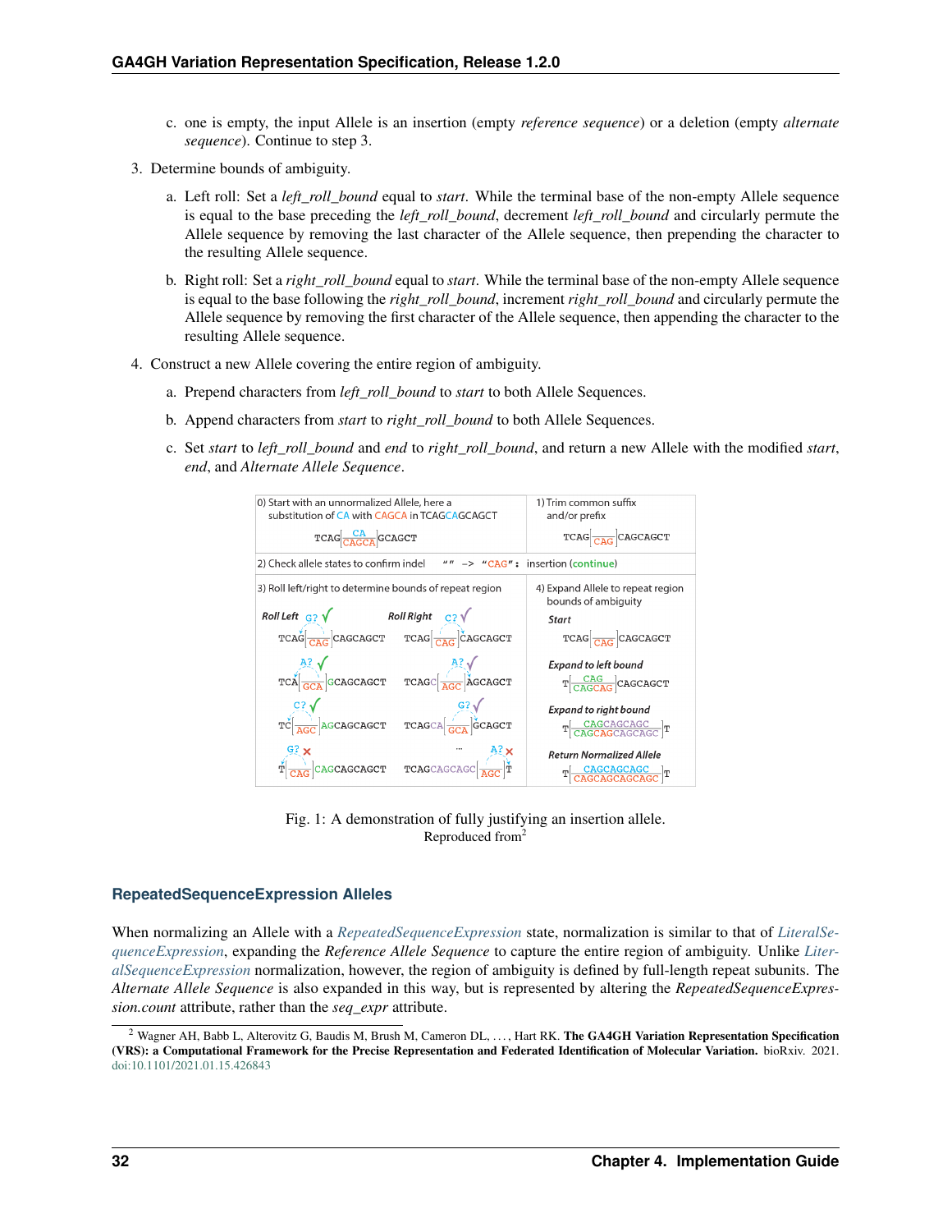c. one is empty, the input Allele is an insertion (empty *reference sequence*) or a deletion (empty *alternate sequence*). Continue to step 3.

3. Determine bounds of ambiguity.

   a. Left roll: Set a *left_roll_bound* equal to *start*. While the terminal base of the non-empty Allele sequence is equal to the base preceding the *left_roll_bound*, decrement *left_roll_bound* and circularly permute the Allele sequence by removing the last character of the Allele sequence, then prepending the character to the resulting Allele sequence.

   b. Right roll: Set a *right_roll_bound* equal to *start*. While the terminal base of the non-empty Allele sequence is equal to the base following the *right_roll_bound*, increment *right_roll_bound* and circularly permute the Allele sequence by removing the first character of the Allele sequence, then appending the character to the resulting Allele sequence.

4. Construct a new Allele covering the entire region of ambiguity.

   a. Prepend characters from *left_roll_bound* to *start* to both Allele Sequences.

   b. Append characters from *start* to *right_roll_bound* to both Allele Sequences.

   c. Set *start* to *left_roll_bound* and *end* to *right_roll_bound*, and return a new Allele with the modified *start*, *end*, and *Alternate Allele Sequence*.

Fig. 1: A demonstration of fully justifying an insertion allele.
Reproduced from[2]

### RepeatedSequenceExpression Alleles

When normalizing an Allele with a *RepeatedSequenceExpression* state, normalization is similar to that of *LiteralSequenceExpression*, expanding the *Reference Allele Sequence* to capture the entire region of ambiguity. Unlike *LiteralSequenceExpression* normalization, however, the region of ambiguity is defined by full-length repeat subunits. The *Alternate Allele Sequence* is also expanded in this way, but is represented by altering the *RepeatedSequenceExpression.count* attribute, rather than the *seq_expr* attribute.

[2] Wagner AH, Babb L, Alterovitz G, Baudis M, Brush M, Cameron DL, . . . , Hart RK. **The GA4GH Variation Representation Specification (VRS): a Computational Framework for the Precise Representation and Federated Identification of Molecular Variation.** bioRxiv. 2021. doi:10.1101/2021.01.15.426843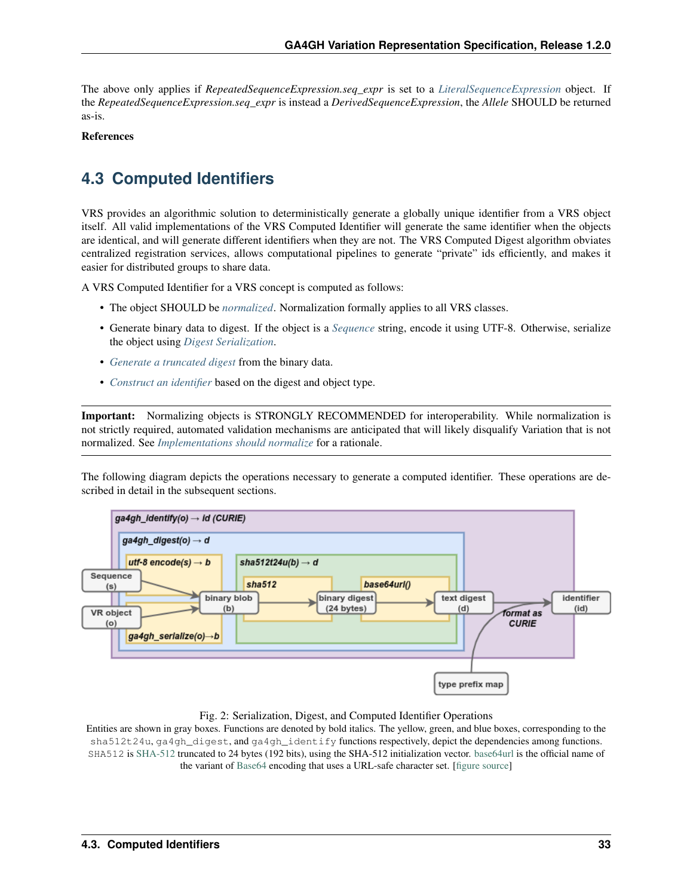The above only applies if *RepeatedSequenceExpression.seq_expr* is set to a *LiteralSequenceExpression* object. If the *RepeatedSequenceExpression.seq_expr* is instead a *DerivedSequenceExpression*, the *Allele* SHOULD be returned as-is.

**References**

## 4.3 Computed Identifiers

VRS provides an algorithmic solution to deterministically generate a globally unique identifier from a VRS object itself. All valid implementations of the VRS Computed Identifier will generate the same identifier when the objects are identical, and will generate different identifiers when they are not. The VRS Computed Digest algorithm obviates centralized registration services, allows computational pipelines to generate "private" ids efficiently, and makes it easier for distributed groups to share data.

A VRS Computed Identifier for a VRS concept is computed as follows:

- The object SHOULD be *normalized*. Normalization formally applies to all VRS classes.
- Generate binary data to digest. If the object is a *Sequence* string, encode it using UTF-8. Otherwise, serialize the object using *Digest Serialization*.
- *Generate a truncated digest* from the binary data.
- *Construct an identifier* based on the digest and object type.

**Important:** Normalizing objects is STRONGLY RECOMMENDED for interoperability. While normalization is not strictly required, automated validation mechanisms are anticipated that will likely disqualify Variation that is not normalized. See *Implementations should normalize* for a rationale.

The following diagram depicts the operations necessary to generate a computed identifier. These operations are described in detail in the subsequent sections.

Fig. 2: Serialization, Digest, and Computed Identifier Operations

Entities are shown in gray boxes. Functions are denoted by bold italics. The yellow, green, and blue boxes, corresponding to the `sha512t24u`, `ga4gh_digest`, and `ga4gh_identify` functions respectively, depict the dependencies among functions. `SHA512` is SHA-512 truncated to 24 bytes (192 bits), using the SHA-512 initialization vector. base64url is the official name of the variant of Base64 encoding that uses a URL-safe character set. [figure source]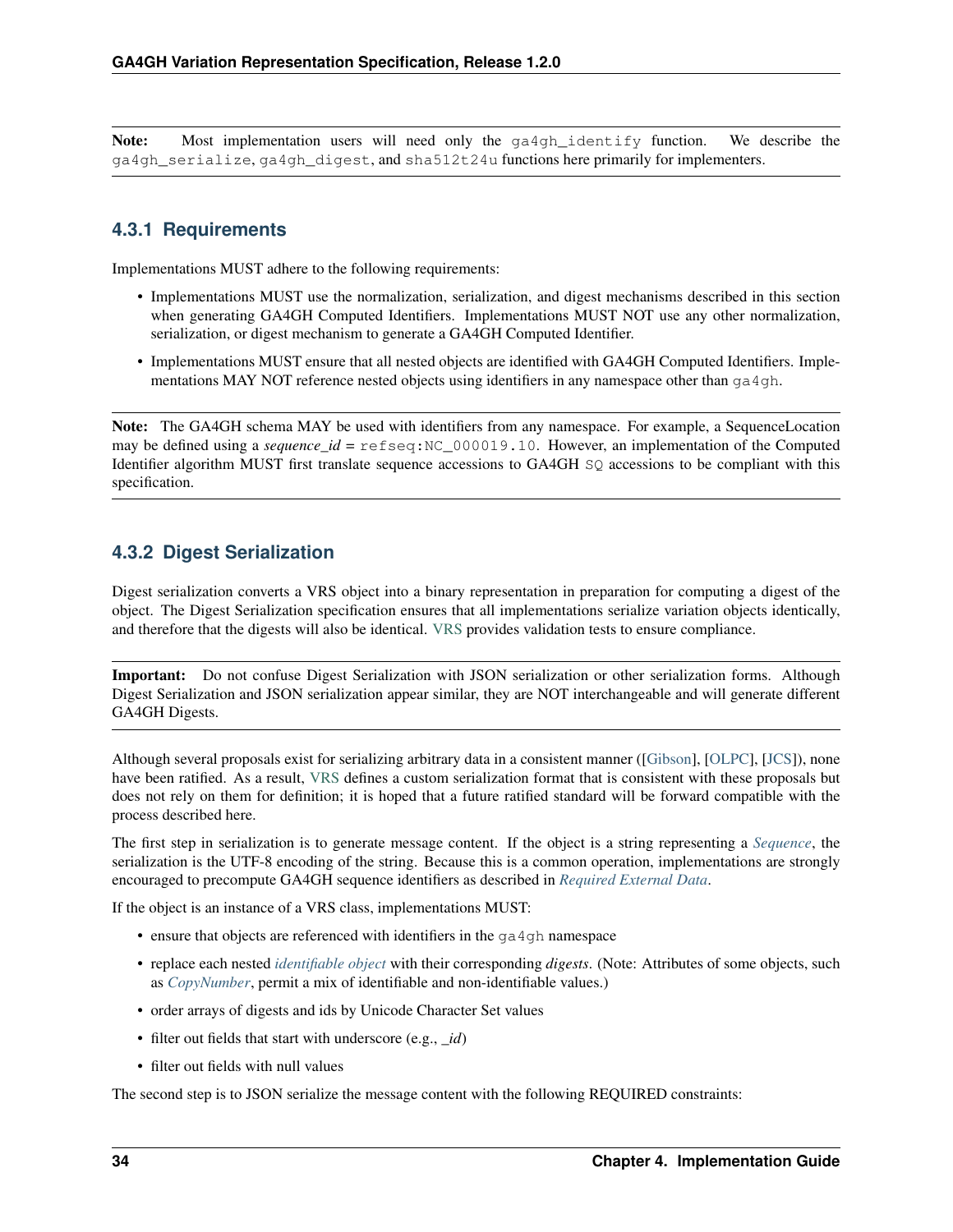**Note:** Most implementation users will need only the `ga4gh_identify` function. We describe the `ga4gh_serialize`, `ga4gh_digest`, and `sha512t24u` functions here primarily for implementers.

### 4.3.1 Requirements

Implementations MUST adhere to the following requirements:

- Implementations MUST use the normalization, serialization, and digest mechanisms described in this section when generating GA4GH Computed Identifiers. Implementations MUST NOT use any other normalization, serialization, or digest mechanism to generate a GA4GH Computed Identifier.
- Implementations MUST ensure that all nested objects are identified with GA4GH Computed Identifiers. Implementations MAY NOT reference nested objects using identifiers in any namespace other than `ga4gh`.

**Note:** The GA4GH schema MAY be used with identifiers from any namespace. For example, a SequenceLocation may be defined using a *sequence_id* = `refseq:NC_000019.10`. However, an implementation of the Computed Identifier algorithm MUST first translate sequence accessions to GA4GH `SQ` accessions to be compliant with this specification.

### 4.3.2 Digest Serialization

Digest serialization converts a VRS object into a binary representation in preparation for computing a digest of the object. The Digest Serialization specification ensures that all implementations serialize variation objects identically, and therefore that the digests will also be identical. VRS provides validation tests to ensure compliance.

**Important:** Do not confuse Digest Serialization with JSON serialization or other serialization forms. Although Digest Serialization and JSON serialization appear similar, they are NOT interchangeable and will generate different GA4GH Digests.

Although several proposals exist for serializing arbitrary data in a consistent manner ([Gibson], [OLPC], [JCS]), none have been ratified. As a result, VRS defines a custom serialization format that is consistent with these proposals but does not rely on them for definition; it is hoped that a future ratified standard will be forward compatible with the process described here.

The first step in serialization is to generate message content. If the object is a string representing a *Sequence*, the serialization is the UTF-8 encoding of the string. Because this is a common operation, implementations are strongly encouraged to precompute GA4GH sequence identifiers as described in *Required External Data*.

If the object is an instance of a VRS class, implementations MUST:

- ensure that objects are referenced with identifiers in the `ga4gh` namespace
- replace each nested *identifiable object* with their corresponding *digests*. (Note: Attributes of some objects, such as *CopyNumber*, permit a mix of identifiable and non-identifiable values.)
- order arrays of digests and ids by Unicode Character Set values
- filter out fields that start with underscore (e.g., *_id*)
- filter out fields with null values

The second step is to JSON serialize the message content with the following REQUIRED constraints: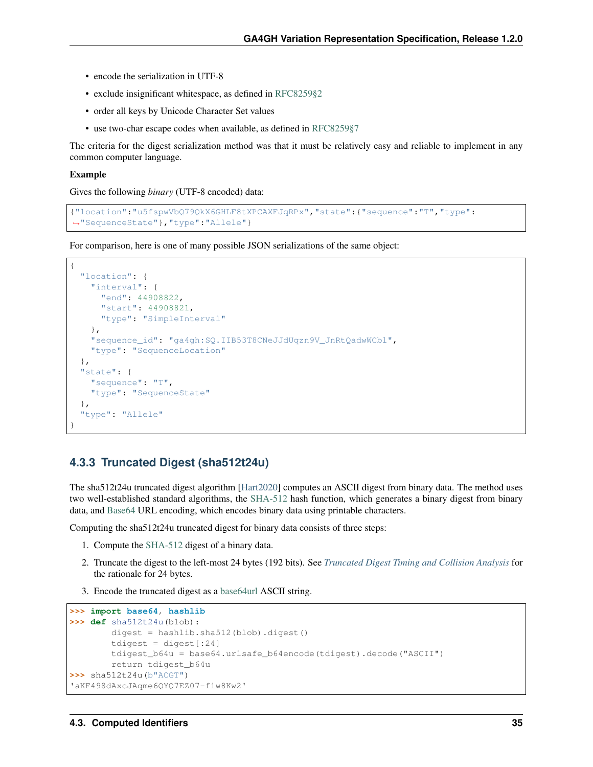- encode the serialization in UTF-8
- exclude insignificant whitespace, as defined in RFC8259§2
- order all keys by Unicode Character Set values
- use two-char escape codes when available, as defined in RFC8259§7

The criteria for the digest serialization method was that it must be relatively easy and reliable to implement in any common computer language.

**Example**

Gives the following *binary* (UTF-8 encoded) data:

```
{"location":"u5fspwVbQ79QkX6GHLF8tXPCAXFJqRPx","state":{"sequence":"T","type":
↪"SequenceState"},"type":"Allele"}
```

For comparison, here is one of many possible JSON serializations of the same object:

```
{
  "location": {
    "interval": {
      "end": 44908822,
      "start": 44908821,
      "type": "SimpleInterval"
    },
    "sequence_id": "ga4gh:SQ.IIB53T8CNeJJdUqzn9V_JnRtQadwWCbl",
    "type": "SequenceLocation"
  },
  "state": {
    "sequence": "T",
    "type": "SequenceState"
  },
  "type": "Allele"
}
```

### 4.3.3 Truncated Digest (sha512t24u)

The sha512t24u truncated digest algorithm [Hart2020] computes an ASCII digest from binary data. The method uses two well-established standard algorithms, the SHA-512 hash function, which generates a binary digest from binary data, and Base64 URL encoding, which encodes binary data using printable characters.

Computing the sha512t24u truncated digest for binary data consists of three steps:

1. Compute the SHA-512 digest of a binary data.
2. Truncate the digest to the left-most 24 bytes (192 bits). See *Truncated Digest Timing and Collision Analysis* for the rationale for 24 bytes.
3. Encode the truncated digest as a base64url ASCII string.

```
>>> import base64, hashlib
>>> def sha512t24u(blob):
        digest = hashlib.sha512(blob).digest()
        tdigest = digest[:24]
        tdigest_b64u = base64.urlsafe_b64encode(tdigest).decode("ASCII")
        return tdigest_b64u
>>> sha512t24u(b"ACGT")
'aKF498dAxcJAqme6QYQ7EZ07-fiw8Kw2'
```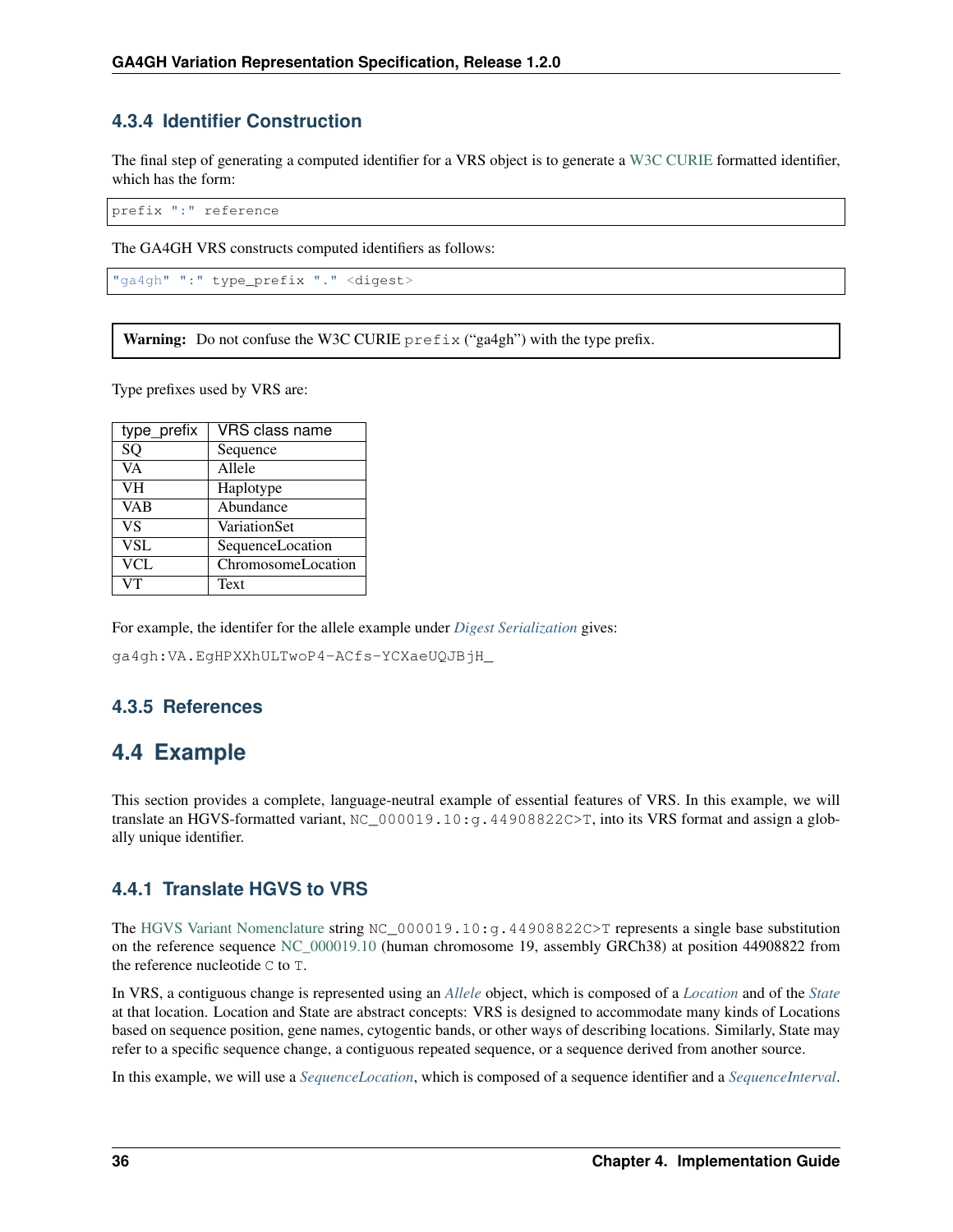### 4.3.4 Identifier Construction

The final step of generating a computed identifier for a VRS object is to generate a W3C CURIE formatted identifier, which has the form:

```
prefix ":" reference
```

The GA4GH VRS constructs computed identifiers as follows:

```
"ga4gh" ":" type_prefix "." <digest>
```

**Warning:** Do not confuse the W3C CURIE `prefix` (“ga4gh”) with the type prefix.

Type prefixes used by VRS are:

| type_prefix | VRS class name |
|---|---|
| SQ | Sequence |
| VA | Allele |
| VH | Haplotype |
| VAB | Abundance |
| VS | VariationSet |
| VSL | SequenceLocation |
| VCL | ChromosomeLocation |
| VT | Text |

For example, the identifer for the allele example under *Digest Serialization* gives:

`ga4gh:VA.EgHPXXhULTwoP4-ACfs-YCXaeUQJBjH_`

### 4.3.5 References

## 4.4 Example

This section provides a complete, language-neutral example of essential features of VRS. In this example, we will translate an HGVS-formatted variant, `NC_000019.10:g.44908822C>T`, into its VRS format and assign a globally unique identifier.

### 4.4.1 Translate HGVS to VRS

The HGVS Variant Nomenclature string `NC_000019.10:g.44908822C>T` represents a single base substitution on the reference sequence NC_000019.10 (human chromosome 19, assembly GRCh38) at position 44908822 from the reference nucleotide `C` to `T`.

In VRS, a contiguous change is represented using an *Allele* object, which is composed of a *Location* and of the *State* at that location. Location and State are abstract concepts: VRS is designed to accommodate many kinds of Locations based on sequence position, gene names, cytogentic bands, or other ways of describing locations. Similarly, State may refer to a specific sequence change, a contiguous repeated sequence, or a sequence derived from another source.

In this example, we will use a *SequenceLocation*, which is composed of a sequence identifier and a *SequenceInterval*.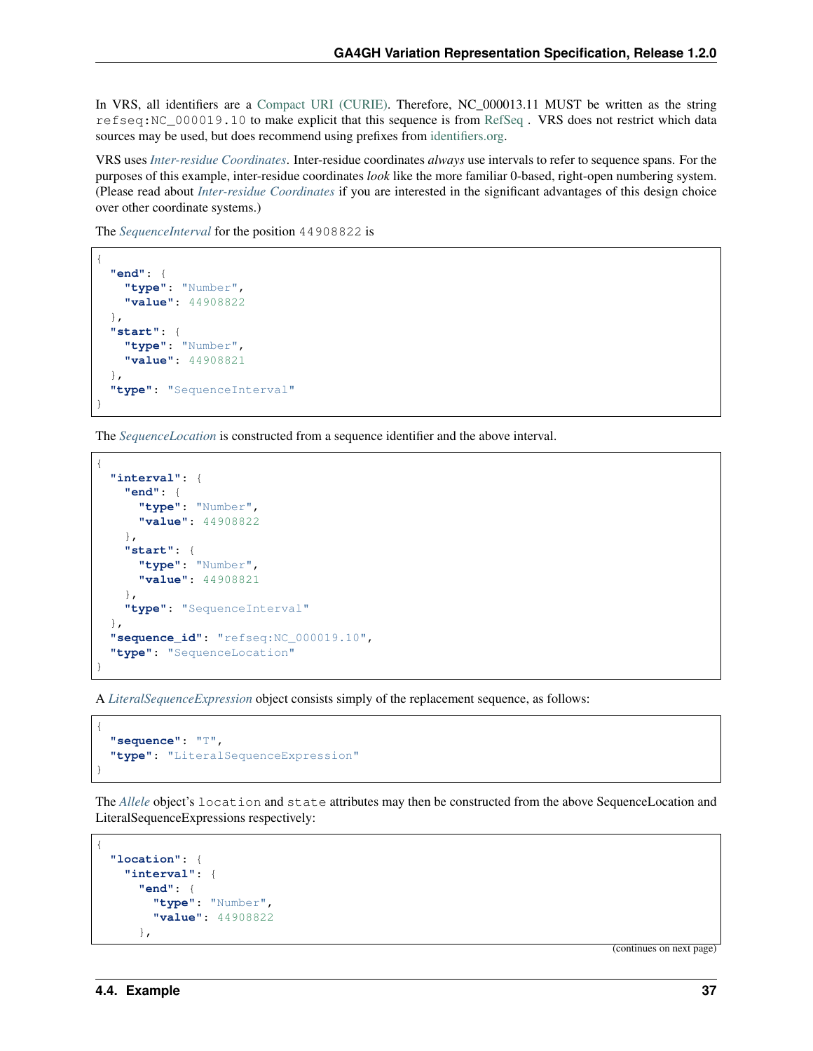In VRS, all identifiers are a Compact URI (CURIE). Therefore, NC_000013.11 MUST be written as the string `refseq:NC_000019.10` to make explicit that this sequence is from RefSeq . VRS does not restrict which data sources may be used, but does recommend using prefixes from identifiers.org.

VRS uses *Inter-residue Coordinates*. Inter-residue coordinates *always* use intervals to refer to sequence spans. For the purposes of this example, inter-residue coordinates *look* like the more familiar 0-based, right-open numbering system. (Please read about *Inter-residue Coordinates* if you are interested in the significant advantages of this design choice over other coordinate systems.)

The *SequenceInterval* for the position `44908822` is

```
{
  "end": {
    "type": "Number",
    "value": 44908822
  },
  "start": {
    "type": "Number",
    "value": 44908821
  },
  "type": "SequenceInterval"
}
```

The *SequenceLocation* is constructed from a sequence identifier and the above interval.

```
{
  "interval": {
    "end": {
      "type": "Number",
      "value": 44908822
    },
    "start": {
      "type": "Number",
      "value": 44908821
    },
    "type": "SequenceInterval"
  },
  "sequence_id": "refseq:NC_000019.10",
  "type": "SequenceLocation"
}
```

A *LiteralSequenceExpression* object consists simply of the replacement sequence, as follows:

```
{
  "sequence": "T",
  "type": "LiteralSequenceExpression"
}
```

The *Allele* object's `location` and `state` attributes may then be constructed from the above SequenceLocation and LiteralSequenceExpressions respectively:

```
{
  "location": {
    "interval": {
      "end": {
        "type": "Number",
        "value": 44908822
      },
```

(continues on next page)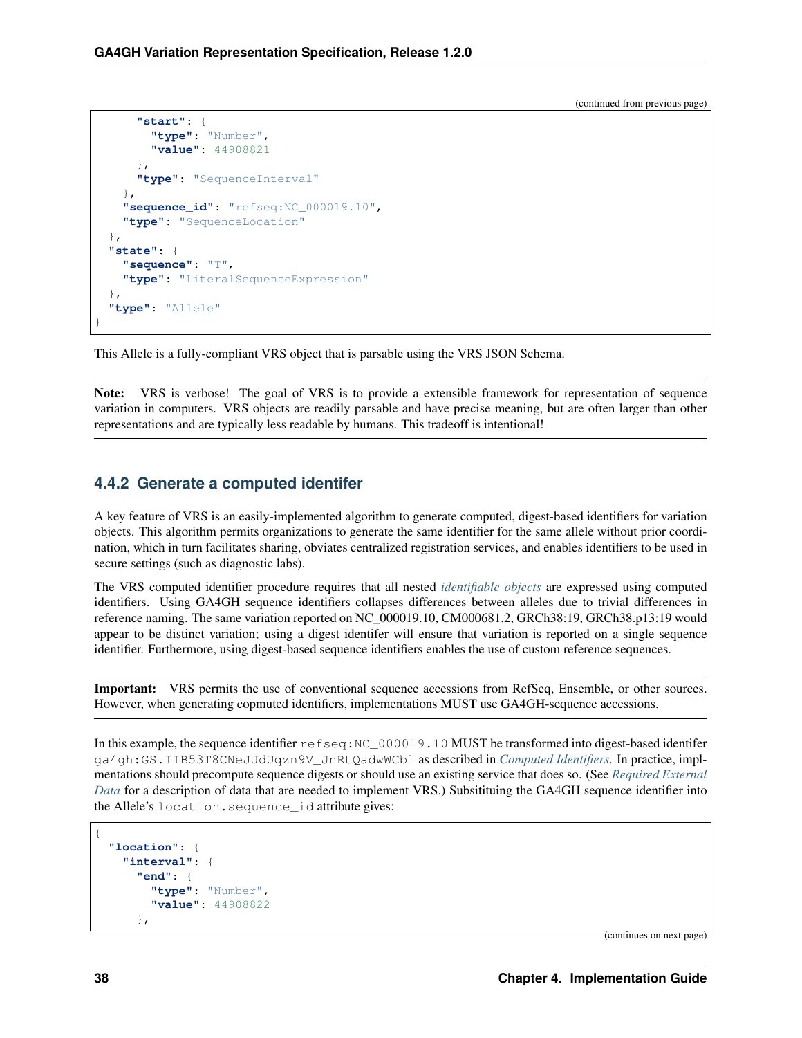(continued from previous page)

```
      "start": {
        "type": "Number",
        "value": 44908821
      },
      "type": "SequenceInterval"
    },
    "sequence_id": "refseq:NC_000019.10",
    "type": "SequenceLocation"
  },
  "state": {
    "sequence": "T",
    "type": "LiteralSequenceExpression"
  },
  "type": "Allele"
}
```

This Allele is a fully-compliant VRS object that is parsable using the VRS JSON Schema.

**Note:** VRS is verbose! The goal of VRS is to provide a extensible framework for representation of sequence variation in computers. VRS objects are readily parsable and have precise meaning, but are often larger than other representations and are typically less readable by humans. This tradeoff is intentional!

### 4.4.2 Generate a computed identifer

A key feature of VRS is an easily-implemented algorithm to generate computed, digest-based identifiers for variation objects. This algorithm permits organizations to generate the same identifier for the same allele without prior coordination, which in turn facilitates sharing, obviates centralized registration services, and enables identifiers to be used in secure settings (such as diagnostic labs).

The VRS computed identifier procedure requires that all nested *identifiable objects* are expressed using computed identifiers. Using GA4GH sequence identifiers collapses differences between alleles due to trivial differences in reference naming. The same variation reported on NC_000019.10, CM000681.2, GRCh38:19, GRCh38.p13:19 would appear to be distinct variation; using a digest identifer will ensure that variation is reported on a single sequence identifier. Furthermore, using digest-based sequence identifiers enables the use of custom reference sequences.

**Important:** VRS permits the use of conventional sequence accessions from RefSeq, Ensemble, or other sources. However, when generating copmuted identifiers, implementations MUST use GA4GH-sequence accessions.

In this example, the sequence identifier `refseq:NC_000019.10` MUST be transformed into digest-based identifer `ga4gh:GS.IIB53T8CNeJJdUqzn9V_JnRtQadwWCbl` as described in *Computed Identifiers*. In practice, implmentations should precompute sequence digests or should use an existing service that does so. (See *Required External Data* for a description of data that are needed to implement VRS.) Subsituiting the GA4GH sequence identifier into the Allele's `location.sequence_id` attribute gives:

```
{
  "location": {
    "interval": {
      "end": {
        "type": "Number",
        "value": 44908822
      },
```

(continues on next page)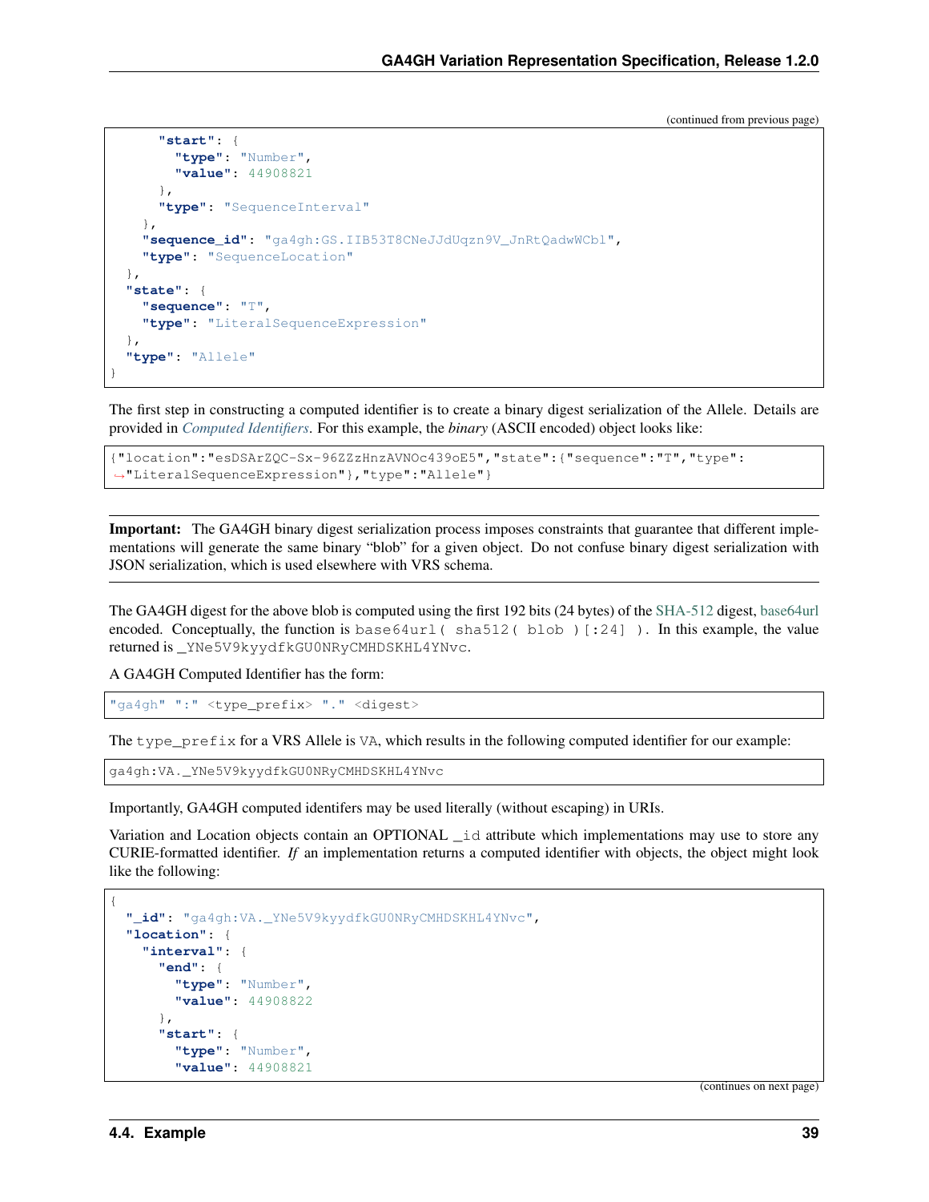(continued from previous page)

```
      "start": {
        "type": "Number",
        "value": 44908821
      },
      "type": "SequenceInterval"
    },
    "sequence_id": "ga4gh:GS.IIB53T8CNeJJdUqzn9V_JnRtQadwWCbl",
    "type": "SequenceLocation"
  },
  "state": {
    "sequence": "T",
    "type": "LiteralSequenceExpression"
  },
  "type": "Allele"
}
```

The first step in constructing a computed identifier is to create a binary digest serialization of the Allele. Details are provided in *Computed Identifiers*. For this example, the *binary* (ASCII encoded) object looks like:

```
{"location":"esDSArZQC-Sx-96ZZzHnzAVNOc439oE5","state":{"sequence":"T","type":
↪"LiteralSequenceExpression"},"type":"Allele"}
```

**Important:** The GA4GH binary digest serialization process imposes constraints that guarantee that different implementations will generate the same binary "blob" for a given object. Do not confuse binary digest serialization with JSON serialization, which is used elsewhere with VRS schema.

The GA4GH digest for the above blob is computed using the first 192 bits (24 bytes) of the SHA-512 digest, base64url encoded. Conceptually, the function is `base64url( sha512( blob )[:24] )`. In this example, the value returned is `_YNe5V9kyydfkGU0NRyCMHDSKHL4YNvc`.

A GA4GH Computed Identifier has the form:

```
"ga4gh" ":" <type_prefix> "." <digest>
```

The `type_prefix` for a VRS Allele is `VA`, which results in the following computed identifier for our example:

```
ga4gh:VA._YNe5V9kyydfkGU0NRyCMHDSKHL4YNvc
```

Importantly, GA4GH computed identifers may be used literally (without escaping) in URIs.

Variation and Location objects contain an OPTIONAL `_id` attribute which implementations may use to store any CURIE-formatted identifier. *If* an implementation returns a computed identifier with objects, the object might look like the following:

```
{
  "_id": "ga4gh:VA._YNe5V9kyydfkGU0NRyCMHDSKHL4YNvc",
  "location": {
    "interval": {
      "end": {
        "type": "Number",
        "value": 44908822
      },
      "start": {
        "type": "Number",
        "value": 44908821
```

(continues on next page)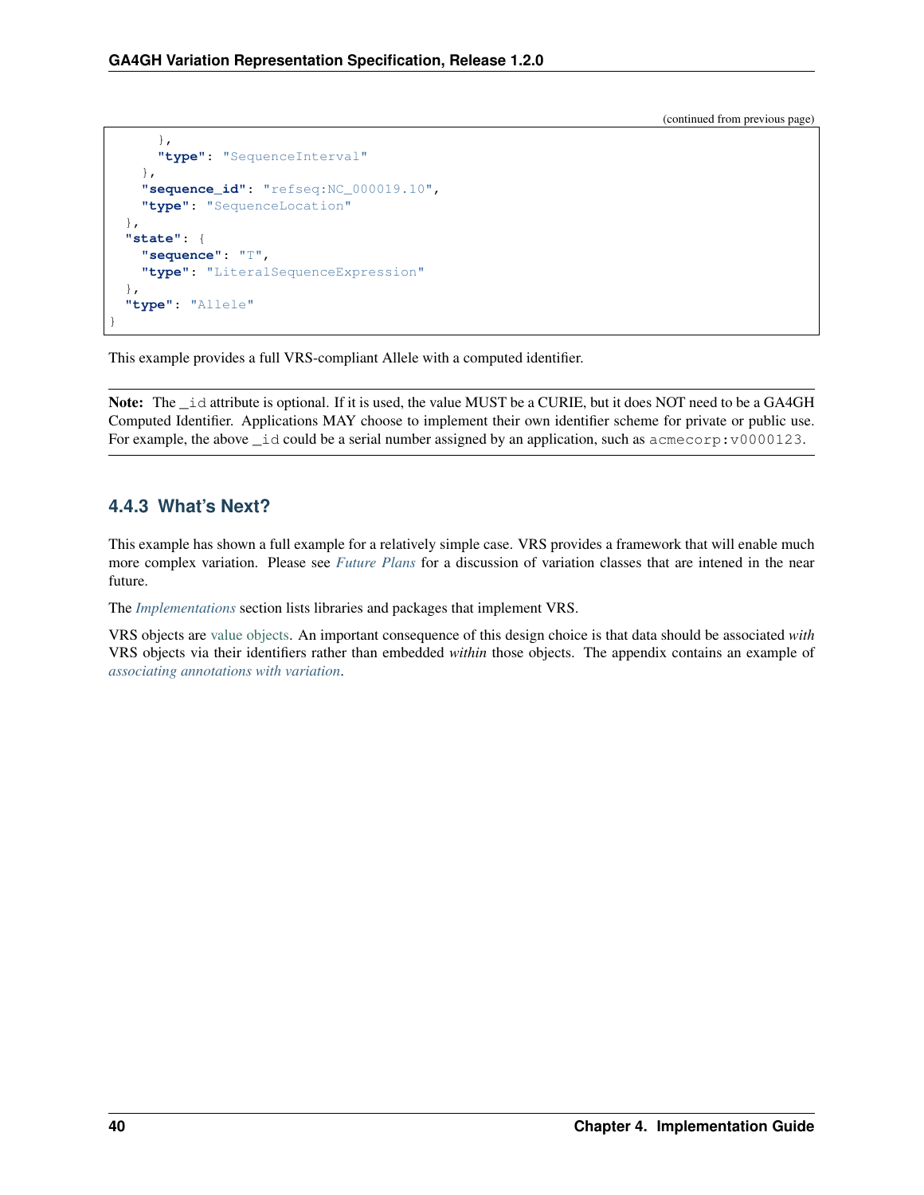(continued from previous page)

```
      },
      "type": "SequenceInterval"
    },
    "sequence_id": "refseq:NC_000019.10",
    "type": "SequenceLocation"
  },
  "state": {
    "sequence": "T",
    "type": "LiteralSequenceExpression"
  },
  "type": "Allele"
}
```

This example provides a full VRS-compliant Allele with a computed identifier.

**Note:** The `_id` attribute is optional. If it is used, the value MUST be a CURIE, but it does NOT need to be a GA4GH Computed Identifier. Applications MAY choose to implement their own identifier scheme for private or public use. For example, the above `_id` could be a serial number assigned by an application, such as `acmecorp:v0000123`.

### 4.4.3 What's Next?

This example has shown a full example for a relatively simple case. VRS provides a framework that will enable much more complex variation. Please see *Future Plans* for a discussion of variation classes that are intened in the near future.

The *Implementations* section lists libraries and packages that implement VRS.

VRS objects are value objects. An important consequence of this design choice is that data should be associated *with* VRS objects via their identifiers rather than embedded *within* those objects. The appendix contains an example of *associating annotations with variation*.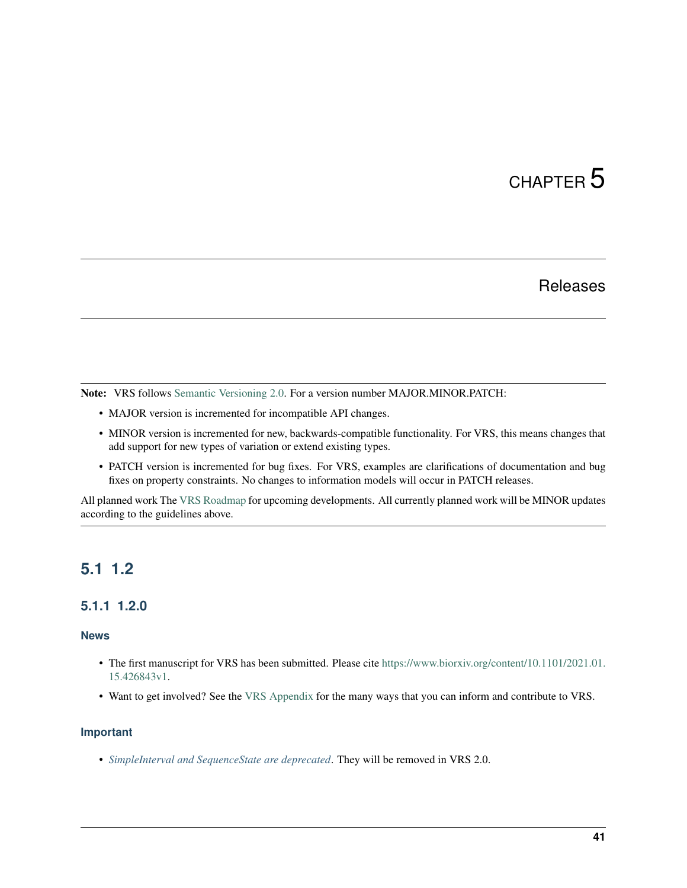# CHAPTER 5

# Releases

**Note:** VRS follows Semantic Versioning 2.0. For a version number MAJOR.MINOR.PATCH:

- MAJOR version is incremented for incompatible API changes.
- MINOR version is incremented for new, backwards-compatible functionality. For VRS, this means changes that add support for new types of variation or extend existing types.
- PATCH version is incremented for bug fixes. For VRS, examples are clarifications of documentation and bug fixes on property constraints. No changes to information models will occur in PATCH releases.

All planned work The VRS Roadmap for upcoming developments. All currently planned work will be MINOR updates according to the guidelines above.

## 5.1 1.2

### 5.1.1 1.2.0

#### News

- The first manuscript for VRS has been submitted. Please cite https://www.biorxiv.org/content/10.1101/2021.01.15.426843v1.
- Want to get involved? See the VRS Appendix for the many ways that you can inform and contribute to VRS.

#### Important

- *SimpleInterval and SequenceState are deprecated*. They will be removed in VRS 2.0.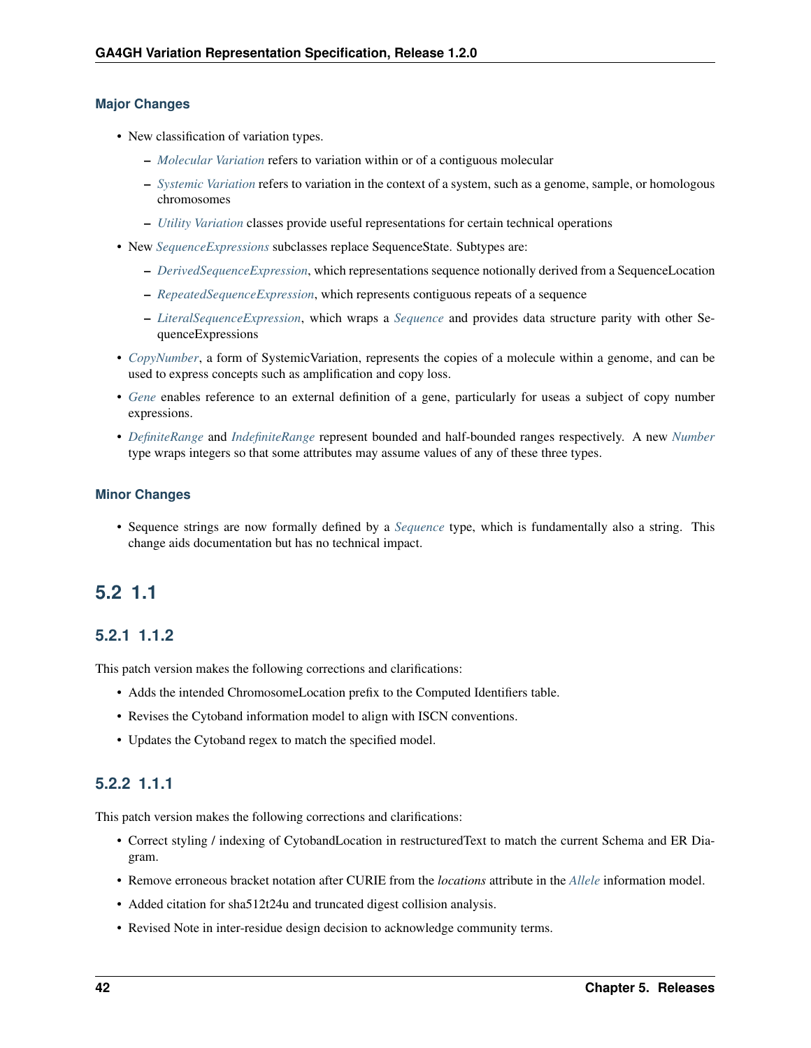#### Major Changes

- New classification of variation types.
  - *Molecular Variation* refers to variation within or of a contiguous molecular
  - *Systemic Variation* refers to variation in the context of a system, such as a genome, sample, or homologous chromosomes
  - *Utility Variation* classes provide useful representations for certain technical operations
- New *SequenceExpressions* subclasses replace SequenceState. Subtypes are:
  - *DerivedSequenceExpression*, which representations sequence notionally derived from a SequenceLocation
  - *RepeatedSequenceExpression*, which represents contiguous repeats of a sequence
  - *LiteralSequenceExpression*, which wraps a *Sequence* and provides data structure parity with other SequenceExpressions
- *CopyNumber*, a form of SystemicVariation, represents the copies of a molecule within a genome, and can be used to express concepts such as amplification and copy loss.
- *Gene* enables reference to an external definition of a gene, particularly for useas a subject of copy number expressions.
- *DefiniteRange* and *IndefiniteRange* represent bounded and half-bounded ranges respectively. A new *Number* type wraps integers so that some attributes may assume values of any of these three types.

#### Minor Changes

- Sequence strings are now formally defined by a *Sequence* type, which is fundamentally also a string. This change aids documentation but has no technical impact.

## 5.2 1.1

### 5.2.1 1.1.2

This patch version makes the following corrections and clarifications:

- Adds the intended ChromosomeLocation prefix to the Computed Identifiers table.
- Revises the Cytoband information model to align with ISCN conventions.
- Updates the Cytoband regex to match the specified model.

### 5.2.2 1.1.1

This patch version makes the following corrections and clarifications:

- Correct styling / indexing of CytobandLocation in restructuredText to match the current Schema and ER Diagram.
- Remove erroneous bracket notation after CURIE from the *locations* attribute in the *Allele* information model.
- Added citation for sha512t24u and truncated digest collision analysis.
- Revised Note in inter-residue design decision to acknowledge community terms.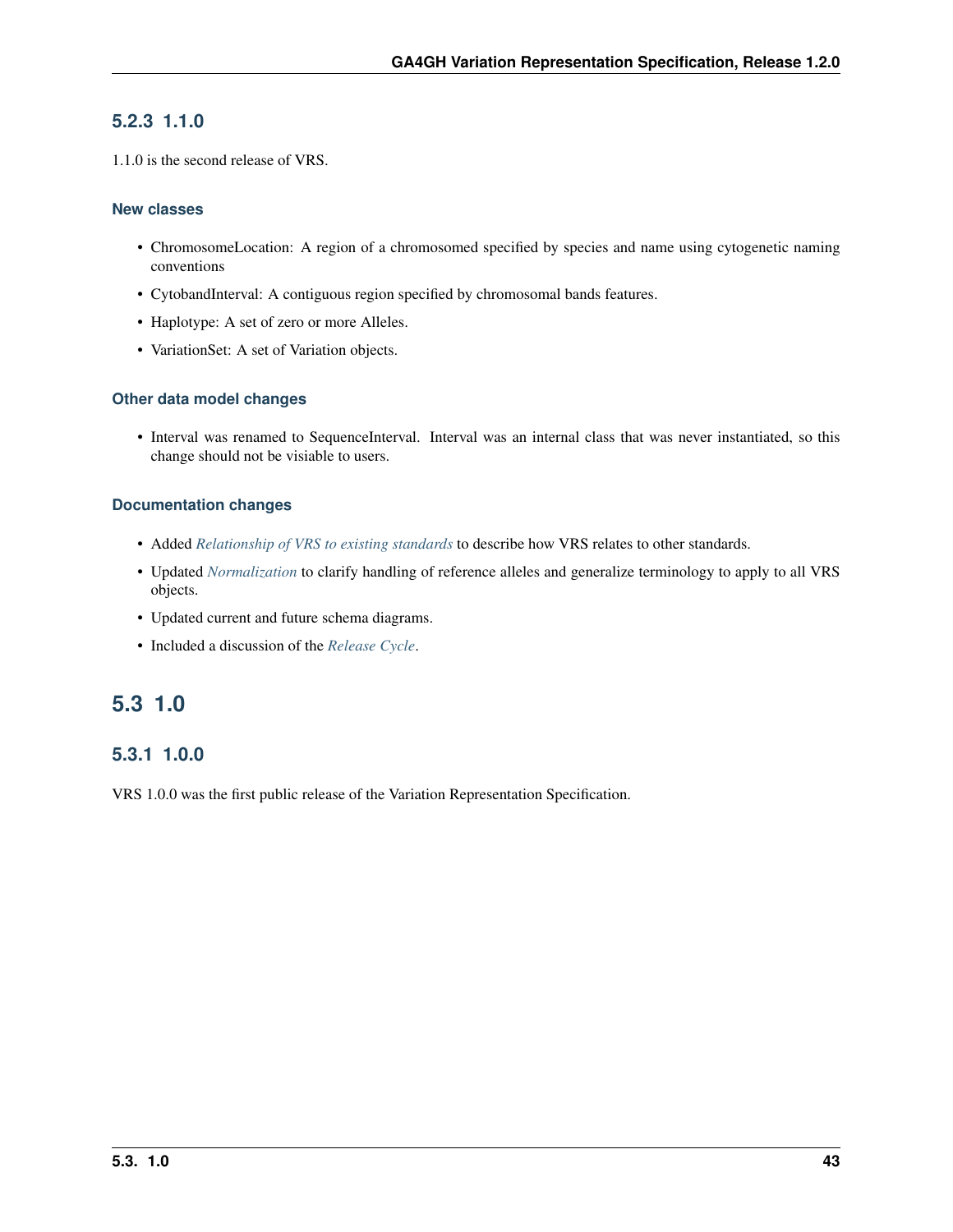### 5.2.3 1.1.0

1.1.0 is the second release of VRS.

#### New classes

- ChromosomeLocation: A region of a chromosomed specified by species and name using cytogenetic naming conventions
- CytobandInterval: A contiguous region specified by chromosomal bands features.
- Haplotype: A set of zero or more Alleles.
- VariationSet: A set of Variation objects.

#### Other data model changes

- Interval was renamed to SequenceInterval. Interval was an internal class that was never instantiated, so this change should not be visiable to users.

#### Documentation changes

- Added *Relationship of VRS to existing standards* to describe how VRS relates to other standards.
- Updated *Normalization* to clarify handling of reference alleles and generalize terminology to apply to all VRS objects.
- Updated current and future schema diagrams.
- Included a discussion of the *Release Cycle*.

## 5.3 1.0

### 5.3.1 1.0.0

VRS 1.0.0 was the first public release of the Variation Representation Specification.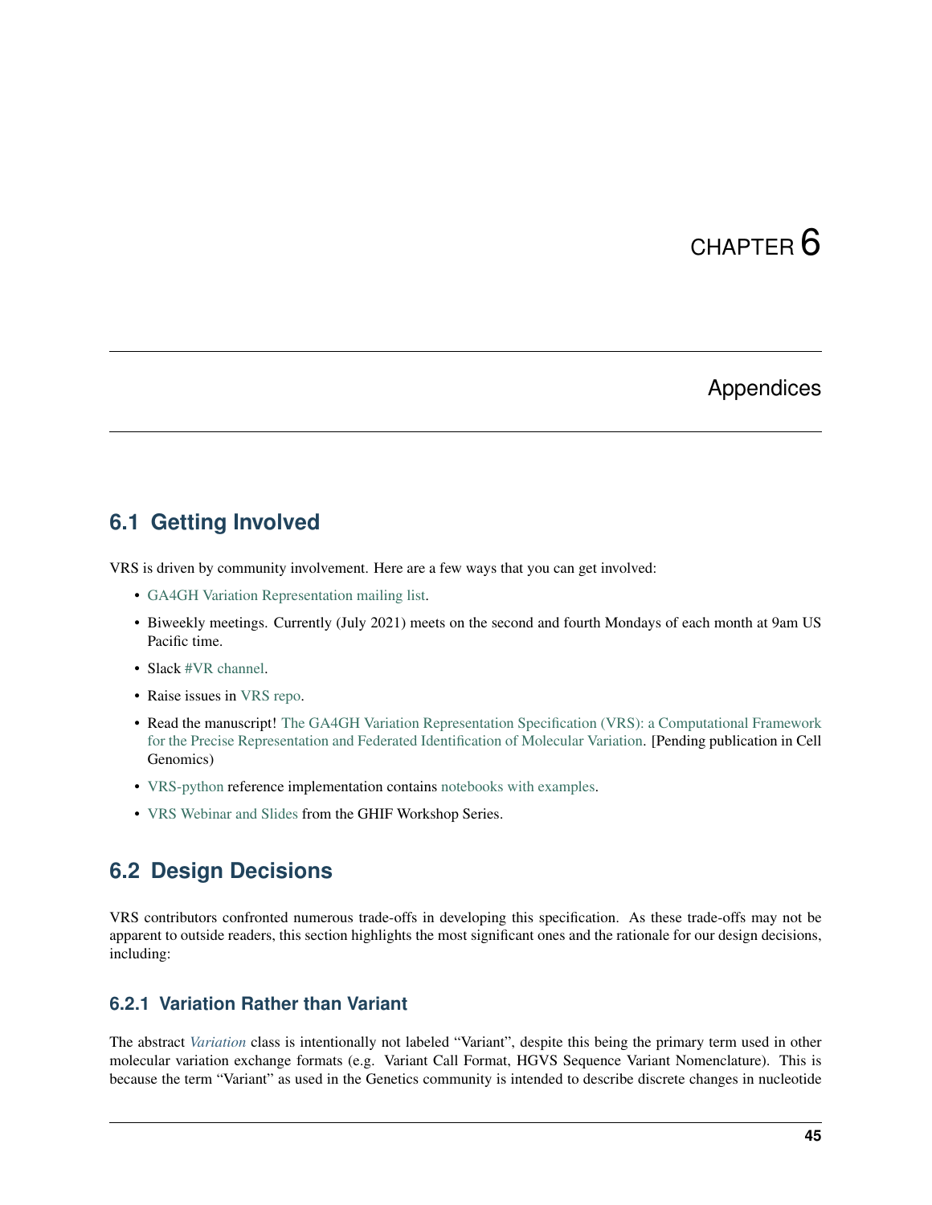# CHAPTER 6

# Appendices

## 6.1 Getting Involved

VRS is driven by community involvement. Here are a few ways that you can get involved:

- GA4GH Variation Representation mailing list.
- Biweekly meetings. Currently (July 2021) meets on the second and fourth Mondays of each month at 9am US Pacific time.
- Slack #VR channel.
- Raise issues in VRS repo.
- Read the manuscript! The GA4GH Variation Representation Specification (VRS): a Computational Framework for the Precise Representation and Federated Identification of Molecular Variation. [Pending publication in Cell Genomics)
- VRS-python reference implementation contains notebooks with examples.
- VRS Webinar and Slides from the GHIF Workshop Series.

## 6.2 Design Decisions

VRS contributors confronted numerous trade-offs in developing this specification. As these trade-offs may not be apparent to outside readers, this section highlights the most significant ones and the rationale for our design decisions, including:

### 6.2.1 Variation Rather than Variant

The abstract *Variation* class is intentionally not labeled "Variant", despite this being the primary term used in other molecular variation exchange formats (e.g. Variant Call Format, HGVS Sequence Variant Nomenclature). This is because the term "Variant" as used in the Genetics community is intended to describe discrete changes in nucleotide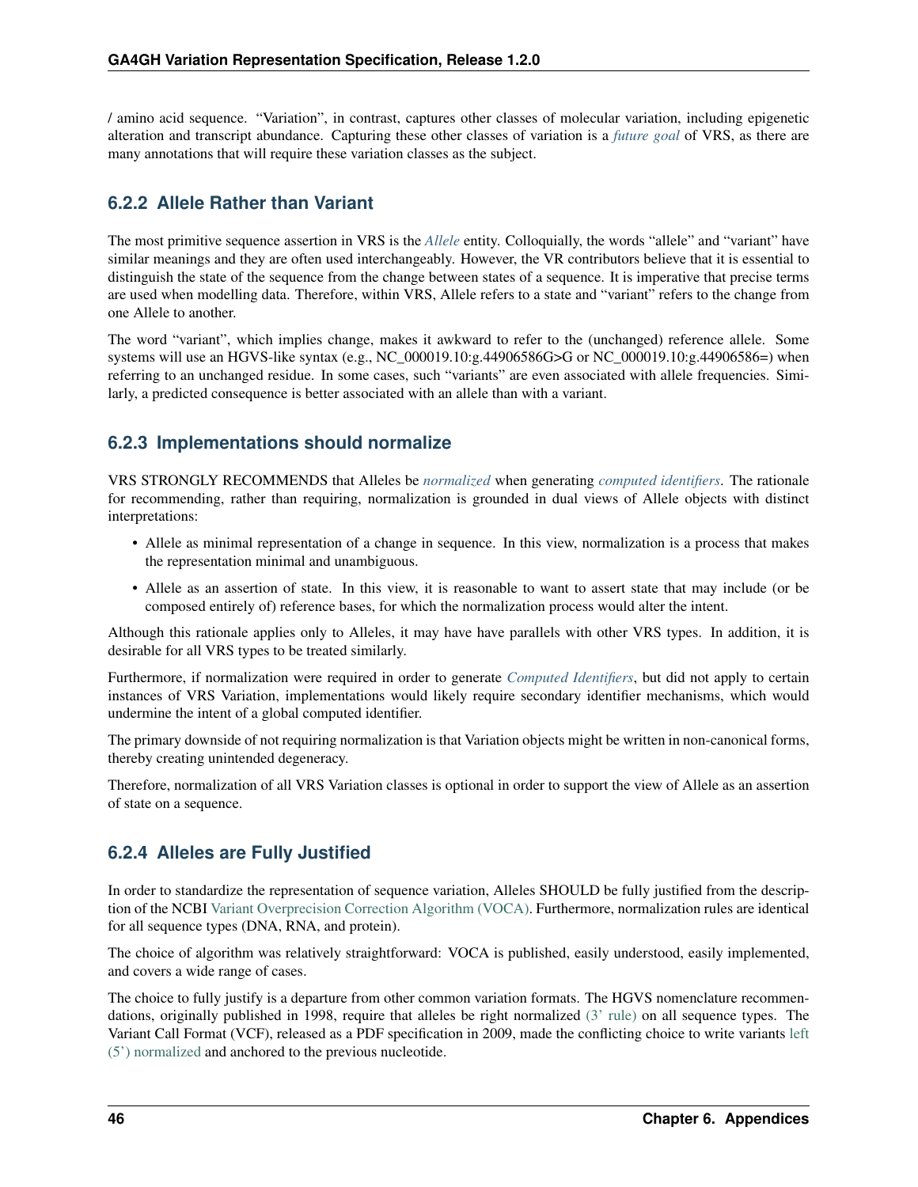/ amino acid sequence. "Variation", in contrast, captures other classes of molecular variation, including epigenetic alteration and transcript abundance. Capturing these other classes of variation is a *future goal* of VRS, as there are many annotations that will require these variation classes as the subject.

### 6.2.2 Allele Rather than Variant

The most primitive sequence assertion in VRS is the *Allele* entity. Colloquially, the words "allele" and "variant" have similar meanings and they are often used interchangeably. However, the VR contributors believe that it is essential to distinguish the state of the sequence from the change between states of a sequence. It is imperative that precise terms are used when modelling data. Therefore, within VRS, Allele refers to a state and "variant" refers to the change from one Allele to another.

The word "variant", which implies change, makes it awkward to refer to the (unchanged) reference allele. Some systems will use an HGVS-like syntax (e.g., NC_000019.10:g.44906586G>G or NC_000019.10:g.44906586=) when referring to an unchanged residue. In some cases, such "variants" are even associated with allele frequencies. Similarly, a predicted consequence is better associated with an allele than with a variant.

### 6.2.3 Implementations should normalize

VRS STRONGLY RECOMMENDS that Alleles be *normalized* when generating *computed identifiers*. The rationale for recommending, rather than requiring, normalization is grounded in dual views of Allele objects with distinct interpretations:

- Allele as minimal representation of a change in sequence. In this view, normalization is a process that makes the representation minimal and unambiguous.
- Allele as an assertion of state. In this view, it is reasonable to want to assert state that may include (or be composed entirely of) reference bases, for which the normalization process would alter the intent.

Although this rationale applies only to Alleles, it may have have parallels with other VRS types. In addition, it is desirable for all VRS types to be treated similarly.

Furthermore, if normalization were required in order to generate *Computed Identifiers*, but did not apply to certain instances of VRS Variation, implementations would likely require secondary identifier mechanisms, which would undermine the intent of a global computed identifier.

The primary downside of not requiring normalization is that Variation objects might be written in non-canonical forms, thereby creating unintended degeneracy.

Therefore, normalization of all VRS Variation classes is optional in order to support the view of Allele as an assertion of state on a sequence.

### 6.2.4 Alleles are Fully Justified

In order to standardize the representation of sequence variation, Alleles SHOULD be fully justified from the description of the NCBI Variant Overprecision Correction Algorithm (VOCA). Furthermore, normalization rules are identical for all sequence types (DNA, RNA, and protein).

The choice of algorithm was relatively straightforward: VOCA is published, easily understood, easily implemented, and covers a wide range of cases.

The choice to fully justify is a departure from other common variation formats. The HGVS nomenclature recommendations, originally published in 1998, require that alleles be right normalized (3' rule) on all sequence types. The Variant Call Format (VCF), released as a PDF specification in 2009, made the conflicting choice to write variants left (5') normalized and anchored to the previous nucleotide.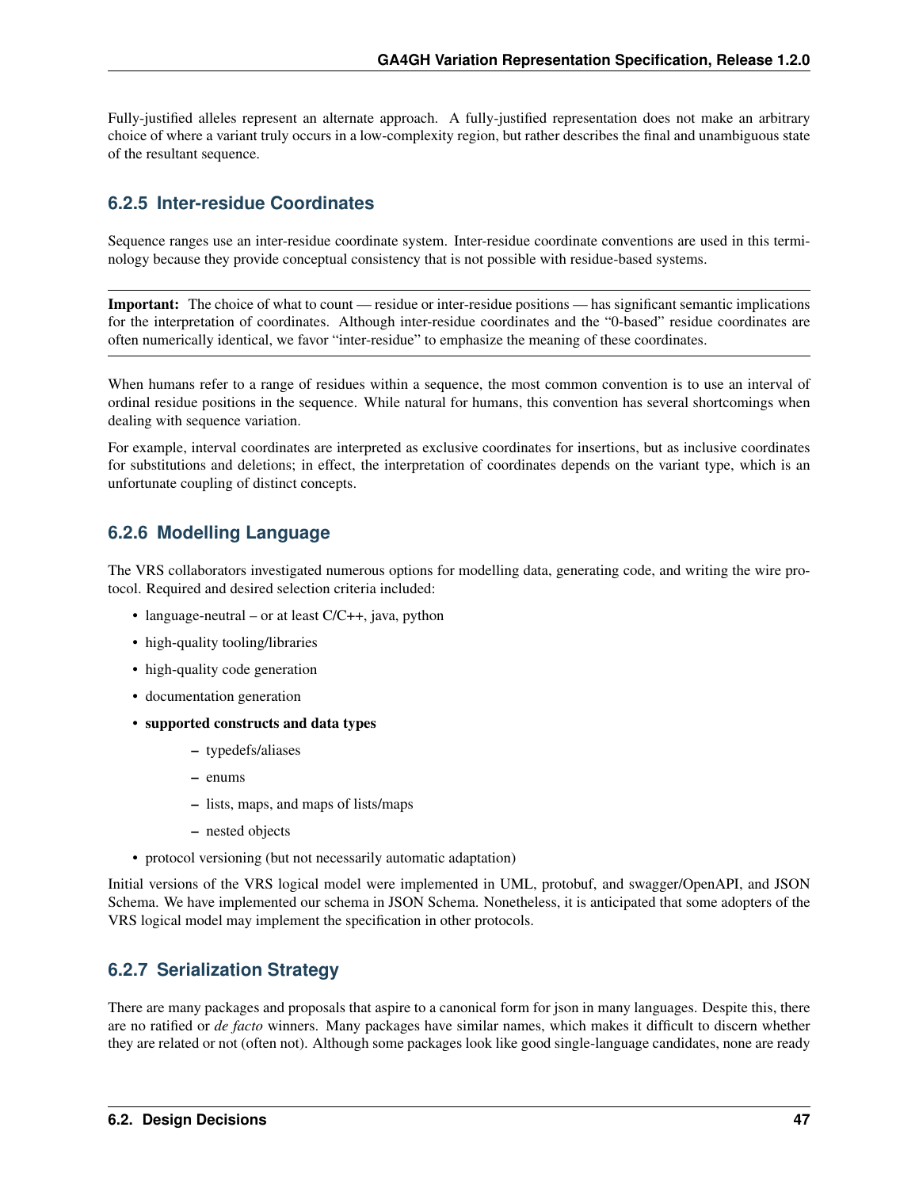Fully-justified alleles represent an alternate approach. A fully-justified representation does not make an arbitrary choice of where a variant truly occurs in a low-complexity region, but rather describes the final and unambiguous state of the resultant sequence.

### 6.2.5 Inter-residue Coordinates

Sequence ranges use an inter-residue coordinate system. Inter-residue coordinate conventions are used in this terminology because they provide conceptual consistency that is not possible with residue-based systems.

---

**Important:** The choice of what to count — residue or inter-residue positions — has significant semantic implications for the interpretation of coordinates. Although inter-residue coordinates and the "0-based" residue coordinates are often numerically identical, we favor "inter-residue" to emphasize the meaning of these coordinates.

---

When humans refer to a range of residues within a sequence, the most common convention is to use an interval of ordinal residue positions in the sequence. While natural for humans, this convention has several shortcomings when dealing with sequence variation.

For example, interval coordinates are interpreted as exclusive coordinates for insertions, but as inclusive coordinates for substitutions and deletions; in effect, the interpretation of coordinates depends on the variant type, which is an unfortunate coupling of distinct concepts.

### 6.2.6 Modelling Language

The VRS collaborators investigated numerous options for modelling data, generating code, and writing the wire protocol. Required and desired selection criteria included:

- language-neutral – or at least C/C++, java, python
- high-quality tooling/libraries
- high-quality code generation
- documentation generation
- **supported constructs and data types**
  - typedefs/aliases
  - enums
  - lists, maps, and maps of lists/maps
  - nested objects
- protocol versioning (but not necessarily automatic adaptation)

Initial versions of the VRS logical model were implemented in UML, protobuf, and swagger/OpenAPI, and JSON Schema. We have implemented our schema in JSON Schema. Nonetheless, it is anticipated that some adopters of the VRS logical model may implement the specification in other protocols.

### 6.2.7 Serialization Strategy

There are many packages and proposals that aspire to a canonical form for json in many languages. Despite this, there are no ratified or *de facto* winners. Many packages have similar names, which makes it difficult to discern whether they are related or not (often not). Although some packages look like good single-language candidates, none are ready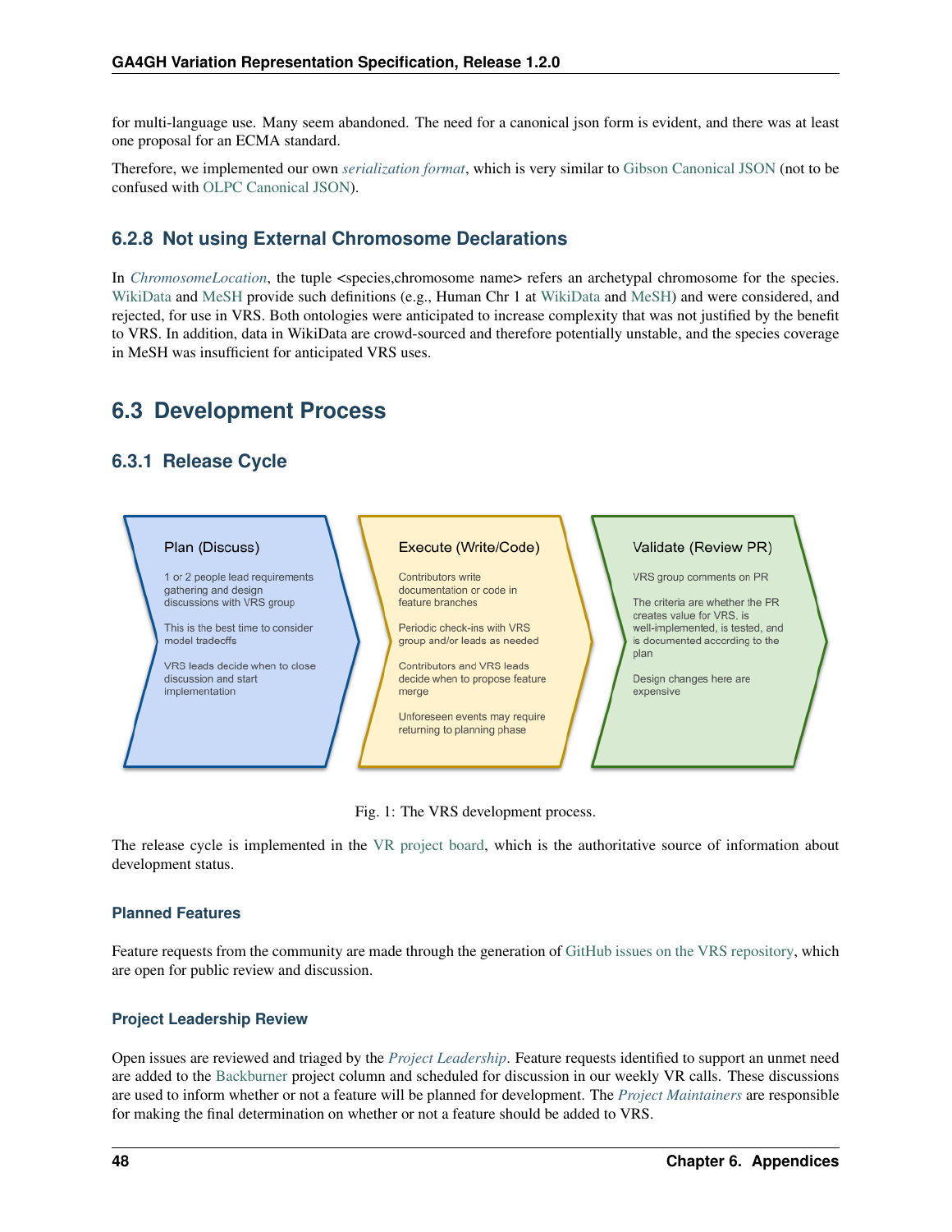for multi-language use. Many seem abandoned. The need for a canonical json form is evident, and there was at least one proposal for an ECMA standard.

Therefore, we implemented our own *serialization format*, which is very similar to Gibson Canonical JSON (not to be confused with OLPC Canonical JSON).

### 6.2.8 Not using External Chromosome Declarations

In *ChromosomeLocation*, the tuple <species,chromosome name> refers an archetypal chromosome for the species. WikiData and MeSH provide such definitions (e.g., Human Chr 1 at WikiData and MeSH) and were considered, and rejected, for use in VRS. Both ontologies were anticipated to increase complexity that was not justified by the benefit to VRS. In addition, data in WikiData are crowd-sourced and therefore potentially unstable, and the species coverage in MeSH was insufficient for anticipated VRS uses.

## 6.3 Development Process

### 6.3.1 Release Cycle

**Plan (Discuss)**

1 or 2 people lead requirements gathering and design discussions with VRS group

This is the best time to consider model tradeoffs

VRS leads decide when to close discussion and start implementation

**Execute (Write/Code)**

Contributors write documentation or code in feature branches

Periodic check-ins with VRS group and/or leads as needed

Contributors and VRS leads decide when to propose feature merge

Unforeseen events may require returning to planning phase

**Validate (Review PR)**

VRS group comments on PR

The criteria are whether the PR creates value for VRS, is well-implemented, is tested, and is documented according to the plan

Design changes here are expensive

Fig. 1: The VRS development process.

The release cycle is implemented in the VR project board, which is the authoritative source of information about development status.

#### Planned Features

Feature requests from the community are made through the generation of GitHub issues on the VRS repository, which are open for public review and discussion.

#### Project Leadership Review

Open issues are reviewed and triaged by the *Project Leadership*. Feature requests identified to support an unmet need are added to the Backburner project column and scheduled for discussion in our weekly VR calls. These discussions are used to inform whether or not a feature will be planned for development. The *Project Maintainers* are responsible for making the final determination on whether or not a feature should be added to VRS.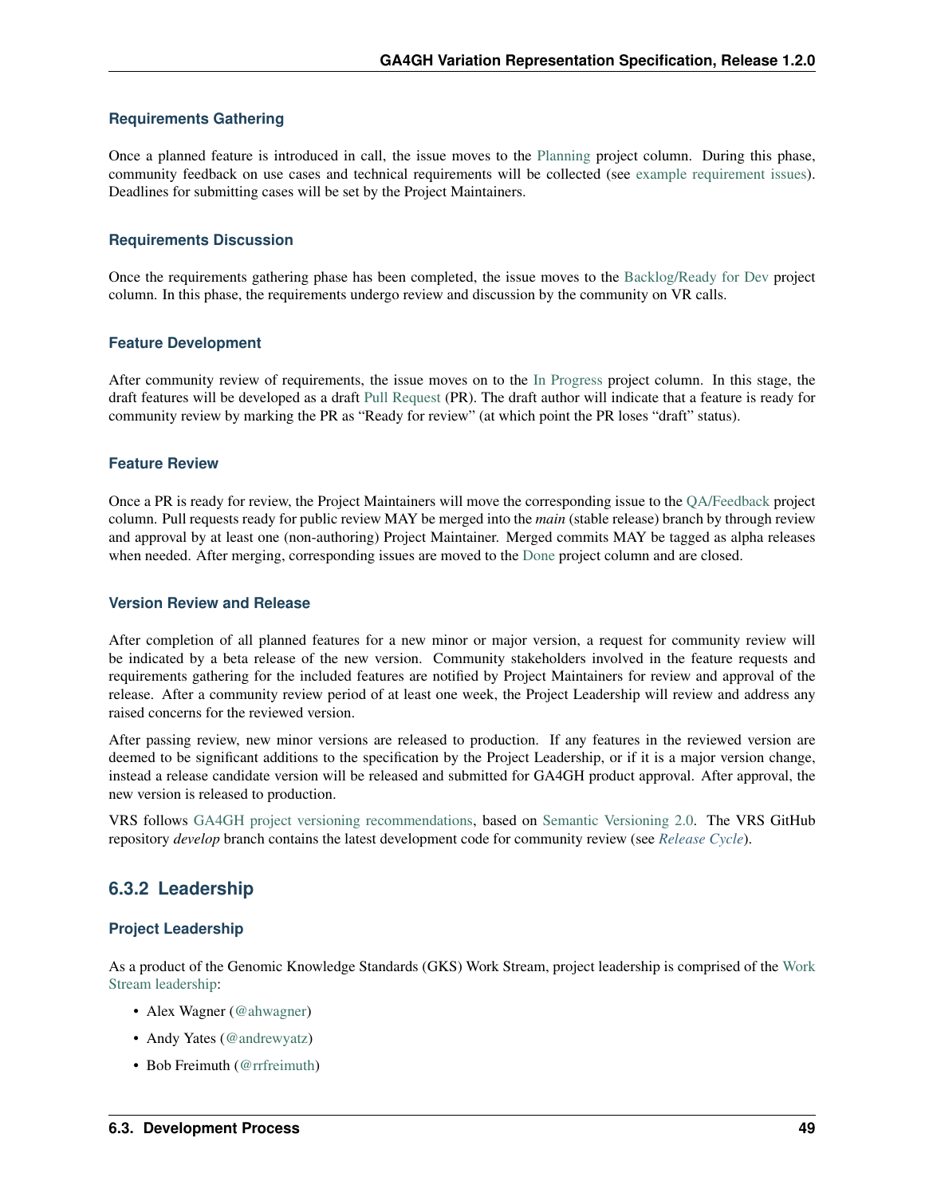#### Requirements Gathering

Once a planned feature is introduced in call, the issue moves to the Planning project column. During this phase, community feedback on use cases and technical requirements will be collected (see example requirement issues). Deadlines for submitting cases will be set by the Project Maintainers.

#### Requirements Discussion

Once the requirements gathering phase has been completed, the issue moves to the Backlog/Ready for Dev project column. In this phase, the requirements undergo review and discussion by the community on VR calls.

#### Feature Development

After community review of requirements, the issue moves on to the In Progress project column. In this stage, the draft features will be developed as a draft Pull Request (PR). The draft author will indicate that a feature is ready for community review by marking the PR as "Ready for review" (at which point the PR loses "draft" status).

#### Feature Review

Once a PR is ready for review, the Project Maintainers will move the corresponding issue to the QA/Feedback project column. Pull requests ready for public review MAY be merged into the *main* (stable release) branch by through review and approval by at least one (non-authoring) Project Maintainer. Merged commits MAY be tagged as alpha releases when needed. After merging, corresponding issues are moved to the Done project column and are closed.

#### Version Review and Release

After completion of all planned features for a new minor or major version, a request for community review will be indicated by a beta release of the new version. Community stakeholders involved in the feature requests and requirements gathering for the included features are notified by Project Maintainers for review and approval of the release. After a community review period of at least one week, the Project Leadership will review and address any raised concerns for the reviewed version.

After passing review, new minor versions are released to production. If any features in the reviewed version are deemed to be significant additions to the specification by the Project Leadership, or if it is a major version change, instead a release candidate version will be released and submitted for GA4GH product approval. After approval, the new version is released to production.

VRS follows GA4GH project versioning recommendations, based on Semantic Versioning 2.0. The VRS GitHub repository *develop* branch contains the latest development code for community review (see *Release Cycle*).

### 6.3.2 Leadership

#### Project Leadership

As a product of the Genomic Knowledge Standards (GKS) Work Stream, project leadership is comprised of the Work Stream leadership:

- Alex Wagner (@ahwagner)
- Andy Yates (@andrewyatz)
- Bob Freimuth (@rrfreimuth)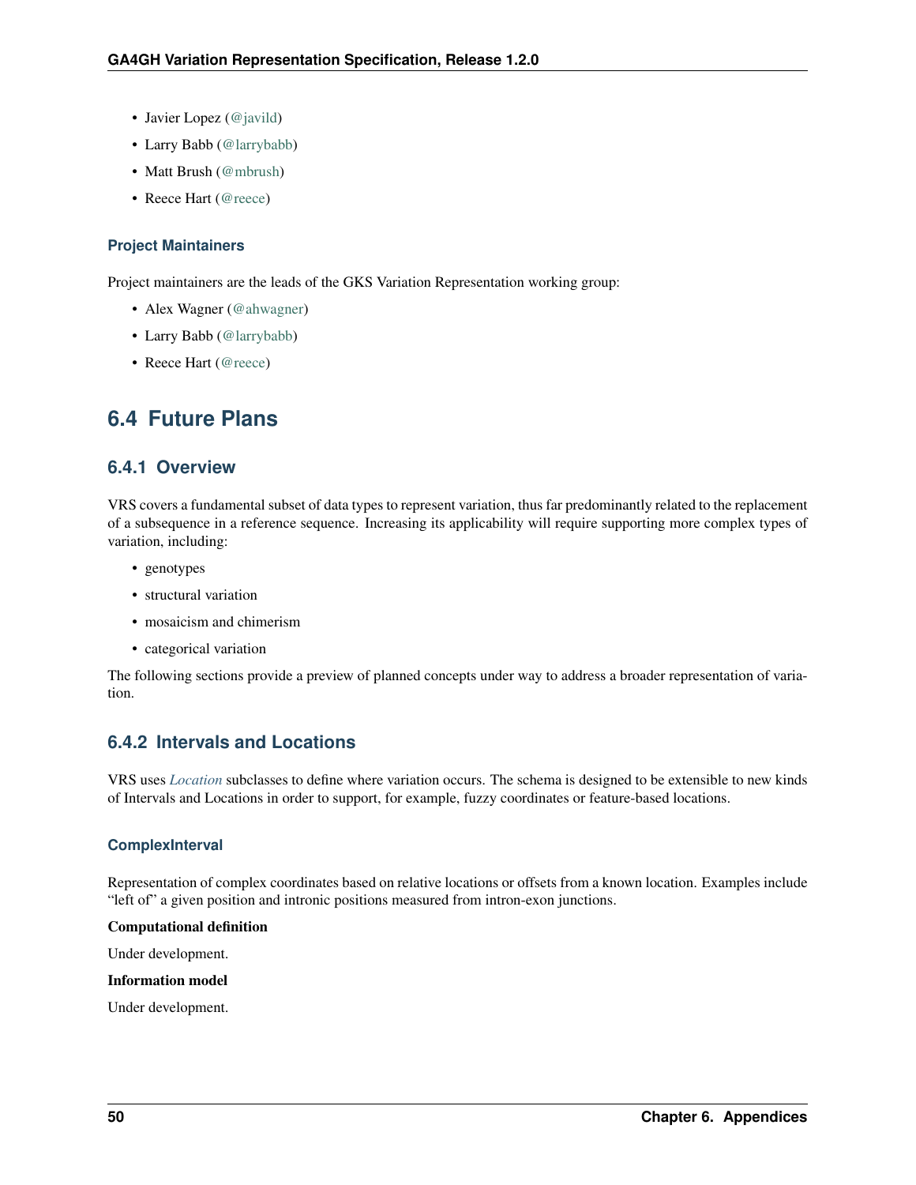- Javier Lopez (@javild)
- Larry Babb (@larrybabb)
- Matt Brush (@mbrush)
- Reece Hart (@reece)

#### Project Maintainers

Project maintainers are the leads of the GKS Variation Representation working group:

- Alex Wagner (@ahwagner)
- Larry Babb (@larrybabb)
- Reece Hart (@reece)

## 6.4 Future Plans

### 6.4.1 Overview

VRS covers a fundamental subset of data types to represent variation, thus far predominantly related to the replacement of a subsequence in a reference sequence. Increasing its applicability will require supporting more complex types of variation, including:

- genotypes
- structural variation
- mosaicism and chimerism
- categorical variation

The following sections provide a preview of planned concepts under way to address a broader representation of variation.

### 6.4.2 Intervals and Locations

VRS uses *Location* subclasses to define where variation occurs. The schema is designed to be extensible to new kinds of Intervals and Locations in order to support, for example, fuzzy coordinates or feature-based locations.

#### ComplexInterval

Representation of complex coordinates based on relative locations or offsets from a known location. Examples include “left of” a given position and intronic positions measured from intron-exon junctions.

**Computational definition**

Under development.

**Information model**

Under development.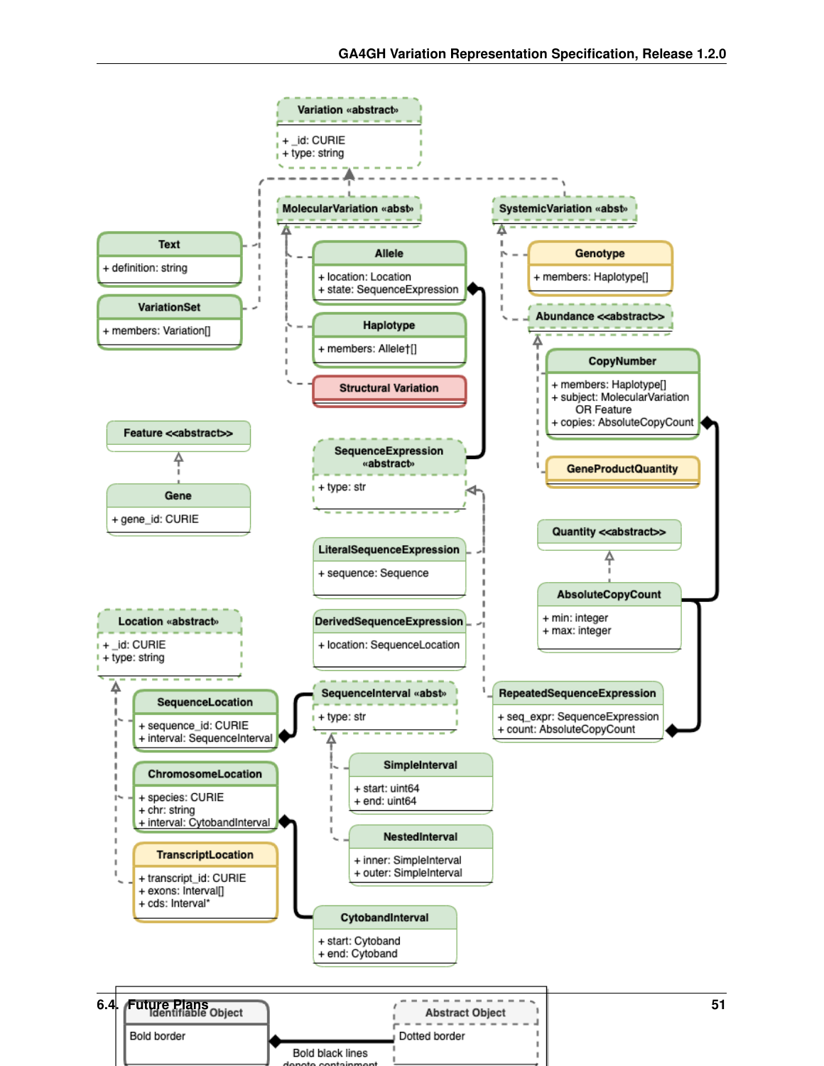Variation «abstract»

+ _id: CURIE
+ type: string

MolecularVariation «abst»

SystemicVariation «abst»

Text

+ definition: string

VariationSet

+ members: Variation[]

Allele

+ location: Location
+ state: SequenceExpression

Haplotype

+ members: Allele†[]

Structural Variation

Genotype

+ members: Haplotype[]

Abundance <<abstract>>

CopyNumber

+ members: Haplotype[]
+ subject: MolecularVariation OR Feature
+ copies: AbsoluteCopyCount

GeneProductQuantity

Feature <<abstract>>

Gene

+ gene_id: CURIE

SequenceExpression «abstract»

+ type: str

LiteralSequenceExpression

+ sequence: Sequence

DerivedSequenceExpression

+ location: SequenceLocation

Quantity <<abstract>>

AbsoluteCopyCount

+ min: integer
+ max: integer

Location «abstract»

+ _id: CURIE
+ type: string

SequenceLocation

+ sequence_id: CURIE
+ interval: SequenceInterval

SequenceInterval «abst»

+ type: str

RepeatedSequenceExpression

+ seq_expr: SequenceExpression
+ count: AbsoluteCopyCount

SimpleInterval

+ start: uint64
+ end: uint64

ChromosomeLocation

+ species: CURIE
+ chr: string
+ interval: CytobandInterval

NestedInterval

+ inner: SimpleInterval
+ outer: SimpleInterval

TranscriptLocation

+ transcript_id: CURIE
+ exons: Interval[]
+ cds: Interval*

CytobandInterval

+ start: Cytoband
+ end: Cytoband

## 6.4. Future Plans

Identifiable Object

Bold border

Abstract Object

Dotted border

Bold black lines denote containment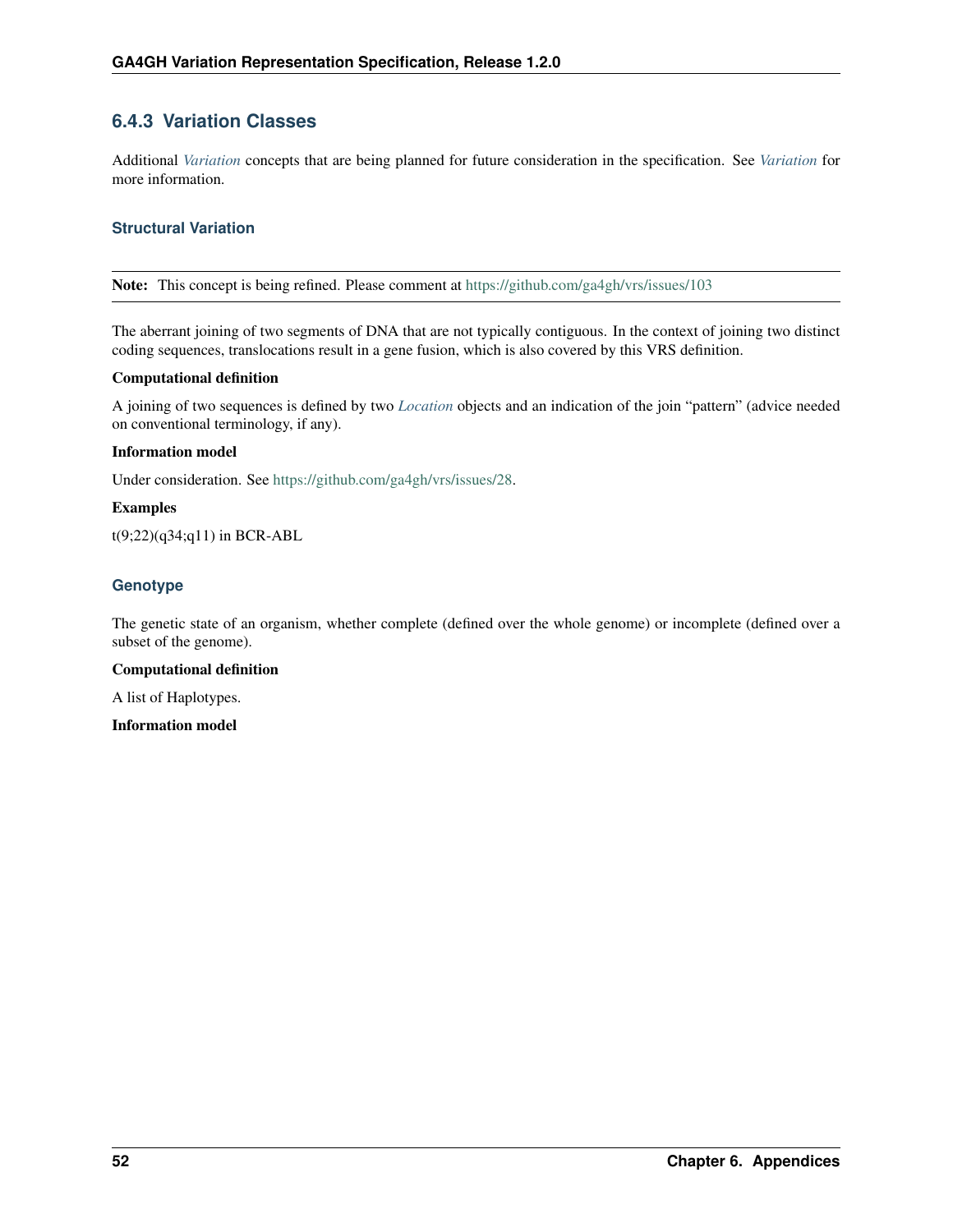### 6.4.3 Variation Classes

Additional *Variation* concepts that are being planned for future consideration in the specification. See *Variation* for more information.

#### Structural Variation

**Note:** This concept is being refined. Please comment at https://github.com/ga4gh/vrs/issues/103

The aberrant joining of two segments of DNA that are not typically contiguous. In the context of joining two distinct coding sequences, translocations result in a gene fusion, which is also covered by this VRS definition.

**Computational definition**

A joining of two sequences is defined by two *Location* objects and an indication of the join "pattern" (advice needed on conventional terminology, if any).

**Information model**

Under consideration. See https://github.com/ga4gh/vrs/issues/28.

**Examples**

t(9;22)(q34;q11) in BCR-ABL

#### Genotype

The genetic state of an organism, whether complete (defined over the whole genome) or incomplete (defined over a subset of the genome).

**Computational definition**

A list of Haplotypes.

**Information model**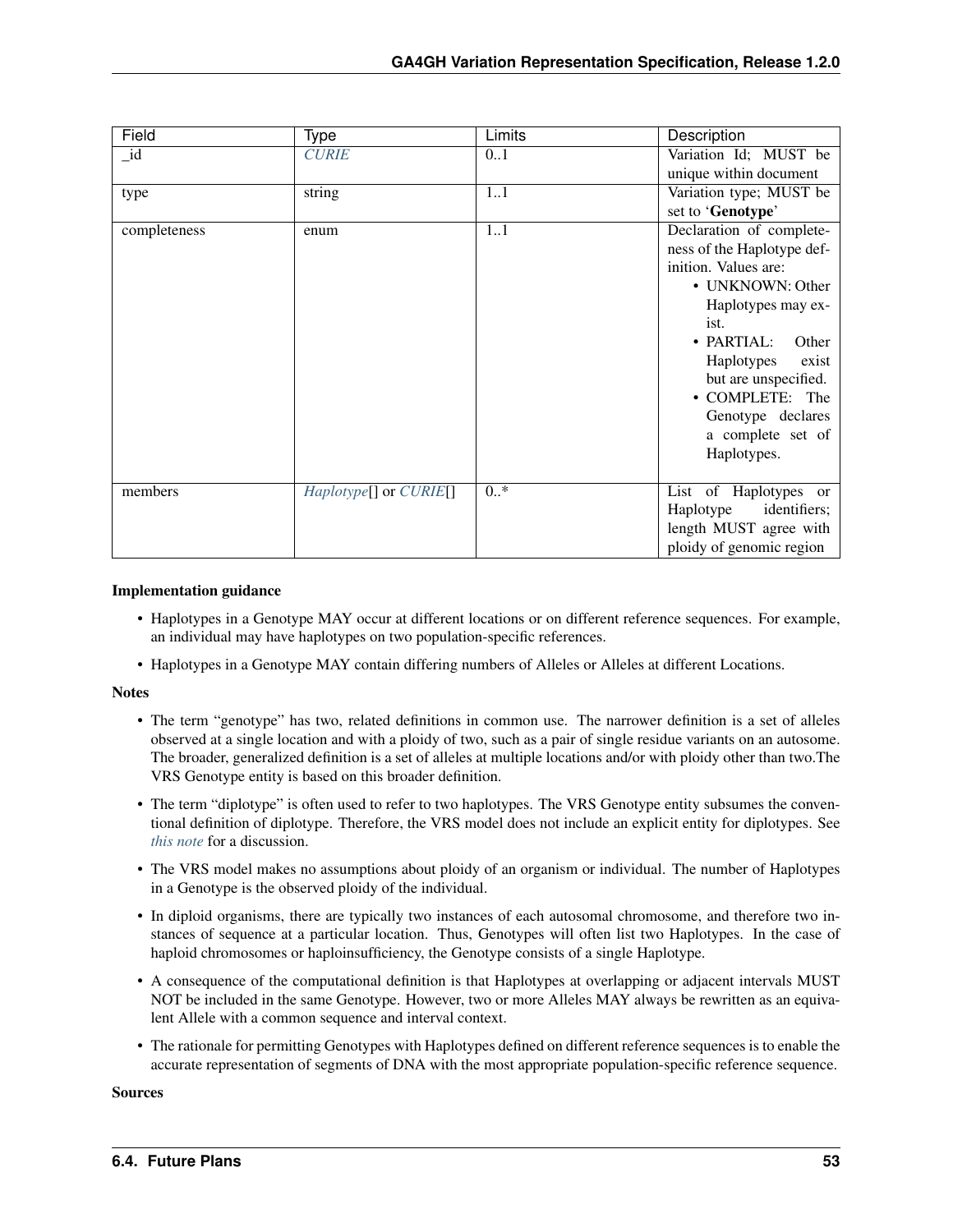| Field | Type | Limits | Description |
|---|---|---|---|
| _id | *CURIE* | 0..1 | Variation Id; MUST be unique within document |
| type | string | 1..1 | Variation type; MUST be set to '**Genotype**' |
| completeness | enum | 1..1 | Declaration of completeness of the Haplotype definition. Values are: <br>• UNKNOWN: Other Haplotypes may exist. <br>• PARTIAL: Other Haplotypes exist but are unspecified. <br>• COMPLETE: The Genotype declares a complete set of Haplotypes. |
| members | *Haplotype*[] or *CURIE*[] | 0..* | List of Haplotypes or Haplotype identifiers; length MUST agree with ploidy of genomic region |

**Implementation guidance**

- Haplotypes in a Genotype MAY occur at different locations or on different reference sequences. For example, an individual may have haplotypes on two population-specific references.
- Haplotypes in a Genotype MAY contain differing numbers of Alleles or Alleles at different Locations.

**Notes**

- The term "genotype" has two, related definitions in common use. The narrower definition is a set of alleles observed at a single location and with a ploidy of two, such as a pair of single residue variants on an autosome. The broader, generalized definition is a set of alleles at multiple locations and/or with ploidy other than two.The VRS Genotype entity is based on this broader definition.
- The term "diplotype" is often used to refer to two haplotypes. The VRS Genotype entity subsumes the conventional definition of diplotype. Therefore, the VRS model does not include an explicit entity for diplotypes. See *this note* for a discussion.
- The VRS model makes no assumptions about ploidy of an organism or individual. The number of Haplotypes in a Genotype is the observed ploidy of the individual.
- In diploid organisms, there are typically two instances of each autosomal chromosome, and therefore two instances of sequence at a particular location. Thus, Genotypes will often list two Haplotypes. In the case of haploid chromosomes or haploinsufficiency, the Genotype consists of a single Haplotype.
- A consequence of the computational definition is that Haplotypes at overlapping or adjacent intervals MUST NOT be included in the same Genotype. However, two or more Alleles MAY always be rewritten as an equivalent Allele with a common sequence and interval context.
- The rationale for permitting Genotypes with Haplotypes defined on different reference sequences is to enable the accurate representation of segments of DNA with the most appropriate population-specific reference sequence.

**Sources**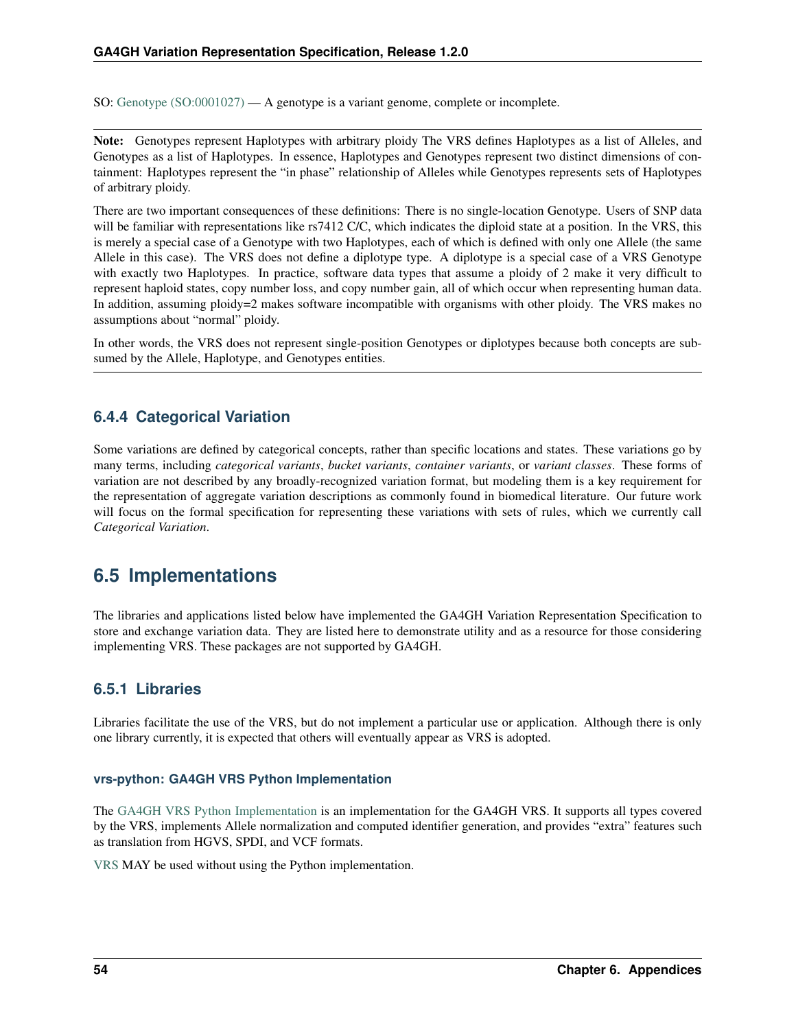SO: Genotype (SO:0001027) — A genotype is a variant genome, complete or incomplete.

---

**Note:** Genotypes represent Haplotypes with arbitrary ploidy The VRS defines Haplotypes as a list of Alleles, and Genotypes as a list of Haplotypes. In essence, Haplotypes and Genotypes represent two distinct dimensions of containment: Haplotypes represent the "in phase" relationship of Alleles while Genotypes represents sets of Haplotypes of arbitrary ploidy.

There are two important consequences of these definitions: There is no single-location Genotype. Users of SNP data will be familiar with representations like rs7412 C/C, which indicates the diploid state at a position. In the VRS, this is merely a special case of a Genotype with two Haplotypes, each of which is defined with only one Allele (the same Allele in this case). The VRS does not define a diplotype type. A diplotype is a special case of a VRS Genotype with exactly two Haplotypes. In practice, software data types that assume a ploidy of 2 make it very difficult to represent haploid states, copy number loss, and copy number gain, all of which occur when representing human data. In addition, assuming ploidy=2 makes software incompatible with organisms with other ploidy. The VRS makes no assumptions about "normal" ploidy.

In other words, the VRS does not represent single-position Genotypes or diplotypes because both concepts are subsumed by the Allele, Haplotype, and Genotypes entities.

---

### 6.4.4 Categorical Variation

Some variations are defined by categorical concepts, rather than specific locations and states. These variations go by many terms, including *categorical variants*, *bucket variants*, *container variants*, or *variant classes*. These forms of variation are not described by any broadly-recognized variation format, but modeling them is a key requirement for the representation of aggregate variation descriptions as commonly found in biomedical literature. Our future work will focus on the formal specification for representing these variations with sets of rules, which we currently call *Categorical Variation*.

## 6.5 Implementations

The libraries and applications listed below have implemented the GA4GH Variation Representation Specification to store and exchange variation data. They are listed here to demonstrate utility and as a resource for those considering implementing VRS. These packages are not supported by GA4GH.

### 6.5.1 Libraries

Libraries facilitate the use of the VRS, but do not implement a particular use or application. Although there is only one library currently, it is expected that others will eventually appear as VRS is adopted.

#### vrs-python: GA4GH VRS Python Implementation

The GA4GH VRS Python Implementation is an implementation for the GA4GH VRS. It supports all types covered by the VRS, implements Allele normalization and computed identifier generation, and provides "extra" features such as translation from HGVS, SPDI, and VCF formats.

VRS MAY be used without using the Python implementation.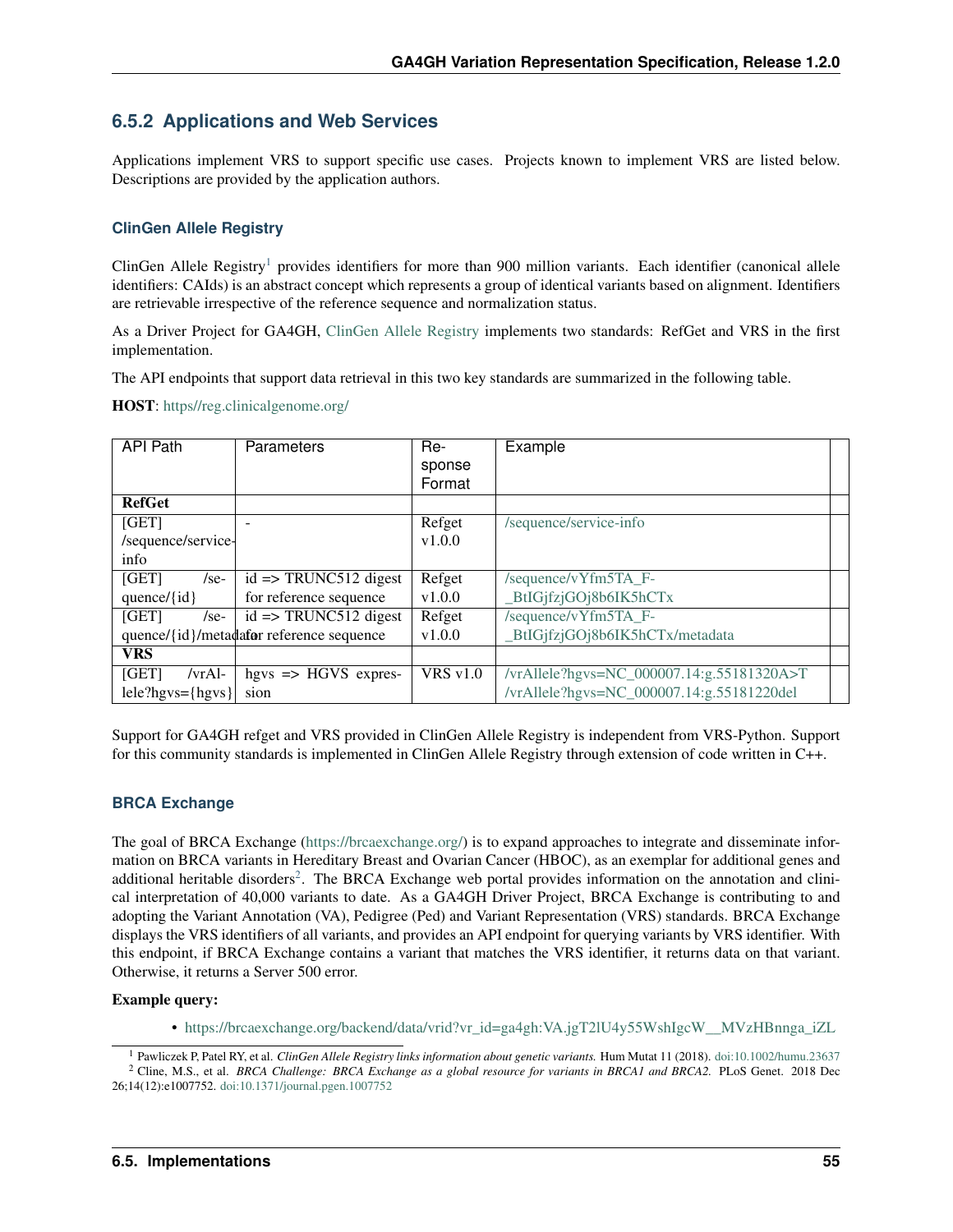### 6.5.2 Applications and Web Services

Applications implement VRS to support specific use cases. Projects known to implement VRS are listed below. Descriptions are provided by the application authors.

#### ClinGen Allele Registry

ClinGen Allele Registry[1] provides identifiers for more than 900 million variants. Each identifier (canonical allele identifiers: CAIds) is an abstract concept which represents a group of identical variants based on alignment. Identifiers are retrievable irrespective of the reference sequence and normalization status.

As a Driver Project for GA4GH, ClinGen Allele Registry implements two standards: RefGet and VRS in the first implementation.

The API endpoints that support data retrieval in this two key standards are summarized in the following table.

**HOST**: https//reg.clinicalgenome.org/

| API Path | Parameters | Response Format | Example |
|---|---|---|---|
| **RefGet** | | | |
| [GET] /sequence/service-info | - | Refget v1.0.0 | /sequence/service-info |
| [GET] /sequence/{id} | id => TRUNC512 digest for reference sequence | Refget v1.0.0 | /sequence/vYfm5TA_F-_BtIGjfzjGOj8b6IK5hCTx |
| [GET] /sequence/{id}/metadata | id => TRUNC512 digest for reference sequence | Refget v1.0.0 | /sequence/vYfm5TA_F-_BtIGjfzjGOj8b6IK5hCTx/metadata |
| **VRS** | | | |
| [GET] /vrAllele?hgvs={hgvs} | hgvs => HGVS expression | VRS v1.0 | /vrAllele?hgvs=NC_000007.14:g.55181320A>T /vrAllele?hgvs=NC_000007.14:g.55181220del |

Support for GA4GH refget and VRS provided in ClinGen Allele Registry is independent from VRS-Python. Support for this community standards is implemented in ClinGen Allele Registry through extension of code written in C++.

#### BRCA Exchange

The goal of BRCA Exchange (https://brcaexchange.org/) is to expand approaches to integrate and disseminate information on BRCA variants in Hereditary Breast and Ovarian Cancer (HBOC), as an exemplar for additional genes and additional heritable disorders[2]. The BRCA Exchange web portal provides information on the annotation and clinical interpretation of 40,000 variants to date. As a GA4GH Driver Project, BRCA Exchange is contributing to and adopting the Variant Annotation (VA), Pedigree (Ped) and Variant Representation (VRS) standards. BRCA Exchange displays the VRS identifiers of all variants, and provides an API endpoint for querying variants by VRS identifier. With this endpoint, if BRCA Exchange contains a variant that matches the VRS identifier, it returns data on that variant. Otherwise, it returns a Server 500 error.

**Example query:**

- https://brcaexchange.org/backend/data/vrid?vr_id=ga4gh:VA.jgT2lU4y55WshIgcW__MVzHBnnga_iZL

[1] Pawliczek P, Patel RY, et al. *ClinGen Allele Registry links information about genetic variants.* Hum Mutat 11 (2018). doi:10.1002/humu.23637

[2] Cline, M.S., et al. *BRCA Challenge: BRCA Exchange as a global resource for variants in BRCA1 and BRCA2.* PLoS Genet. 2018 Dec 26;14(12):e1007752. doi:10.1371/journal.pgen.1007752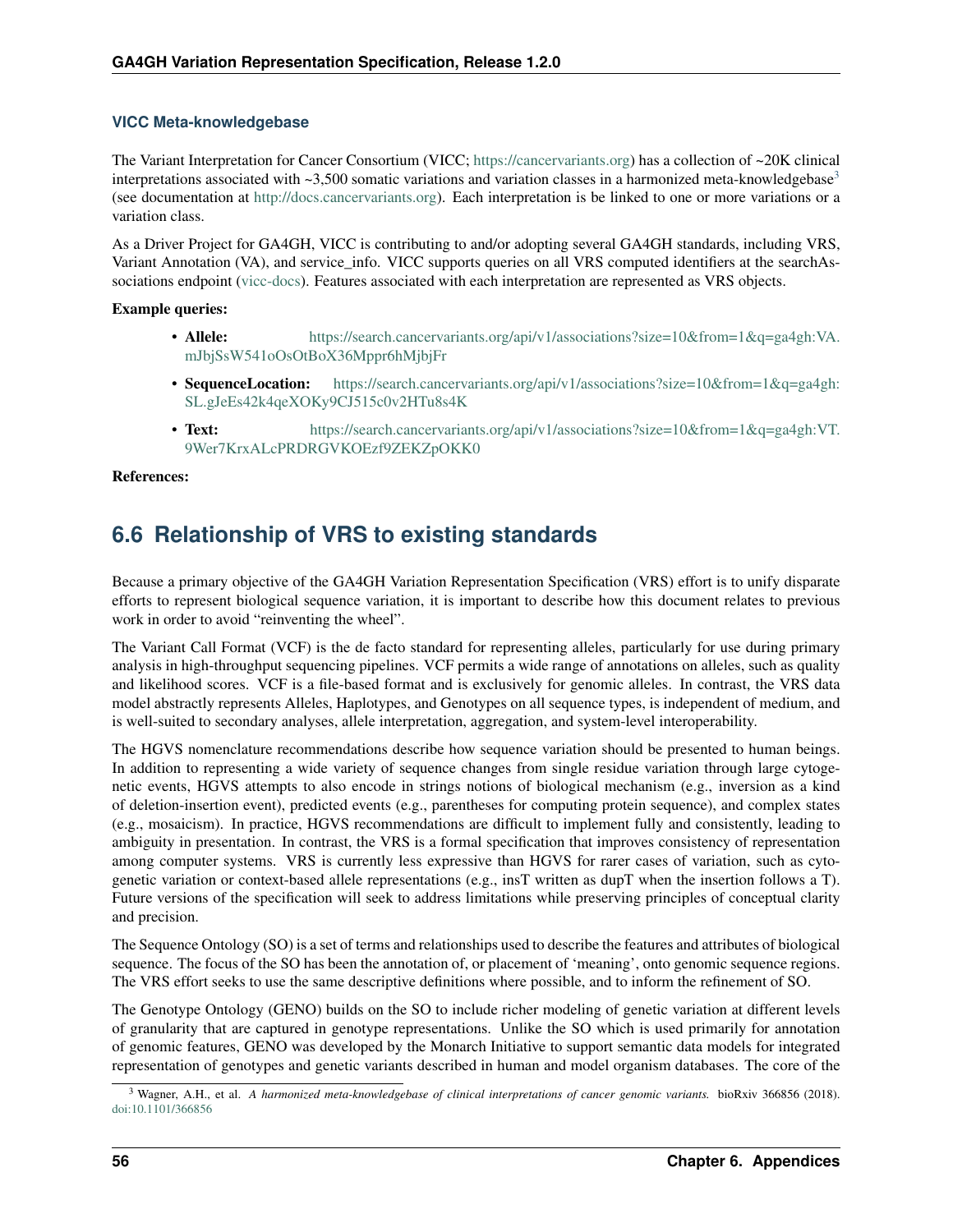### VICC Meta-knowledgebase

The Variant Interpretation for Cancer Consortium (VICC; https://cancervariants.org) has a collection of ~20K clinical interpretations associated with ~3,500 somatic variations and variation classes in a harmonized meta-knowledgebase[3] (see documentation at http://docs.cancervariants.org). Each interpretation is be linked to one or more variations or a variation class.

As a Driver Project for GA4GH, VICC is contributing to and/or adopting several GA4GH standards, including VRS, Variant Annotation (VA), and service_info. VICC supports queries on all VRS computed identifiers at the searchAssociations endpoint (vicc-docs). Features associated with each interpretation are represented as VRS objects.

**Example queries:**

- **Allele:** https://search.cancervariants.org/api/v1/associations?size=10&from=1&q=ga4gh:VA.mJbjSsW541oOsOtBoX36Mppr6hMjbjFr
- **SequenceLocation:** https://search.cancervariants.org/api/v1/associations?size=10&from=1&q=ga4gh:SL.gJeEs42k4qeXOKy9CJ515c0v2HTu8s4K
- **Text:** https://search.cancervariants.org/api/v1/associations?size=10&from=1&q=ga4gh:VT.9Wer7KrxALcPRDRGVKOEzf9ZEKZpOKK0

**References:**

## 6.6 Relationship of VRS to existing standards

Because a primary objective of the GA4GH Variation Representation Specification (VRS) effort is to unify disparate efforts to represent biological sequence variation, it is important to describe how this document relates to previous work in order to avoid "reinventing the wheel".

The Variant Call Format (VCF) is the de facto standard for representing alleles, particularly for use during primary analysis in high-throughput sequencing pipelines. VCF permits a wide range of annotations on alleles, such as quality and likelihood scores. VCF is a file-based format and is exclusively for genomic alleles. In contrast, the VRS data model abstractly represents Alleles, Haplotypes, and Genotypes on all sequence types, is independent of medium, and is well-suited to secondary analyses, allele interpretation, aggregation, and system-level interoperability.

The HGVS nomenclature recommendations describe how sequence variation should be presented to human beings. In addition to representing a wide variety of sequence changes from single residue variation through large cytogenetic events, HGVS attempts to also encode in strings notions of biological mechanism (e.g., inversion as a kind of deletion-insertion event), predicted events (e.g., parentheses for computing protein sequence), and complex states (e.g., mosaicism). In practice, HGVS recommendations are difficult to implement fully and consistently, leading to ambiguity in presentation. In contrast, the VRS is a formal specification that improves consistency of representation among computer systems. VRS is currently less expressive than HGVS for rarer cases of variation, such as cytogenetic variation or context-based allele representations (e.g., insT written as dupT when the insertion follows a T). Future versions of the specification will seek to address limitations while preserving principles of conceptual clarity and precision.

The Sequence Ontology (SO) is a set of terms and relationships used to describe the features and attributes of biological sequence. The focus of the SO has been the annotation of, or placement of 'meaning', onto genomic sequence regions. The VRS effort seeks to use the same descriptive definitions where possible, and to inform the refinement of SO.

The Genotype Ontology (GENO) builds on the SO to include richer modeling of genetic variation at different levels of granularity that are captured in genotype representations. Unlike the SO which is used primarily for annotation of genomic features, GENO was developed by the Monarch Initiative to support semantic data models for integrated representation of genotypes and genetic variants described in human and model organism databases. The core of the

[3] Wagner, A.H., et al. *A harmonized meta-knowledgebase of clinical interpretations of cancer genomic variants.* bioRxiv 366856 (2018). doi:10.1101/366856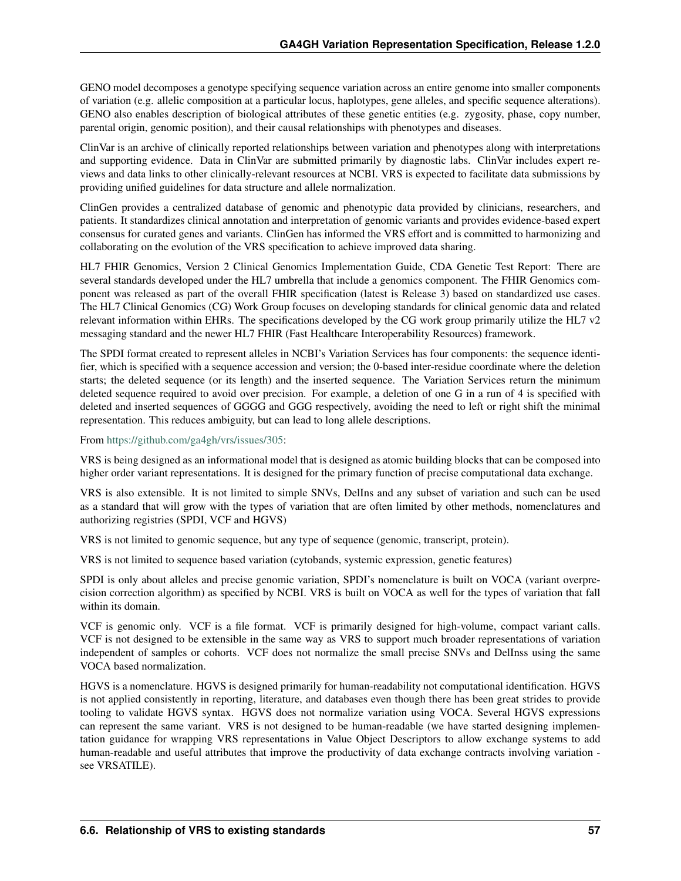GENO model decomposes a genotype specifying sequence variation across an entire genome into smaller components of variation (e.g. allelic composition at a particular locus, haplotypes, gene alleles, and specific sequence alterations). GENO also enables description of biological attributes of these genetic entities (e.g. zygosity, phase, copy number, parental origin, genomic position), and their causal relationships with phenotypes and diseases.

ClinVar is an archive of clinically reported relationships between variation and phenotypes along with interpretations and supporting evidence. Data in ClinVar are submitted primarily by diagnostic labs. ClinVar includes expert reviews and data links to other clinically-relevant resources at NCBI. VRS is expected to facilitate data submissions by providing unified guidelines for data structure and allele normalization.

ClinGen provides a centralized database of genomic and phenotypic data provided by clinicians, researchers, and patients. It standardizes clinical annotation and interpretation of genomic variants and provides evidence-based expert consensus for curated genes and variants. ClinGen has informed the VRS effort and is committed to harmonizing and collaborating on the evolution of the VRS specification to achieve improved data sharing.

HL7 FHIR Genomics, Version 2 Clinical Genomics Implementation Guide, CDA Genetic Test Report: There are several standards developed under the HL7 umbrella that include a genomics component. The FHIR Genomics component was released as part of the overall FHIR specification (latest is Release 3) based on standardized use cases. The HL7 Clinical Genomics (CG) Work Group focuses on developing standards for clinical genomic data and related relevant information within EHRs. The specifications developed by the CG work group primarily utilize the HL7 v2 messaging standard and the newer HL7 FHIR (Fast Healthcare Interoperability Resources) framework.

The SPDI format created to represent alleles in NCBI's Variation Services has four components: the sequence identifier, which is specified with a sequence accession and version; the 0-based inter-residue coordinate where the deletion starts; the deleted sequence (or its length) and the inserted sequence. The Variation Services return the minimum deleted sequence required to avoid over precision. For example, a deletion of one G in a run of 4 is specified with deleted and inserted sequences of GGGG and GGG respectively, avoiding the need to left or right shift the minimal representation. This reduces ambiguity, but can lead to long allele descriptions.

From [https://github.com/ga4gh/vrs/issues/305](https://github.com/ga4gh/vrs/issues/305):

VRS is being designed as an informational model that is designed as atomic building blocks that can be composed into higher order variant representations. It is designed for the primary function of precise computational data exchange.

VRS is also extensible. It is not limited to simple SNVs, DelIns and any subset of variation and such can be used as a standard that will grow with the types of variation that are often limited by other methods, nomenclatures and authorizing registries (SPDI, VCF and HGVS)

VRS is not limited to genomic sequence, but any type of sequence (genomic, transcript, protein).

VRS is not limited to sequence based variation (cytobands, systemic expression, genetic features)

SPDI is only about alleles and precise genomic variation, SPDI's nomenclature is built on VOCA (variant overprecision correction algorithm) as specified by NCBI. VRS is built on VOCA as well for the types of variation that fall within its domain.

VCF is genomic only. VCF is a file format. VCF is primarily designed for high-volume, compact variant calls. VCF is not designed to be extensible in the same way as VRS to support much broader representations of variation independent of samples or cohorts. VCF does not normalize the small precise SNVs and DelInss using the same VOCA based normalization.

HGVS is a nomenclature. HGVS is designed primarily for human-readability not computational identification. HGVS is not applied consistently in reporting, literature, and databases even though there has been great strides to provide tooling to validate HGVS syntax. HGVS does not normalize variation using VOCA. Several HGVS expressions can represent the same variant. VRS is not designed to be human-readable (we have started designing implementation guidance for wrapping VRS representations in Value Object Descriptors to allow exchange systems to add human-readable and useful attributes that improve the productivity of data exchange contracts involving variation - see VRSATILE).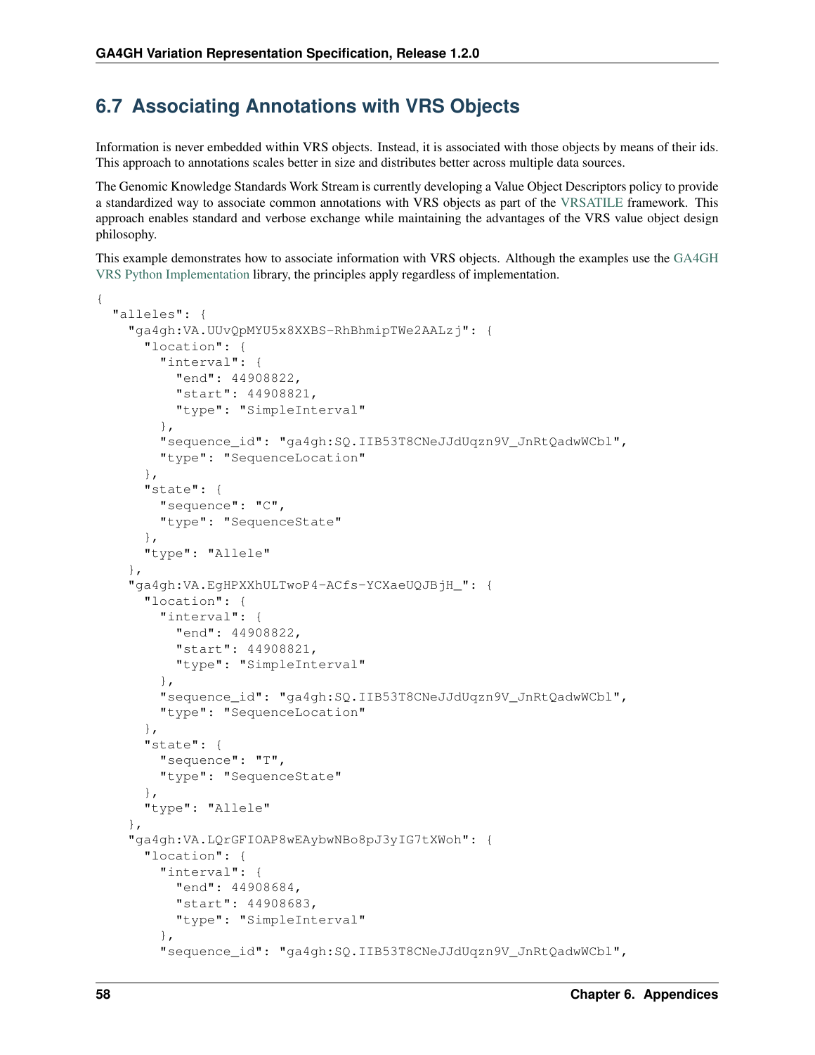## 6.7 Associating Annotations with VRS Objects

Information is never embedded within VRS objects. Instead, it is associated with those objects by means of their ids. This approach to annotations scales better in size and distributes better across multiple data sources.

The Genomic Knowledge Standards Work Stream is currently developing a Value Object Descriptors policy to provide a standardized way to associate common annotations with VRS objects as part of the VRSATILE framework. This approach enables standard and verbose exchange while maintaining the advantages of the VRS value object design philosophy.

This example demonstrates how to associate information with VRS objects. Although the examples use the GA4GH VRS Python Implementation library, the principles apply regardless of implementation.

```
{
  "alleles": {
    "ga4gh:VA.UUvQpMYU5x8XXBS-RhBhmipTWe2AALzj": {
      "location": {
        "interval": {
          "end": 44908822,
          "start": 44908821,
          "type": "SimpleInterval"
        },
        "sequence_id": "ga4gh:SQ.IIB53T8CNeJJdUqzn9V_JnRtQadwWCbl",
        "type": "SequenceLocation"
      },
      "state": {
        "sequence": "C",
        "type": "SequenceState"
      },
      "type": "Allele"
    },
    "ga4gh:VA.EgHPXXhULTwoP4-ACfs-YCXaeUQJBjH_": {
      "location": {
        "interval": {
          "end": 44908822,
          "start": 44908821,
          "type": "SimpleInterval"
        },
        "sequence_id": "ga4gh:SQ.IIB53T8CNeJJdUqzn9V_JnRtQadwWCbl",
        "type": "SequenceLocation"
      },
      "state": {
        "sequence": "T",
        "type": "SequenceState"
      },
      "type": "Allele"
    },
    "ga4gh:VA.LQrGFIOAP8wEAybwNBo8pJ3yIG7tXWoh": {
      "location": {
        "interval": {
          "end": 44908684,
          "start": 44908683,
          "type": "SimpleInterval"
        },
        "sequence_id": "ga4gh:SQ.IIB53T8CNeJJdUqzn9V_JnRtQadwWCbl",
```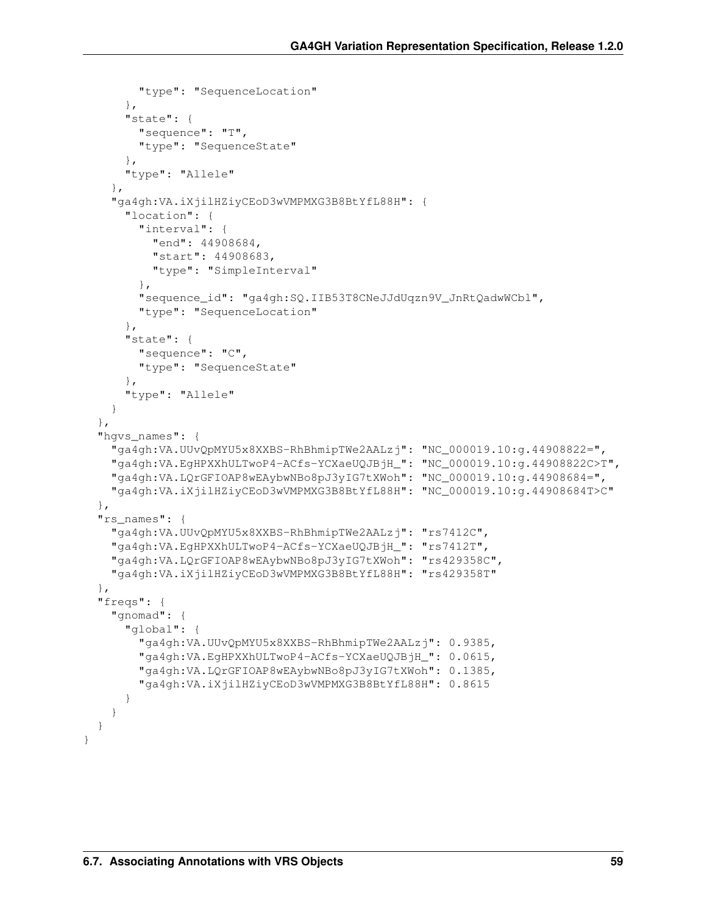```
        "type": "SequenceLocation"
      },
      "state": {
        "sequence": "T",
        "type": "SequenceState"
      },
      "type": "Allele"
    },
    "ga4gh:VA.iXjilHZiyCEoD3wVMPMXG3B8BtYfL88H": {
      "location": {
        "interval": {
          "end": 44908684,
          "start": 44908683,
          "type": "SimpleInterval"
        },
        "sequence_id": "ga4gh:SQ.IIB53T8CNeJJdUqzn9V_JnRtQadwWCbl",
        "type": "SequenceLocation"
      },
      "state": {
        "sequence": "C",
        "type": "SequenceState"
      },
      "type": "Allele"
    }
  },
  "hgvs_names": {
    "ga4gh:VA.UUvQpMYU5x8XXBS-RhBhmipTWe2AALzj": "NC_000019.10:g.44908822=",
    "ga4gh:VA.EgHPXXhULTwoP4-ACfs-YCXaeUQJBjH_": "NC_000019.10:g.44908822C>T",
    "ga4gh:VA.LQrGFIOAP8wEAybwNBo8pJ3yIG7tXWoh": "NC_000019.10:g.44908684=",
    "ga4gh:VA.iXjilHZiyCEoD3wVMPMXG3B8BtYfL88H": "NC_000019.10:g.44908684T>C"
  },
  "rs_names": {
    "ga4gh:VA.UUvQpMYU5x8XXBS-RhBhmipTWe2AALzj": "rs7412C",
    "ga4gh:VA.EgHPXXhULTwoP4-ACfs-YCXaeUQJBjH_": "rs7412T",
    "ga4gh:VA.LQrGFIOAP8wEAybwNBo8pJ3yIG7tXWoh": "rs429358C",
    "ga4gh:VA.iXjilHZiyCEoD3wVMPMXG3B8BtYfL88H": "rs429358T"
  },
  "freqs": {
    "gnomad": {
      "global": {
        "ga4gh:VA.UUvQpMYU5x8XXBS-RhBhmipTWe2AALzj": 0.9385,
        "ga4gh:VA.EgHPXXhULTwoP4-ACfs-YCXaeUQJBjH_": 0.0615,
        "ga4gh:VA.LQrGFIOAP8wEAybwNBo8pJ3yIG7tXWoh": 0.1385,
        "ga4gh:VA.iXjilHZiyCEoD3wVMPMXG3B8BtYfL88H": 0.8615
      }
    }
  }
}
```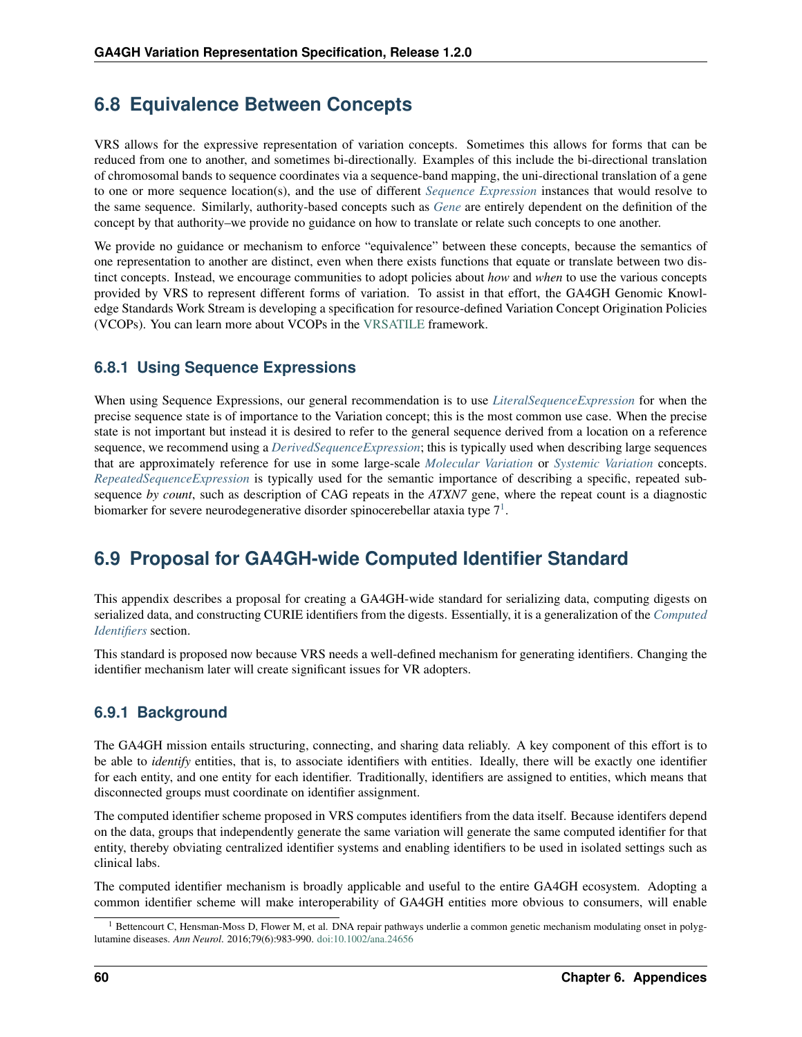## 6.8 Equivalence Between Concepts

VRS allows for the expressive representation of variation concepts. Sometimes this allows for forms that can be reduced from one to another, and sometimes bi-directionally. Examples of this include the bi-directional translation of chromosomal bands to sequence coordinates via a sequence-band mapping, the uni-directional translation of a gene to one or more sequence location(s), and the use of different *Sequence Expression* instances that would resolve to the same sequence. Similarly, authority-based concepts such as *Gene* are entirely dependent on the definition of the concept by that authority–we provide no guidance on how to translate or relate such concepts to one another.

We provide no guidance or mechanism to enforce "equivalence" between these concepts, because the semantics of one representation to another are distinct, even when there exists functions that equate or translate between two distinct concepts. Instead, we encourage communities to adopt policies about *how* and *when* to use the various concepts provided by VRS to represent different forms of variation. To assist in that effort, the GA4GH Genomic Knowledge Standards Work Stream is developing a specification for resource-defined Variation Concept Origination Policies (VCOPs). You can learn more about VCOPs in the VRSATILE framework.

### 6.8.1 Using Sequence Expressions

When using Sequence Expressions, our general recommendation is to use *LiteralSequenceExpression* for when the precise sequence state is of importance to the Variation concept; this is the most common use case. When the precise state is not important but instead it is desired to refer to the general sequence derived from a location on a reference sequence, we recommend using a *DerivedSequenceExpression*; this is typically used when describing large sequences that are approximately reference for use in some large-scale *Molecular Variation* or *Systemic Variation* concepts. *RepeatedSequenceExpression* is typically used for the semantic importance of describing a specific, repeated subsequence *by count*, such as description of CAG repeats in the *ATXN7* gene, where the repeat count is a diagnostic biomarker for severe neurodegenerative disorder spinocerebellar ataxia type 7[1].

## 6.9 Proposal for GA4GH-wide Computed Identifier Standard

This appendix describes a proposal for creating a GA4GH-wide standard for serializing data, computing digests on serialized data, and constructing CURIE identifiers from the digests. Essentially, it is a generalization of the *Computed Identifiers* section.

This standard is proposed now because VRS needs a well-defined mechanism for generating identifiers. Changing the identifier mechanism later will create significant issues for VR adopters.

### 6.9.1 Background

The GA4GH mission entails structuring, connecting, and sharing data reliably. A key component of this effort is to be able to *identify* entities, that is, to associate identifiers with entities. Ideally, there will be exactly one identifier for each entity, and one entity for each identifier. Traditionally, identifiers are assigned to entities, which means that disconnected groups must coordinate on identifier assignment.

The computed identifier scheme proposed in VRS computes identifiers from the data itself. Because identifers depend on the data, groups that independently generate the same variation will generate the same computed identifier for that entity, thereby obviating centralized identifier systems and enabling identifiers to be used in isolated settings such as clinical labs.

The computed identifier mechanism is broadly applicable and useful to the entire GA4GH ecosystem. Adopting a common identifier scheme will make interoperability of GA4GH entities more obvious to consumers, will enable

[1] Bettencourt C, Hensman-Moss D, Flower M, et al. DNA repair pathways underlie a common genetic mechanism modulating onset in polyglutamine diseases. *Ann Neurol*. 2016;79(6):983-990. doi:10.1002/ana.24656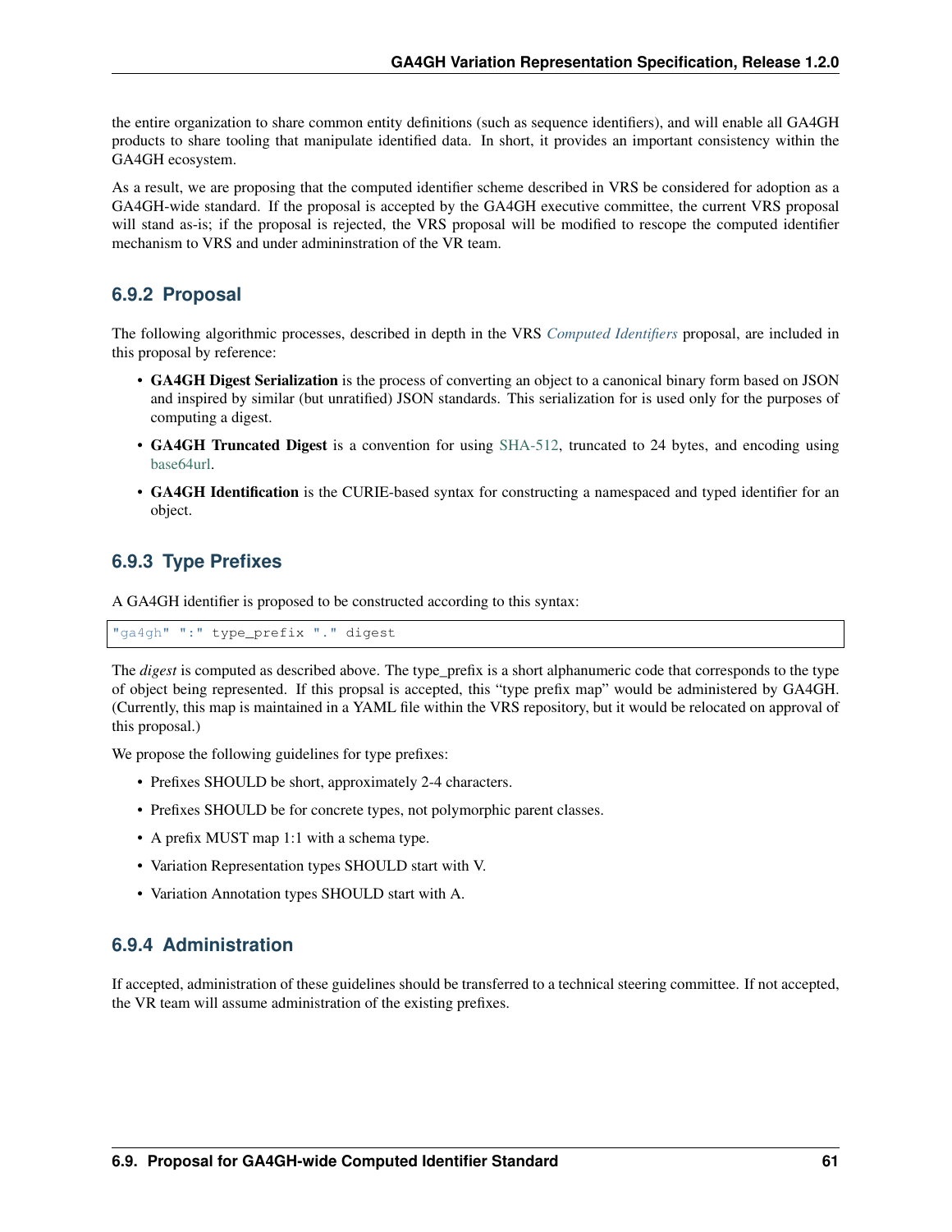the entire organization to share common entity definitions (such as sequence identifiers), and will enable all GA4GH products to share tooling that manipulate identified data. In short, it provides an important consistency within the GA4GH ecosystem.

As a result, we are proposing that the computed identifier scheme described in VRS be considered for adoption as a GA4GH-wide standard. If the proposal is accepted by the GA4GH executive committee, the current VRS proposal will stand as-is; if the proposal is rejected, the VRS proposal will be modified to rescope the computed identifier mechanism to VRS and under admininstration of the VR team.

### 6.9.2 Proposal

The following algorithmic processes, described in depth in the VRS *Computed Identifiers* proposal, are included in this proposal by reference:

- **GA4GH Digest Serialization** is the process of converting an object to a canonical binary form based on JSON and inspired by similar (but unratified) JSON standards. This serialization for is used only for the purposes of computing a digest.
- **GA4GH Truncated Digest** is a convention for using SHA-512, truncated to 24 bytes, and encoding using base64url.
- **GA4GH Identification** is the CURIE-based syntax for constructing a namespaced and typed identifier for an object.

### 6.9.3 Type Prefixes

A GA4GH identifier is proposed to be constructed according to this syntax:

```
"ga4gh" ":" type_prefix "." digest
```

The *digest* is computed as described above. The type_prefix is a short alphanumeric code that corresponds to the type of object being represented. If this propsal is accepted, this "type prefix map" would be administered by GA4GH. (Currently, this map is maintained in a YAML file within the VRS repository, but it would be relocated on approval of this proposal.)

We propose the following guidelines for type prefixes:

- Prefixes SHOULD be short, approximately 2-4 characters.
- Prefixes SHOULD be for concrete types, not polymorphic parent classes.
- A prefix MUST map 1:1 with a schema type.
- Variation Representation types SHOULD start with V.
- Variation Annotation types SHOULD start with A.

### 6.9.4 Administration

If accepted, administration of these guidelines should be transferred to a technical steering committee. If not accepted, the VR team will assume administration of the existing prefixes.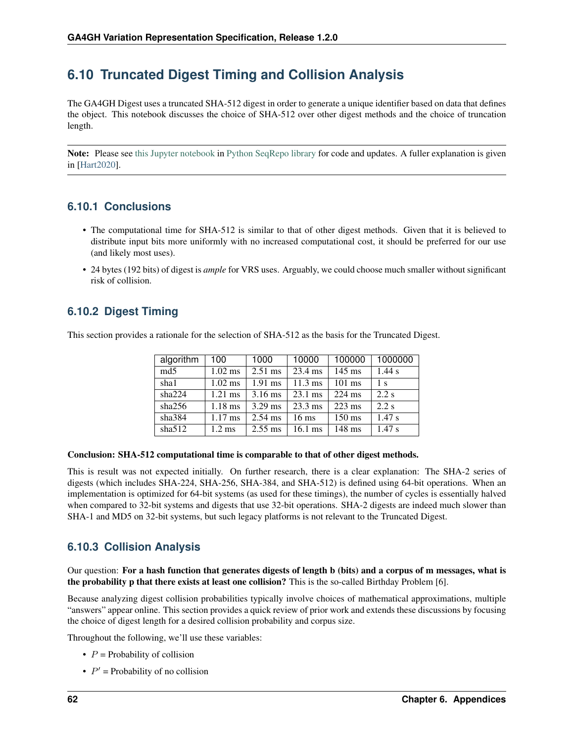## 6.10 Truncated Digest Timing and Collision Analysis

The GA4GH Digest uses a truncated SHA-512 digest in order to generate a unique identifier based on data that defines the object. This notebook discusses the choice of SHA-512 over other digest methods and the choice of truncation length.

**Note:** Please see this Jupyter notebook in Python SeqRepo library for code and updates. A fuller explanation is given in [Hart2020].

### 6.10.1 Conclusions

- The computational time for SHA-512 is similar to that of other digest methods. Given that it is believed to distribute input bits more uniformly with no increased computational cost, it should be preferred for our use (and likely most uses).
- 24 bytes (192 bits) of digest is *ample* for VRS uses. Arguably, we could choose much smaller without significant risk of collision.

### 6.10.2 Digest Timing

This section provides a rationale for the selection of SHA-512 as the basis for the Truncated Digest.

| algorithm | 100 | 1000 | 10000 | 100000 | 1000000 |
|---|---|---|---|---|---|
| md5 | 1.02 ms | 2.51 ms | 23.4 ms | 145 ms | 1.44 s |
| sha1 | 1.02 ms | 1.91 ms | 11.3 ms | 101 ms | 1 s |
| sha224 | 1.21 ms | 3.16 ms | 23.1 ms | 224 ms | 2.2 s |
| sha256 | 1.18 ms | 3.29 ms | 23.3 ms | 223 ms | 2.2 s |
| sha384 | 1.17 ms | 2.54 ms | 16 ms | 150 ms | 1.47 s |
| sha512 | 1.2 ms | 2.55 ms | 16.1 ms | 148 ms | 1.47 s |

**Conclusion: SHA-512 computational time is comparable to that of other digest methods.**

This is result was not expected initially. On further research, there is a clear explanation: The SHA-2 series of digests (which includes SHA-224, SHA-256, SHA-384, and SHA-512) is defined using 64-bit operations. When an implementation is optimized for 64-bit systems (as used for these timings), the number of cycles is essentially halved when compared to 32-bit systems and digests that use 32-bit operations. SHA-2 digests are indeed much slower than SHA-1 and MD5 on 32-bit systems, but such legacy platforms is not relevant to the Truncated Digest.

### 6.10.3 Collision Analysis

Our question: **For a hash function that generates digests of length b (bits) and a corpus of m messages, what is the probability p that there exists at least one collision?** This is the so-called Birthday Problem [6].

Because analyzing digest collision probabilities typically involve choices of mathematical approximations, multiple "answers" appear online. This section provides a quick review of prior work and extends these discussions by focusing the choice of digest length for a desired collision probability and corpus size.

Throughout the following, we'll use these variables:

- $P$ = Probability of collision
- $P'$ = Probability of no collision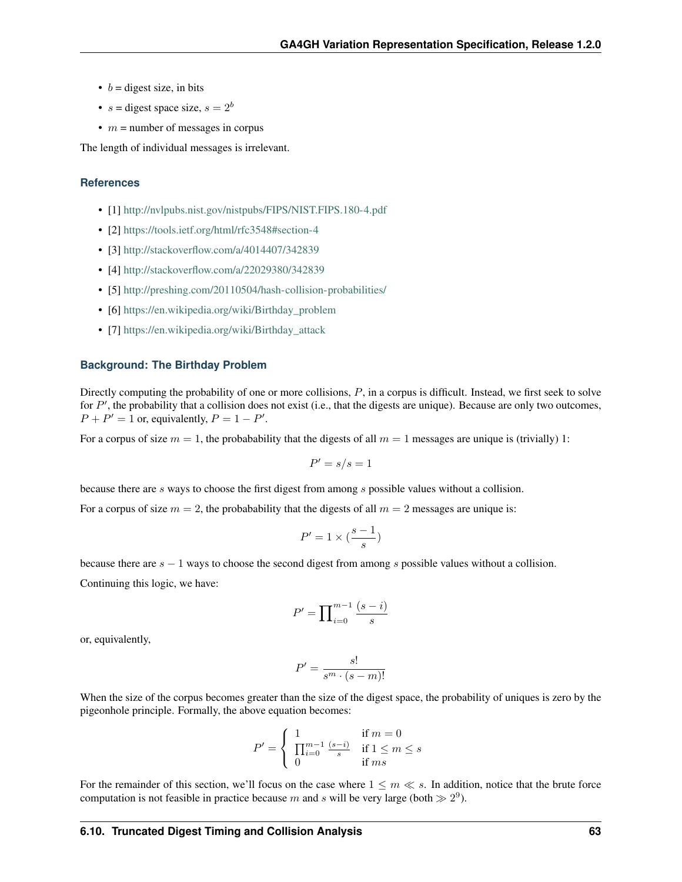- $b$ = digest size, in bits
- $s$ = digest space size, $s = 2^b$
- $m$ = number of messages in corpus

The length of individual messages is irrelevant.

### References

- [1] http://nvlpubs.nist.gov/nistpubs/FIPS/NIST.FIPS.180-4.pdf
- [2] https://tools.ietf.org/html/rfc3548#section-4
- [3] http://stackoverflow.com/a/4014407/342839
- [4] http://stackoverflow.com/a/22029380/342839
- [5] http://preshing.com/20110504/hash-collision-probabilities/
- [6] https://en.wikipedia.org/wiki/Birthday_problem
- [7] https://en.wikipedia.org/wiki/Birthday_attack

### Background: The Birthday Problem

Directly computing the probability of one or more collisions, $P$, in a corpus is difficult. Instead, we first seek to solve for $P'$, the probability that a collision does not exist (i.e., that the digests are unique). Because are only two outcomes, $P + P' = 1$ or, equivalently, $P = 1 - P'$.

For a corpus of size $m = 1$, the probabability that the digests of all $m = 1$ messages are unique is (trivially) 1:

$$P' = s/s = 1$$

because there are $s$ ways to choose the first digest from among $s$ possible values without a collision.

For a corpus of size $m = 2$, the probability that the digests of all $m = 2$ messages are unique is:

$$P' = 1 \times (\frac{s-1}{s})$$

because there are $s - 1$ ways to choose the second digest from among $s$ possible values without a collision.

Continuing this logic, we have:

$$P' = \prod_{i=0}^{m-1} \frac{(s-i)}{s}$$

or, equivalently,

$$P' = \frac{s!}{s^m \cdot (s-m)!}$$

When the size of the corpus becomes greater than the size of the digest space, the probability of uniques is zero by the pigeonhole principle. Formally, the above equation becomes:

$$P' = \begin{cases} 1 & \text{if } m = 0 \\ \prod_{i=0}^{m-1} \frac{(s-i)}{s} & \text{if } 1 \leq m \leq s \\ 0 & \text{if } ms \end{cases}$$

For the remainder of this section, we'll focus on the case where $1 \leq m \ll s$. In addition, notice that the brute force computation is not feasible in practice because $m$ and $s$ will be very large (both $\gg 2^9$).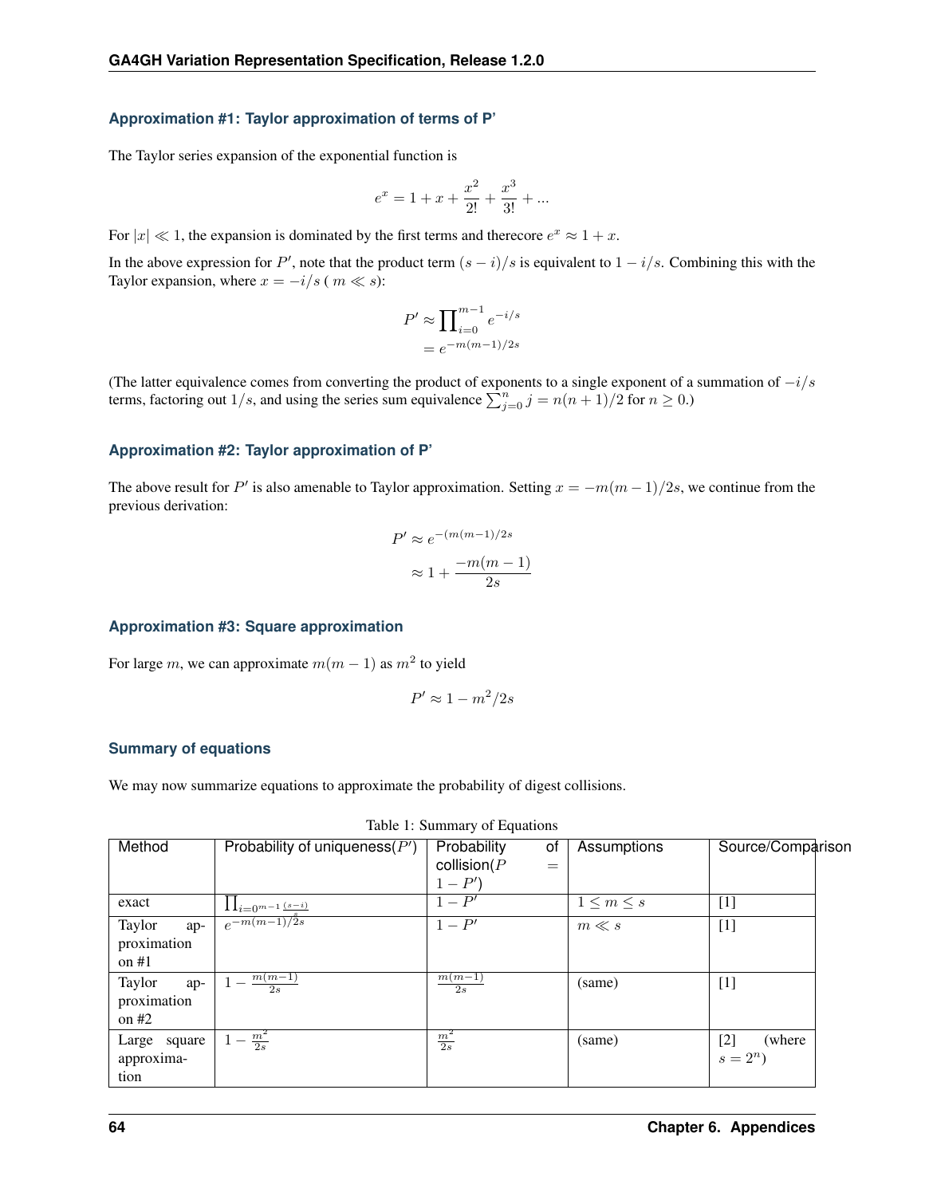### Approximation #1: Taylor approximation of terms of P'

The Taylor series expansion of the exponential function is

$$e^x = 1 + x + \frac{x^2}{2!} + \frac{x^3}{3!} + ...$$

For $|x| \ll 1$, the expansion is dominated by the first terms and therecore $e^x \approx 1 + x$.

In the above expression for $P'$, note that the product term $(s-i)/s$ is equivalent to $1 - i/s$. Combining this with the Taylor expansion, where $x = -i/s$ ( $m \ll s$):

$$P' \approx \prod_{i=0}^{m-1} e^{-i/s}$$
$$= e^{-m(m-1)/2s}$$

(The latter equivalence comes from converting the product of exponents to a single exponent of a summation of $-i/s$ terms, factoring out $1/s$, and using the series sum equivalence $\sum_{j=0}^{n} j = n(n+1)/2$ for $n \geq 0$.)

### Approximation #2: Taylor approximation of P'

The above result for $P'$ is also amenable to Taylor approximation. Setting $x = -m(m-1)/2s$, we continue from the previous derivation:

$$P' \approx e^{-(m(m-1)/2s}$$
$$\approx 1 + \frac{-m(m-1)}{2s}$$

### Approximation #3: Square approximation

For large $m$, we can approximate $m(m-1)$ as $m^2$ to yield

$$P' \approx 1 - m^2/2s$$

### Summary of equations

We may now summarize equations to approximate the probability of digest collisions.

Table 1: Summary of Equations

| Method | Probability of uniqueness($P'$) | Probability of collision($P = 1 - P'$) | Assumptions | Source/Comparison |
|---|---|---|---|---|
| exact | $\prod_{i=0^{m-1}} \frac{(s-i)}{s}$ | $1 - P'$ | $1 \leq m \leq s$ | [1] |
| Taylor approximation on #1 | $e^{-m(m-1)/2s}$ | $1 - P'$ | $m \ll s$ | [1] |
| Taylor approximation on #2 | $1 - \frac{m(m-1)}{2s}$ | $\frac{m(m-1)}{2s}$ | (same) | [1] |
| Large square approximation | $1 - \frac{m^2}{2s}$ | $\frac{m^2}{2s}$ | (same) | [2] (where $s = 2^n$) |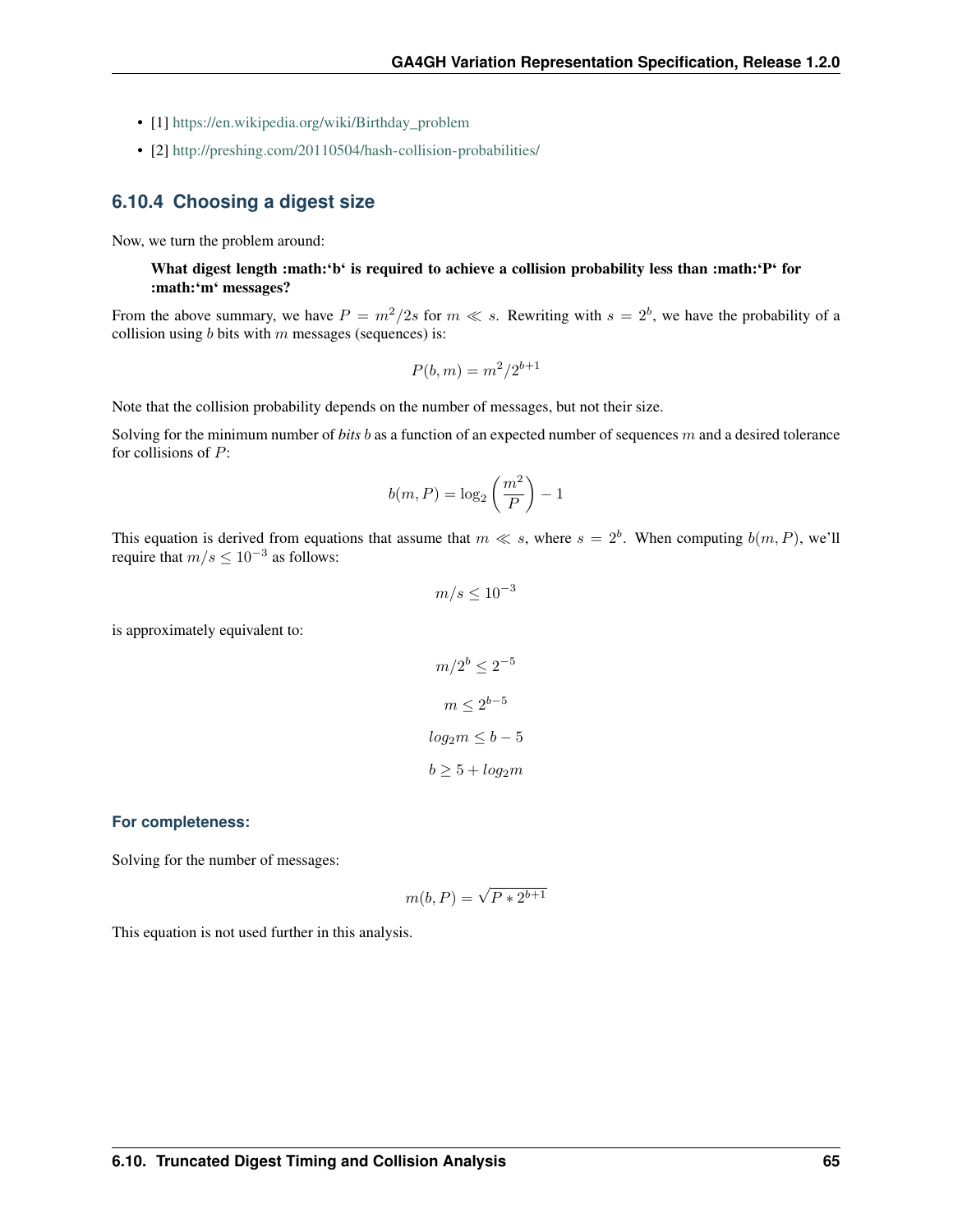- [1] https://en.wikipedia.org/wiki/Birthday_problem
- [2] http://preshing.com/20110504/hash-collision-probabilities/

### 6.10.4 Choosing a digest size

Now, we turn the problem around:

> **What digest length :math:'b' is required to achieve a collision probability less than :math:'P' for :math:'m' messages?**

From the above summary, we have $P = m^2/2s$ for $m \ll s$. Rewriting with $s = 2^b$, we have the probability of a collision using $b$ bits with $m$ messages (sequences) is:

$$P(b, m) = m^2/2^{b+1}$$

Note that the collision probability depends on the number of messages, but not their size.

Solving for the minimum number of *bits* $b$ as a function of an expected number of sequences $m$ and a desired tolerance for collisions of $P$:

$$b(m, P) = \log_2\left(\frac{m^2}{P}\right) - 1$$

This equation is derived from equations that assume that $m \ll s$, where $s = 2^b$. When computing $b(m, P)$, we'll require that $m/s \leq 10^{-3}$ as follows:

$$m/s \leq 10^{-3}$$

is approximately equivalent to:

$$m/2^b \leq 2^{-5}$$

$$m \leq 2^{b-5}$$

$$log_2 m \leq b - 5$$

$$b \geq 5 + log_2 m$$

#### For completeness:

Solving for the number of messages:

$$m(b, P) = \sqrt{P * 2^{b+1}}$$

This equation is not used further in this analysis.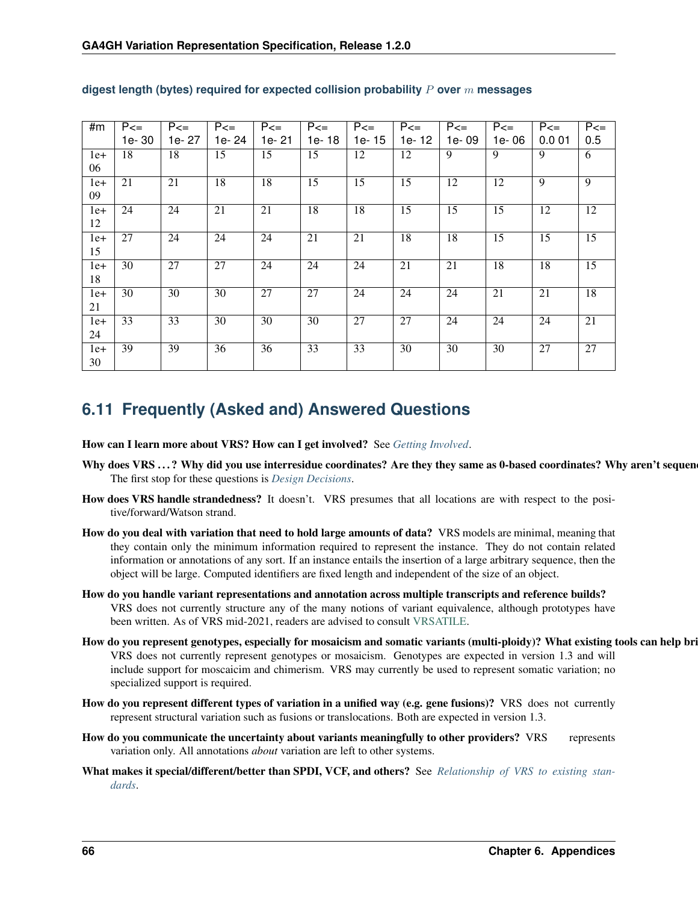**digest length (bytes) required for expected collision probability $P$ over $m$ messages**

| #m | P<= 1e-30 | P<= 1e-27 | P<= 1e-24 | P<= 1e-21 | P<= 1e-18 | P<= 1e-15 | P<= 1e-12 | P<= 1e-09 | P<= 1e-06 | P<= 0.001 | P<= 0.5 |
|---|---|---|---|---|---|---|---|---|---|---|---|
| 1e+06 | 18 | 18 | 15 | 15 | 15 | 12 | 12 | 9 | 9 | 9 | 6 |
| 1e+09 | 21 | 21 | 18 | 18 | 15 | 15 | 15 | 12 | 12 | 9 | 9 |
| 1e+12 | 24 | 24 | 21 | 21 | 18 | 18 | 15 | 15 | 15 | 12 | 12 |
| 1e+15 | 27 | 24 | 24 | 24 | 21 | 21 | 18 | 18 | 15 | 15 | 15 |
| 1e+18 | 30 | 27 | 27 | 24 | 24 | 24 | 21 | 21 | 18 | 18 | 15 |
| 1e+21 | 30 | 30 | 30 | 27 | 27 | 24 | 24 | 24 | 21 | 21 | 18 |
| 1e+24 | 33 | 33 | 30 | 30 | 30 | 27 | 27 | 24 | 24 | 24 | 21 |
| 1e+30 | 39 | 39 | 36 | 36 | 33 | 33 | 30 | 30 | 30 | 27 | 27 |

## 6.11 Frequently (Asked and) Answered Questions

**How can I learn more about VRS? How can I get involved?** See *Getting Involved*.

**Why does VRS . . . ? Why did you use interresidue coordinates? Are they they same as 0-based coordinates? Why aren't sequenc**
The first stop for these questions is *Design Decisions*.

**How does VRS handle strandedness?** It doesn't. VRS presumes that all locations are with respect to the positive/forward/Watson strand.

**How do you deal with variation that need to hold large amounts of data?** VRS models are minimal, meaning that they contain only the minimum information required to represent the instance. They do not contain related information or annotations of any sort. If an instance entails the insertion of a large arbitrary sequence, then the object will be large. Computed identifiers are fixed length and independent of the size of an object.

**How do you handle variant representations and annotation across multiple transcripts and reference builds?**
VRS does not currently structure any of the many notions of variant equivalence, although prototypes have been written. As of VRS mid-2021, readers are advised to consult VRSATILE.

**How do you represent genotypes, especially for mosaicism and somatic variants (multi-ploidy)? What existing tools can help bri**
VRS does not currently represent genotypes or mosaicism. Genotypes are expected in version 1.3 and will include support for moscaicim and chimerism. VRS may currently be used to represent somatic variation; no specialized support is required.

**How do you represent different types of variation in a unified way (e.g. gene fusions)?** VRS does not currently represent structural variation such as fusions or translocations. Both are expected in version 1.3.

**How do you communicate the uncertainty about variants meaningfully to other providers?** VRS represents variation only. All annotations *about* variation are left to other systems.

**What makes it special/different/better than SPDI, VCF, and others?** See *Relationship of VRS to existing standards*.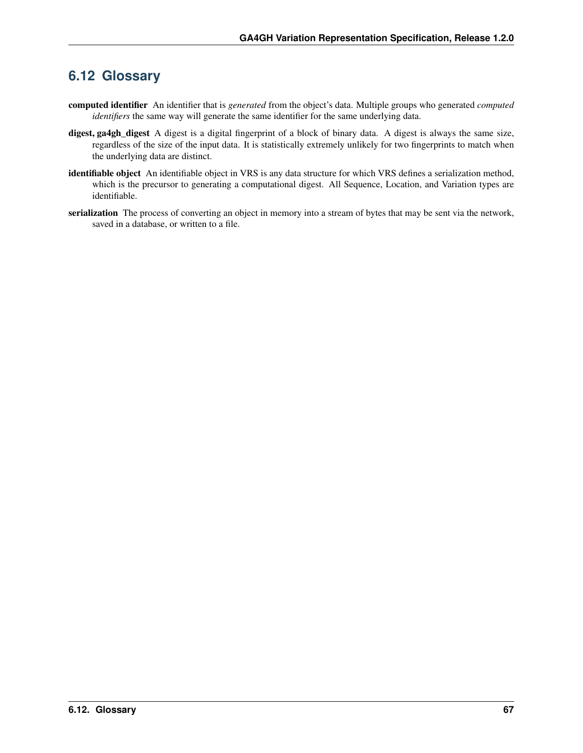## 6.12 Glossary

**computed identifier** An identifier that is *generated* from the object's data. Multiple groups who generated *computed identifiers* the same way will generate the same identifier for the same underlying data.

**digest, ga4gh_digest** A digest is a digital fingerprint of a block of binary data. A digest is always the same size, regardless of the size of the input data. It is statistically extremely unlikely for two fingerprints to match when the underlying data are distinct.

**identifiable object** An identifiable object in VRS is any data structure for which VRS defines a serialization method, which is the precursor to generating a computational digest. All Sequence, Location, and Variation types are identifiable.

**serialization** The process of converting an object in memory into a stream of bytes that may be sent via the network, saved in a database, or written to a file.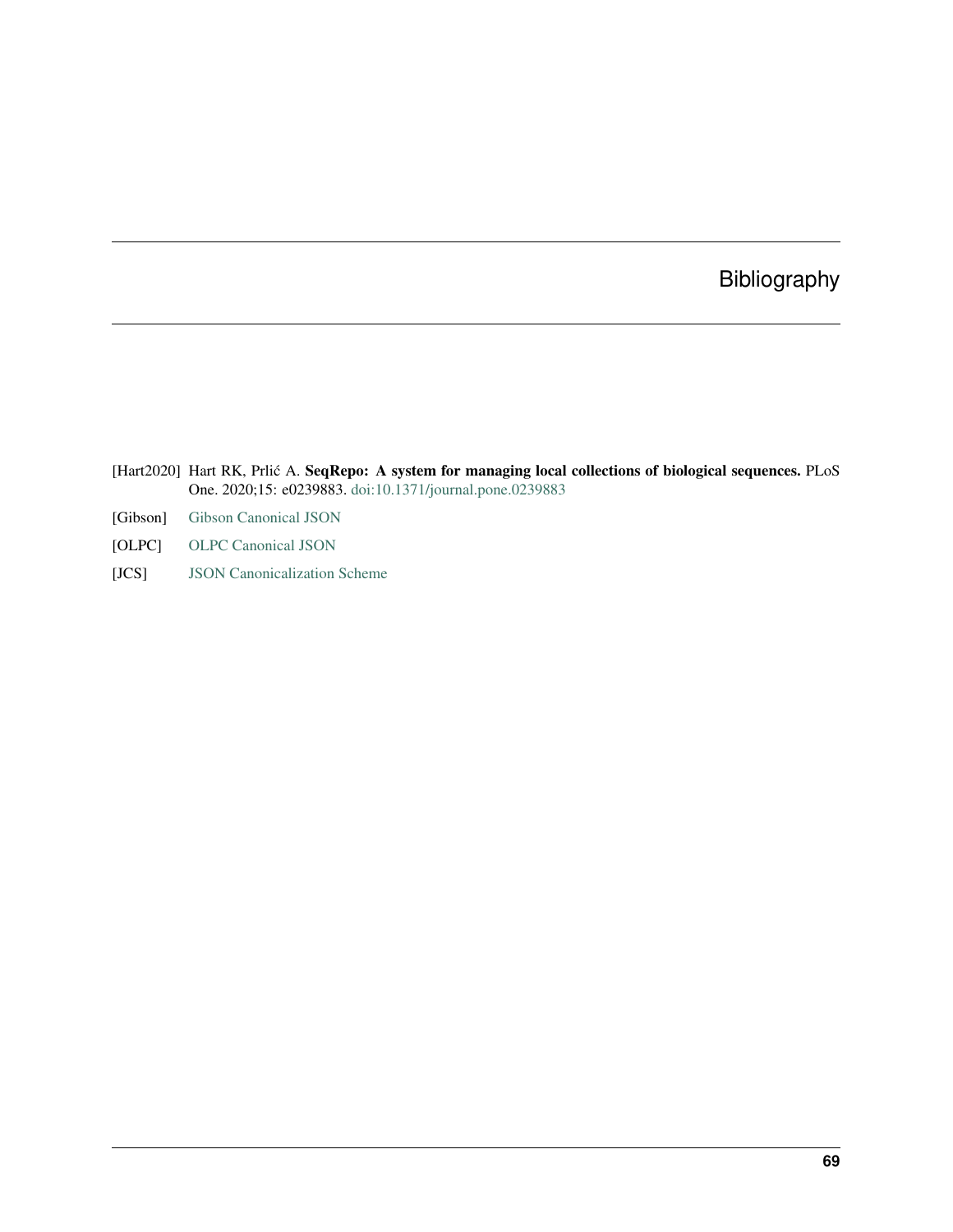# Bibliography

[Hart2020] Hart RK, Prlić A. **SeqRepo: A system for managing local collections of biological sequences.** PLoS One. 2020;15: e0239883. doi:10.1371/journal.pone.0239883

[Gibson] Gibson Canonical JSON

[OLPC] OLPC Canonical JSON

[JCS] JSON Canonicalization Scheme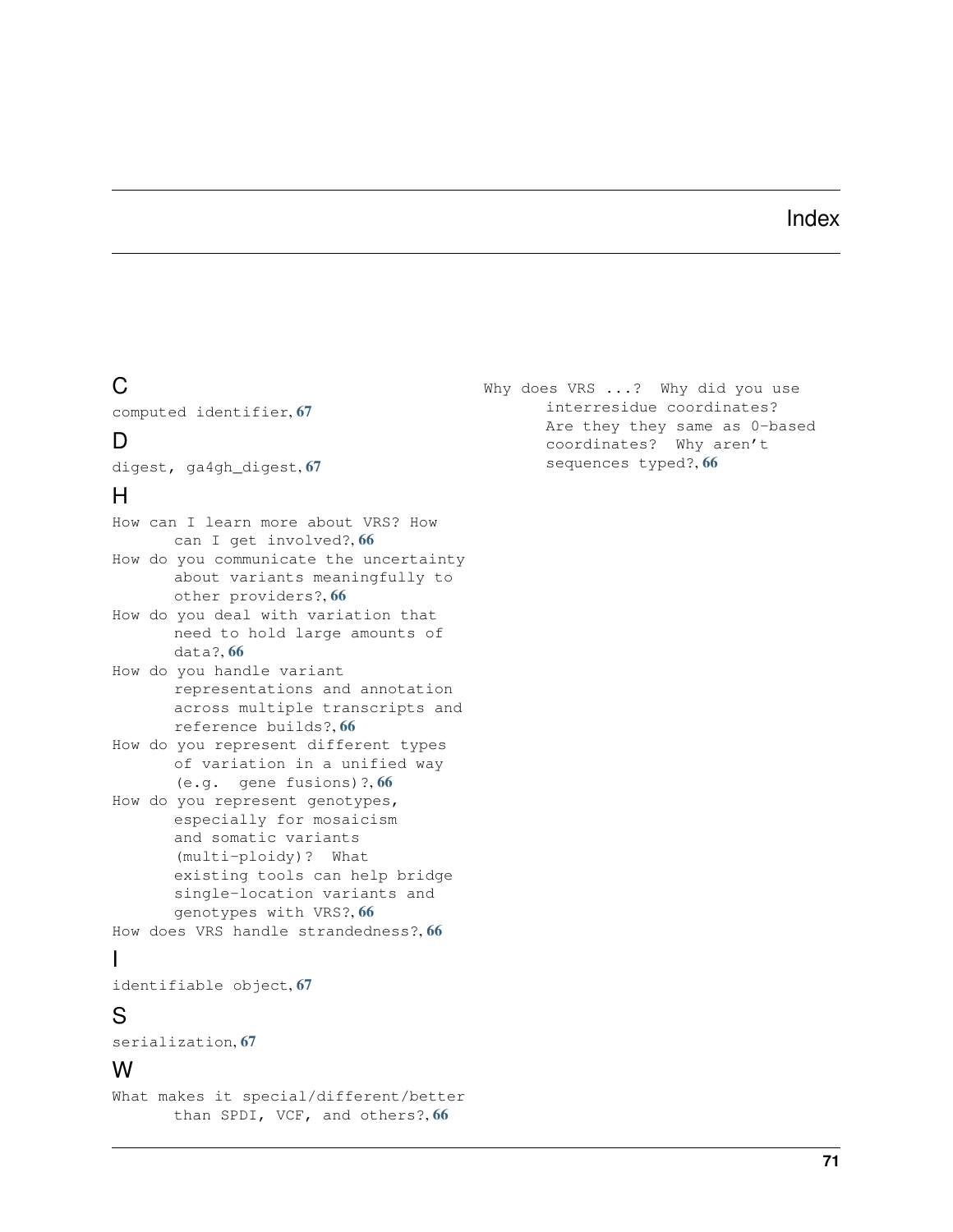# Index

## C

computed identifier, **67**

## D

digest, ga4gh_digest, **67**

## H

How can I learn more about VRS? How can I get involved?, **66**

How do you communicate the uncertainty about variants meaningfully to other providers?, **66**

How do you deal with variation that need to hold large amounts of data?, **66**

How do you handle variant representations and annotation across multiple transcripts and reference builds?, **66**

How do you represent different types of variation in a unified way (e.g. gene fusions)?, **66**

How do you represent genotypes, especially for mosaicism and somatic variants (multi-ploidy)? What existing tools can help bridge single-location variants and genotypes with VRS?, **66**

How does VRS handle strandedness?, **66**

## I

identifiable object, **67**

## S

serialization, **67**

## W

What makes it special/different/better than SPDI, VCF, and others?, **66**

Why does VRS ...? Why did you use interresidue coordinates? Are they they same as 0-based coordinates? Why aren't sequences typed?, **66**